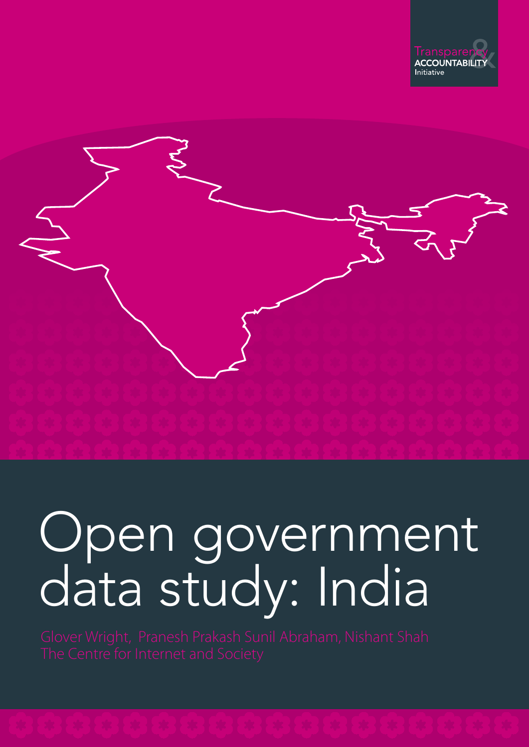Transparency & ACCOUNTABILITY Initiative

# Open government data study: India

Glover Wright, Pranesh Prakash Sunil Abraham, Nishant Shah
The Centre for Internet and Society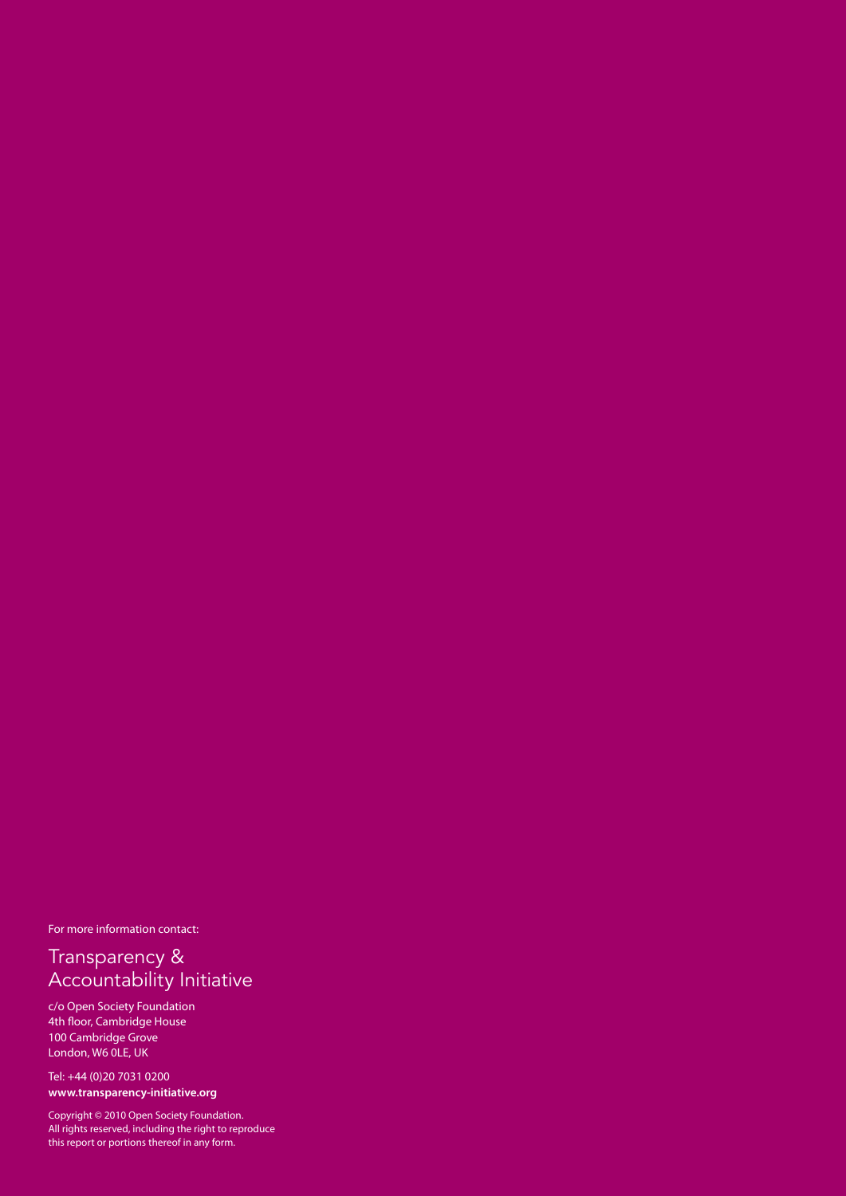For more information contact:

## Transparency & Accountability Initiative

c/o Open Society Foundation
4th floor, Cambridge House
100 Cambridge Grove
London, W6 0LE, UK

Tel: +44 (0)20 7031 0200
**www.transparency-initiative.org**

Copyright © 2010 Open Society Foundation.
All rights reserved, including the right to reproduce this report or portions thereof in any form.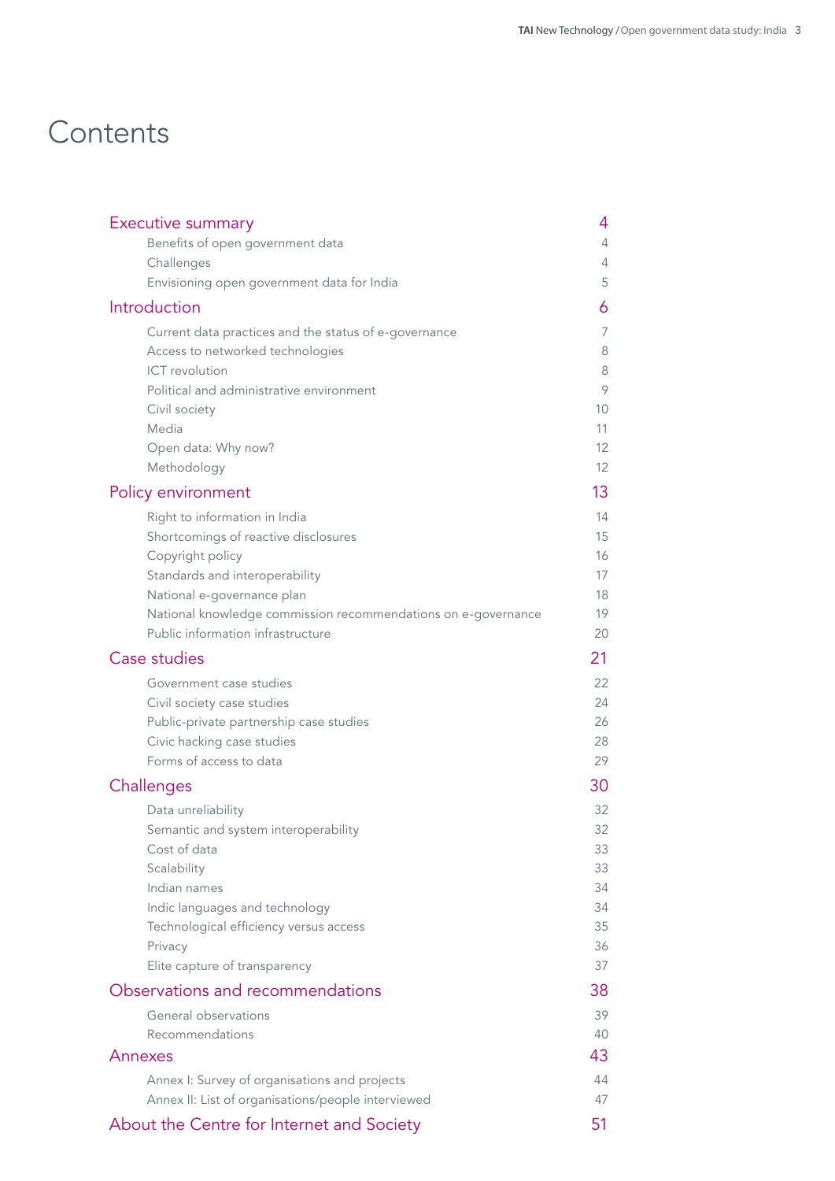# Contents

| | |
|---|---|
| **Executive summary** | **4** |
| Benefits of open government data | 4 |
| Challenges | 4 |
| Envisioning open government data for India | 5 |
| **Introduction** | **6** |
| Current data practices and the status of e-governance | 7 |
| Access to networked technologies | 8 |
| ICT revolution | 8 |
| Political and administrative environment | 9 |
| Civil society | 10 |
| Media | 11 |
| Open data: Why now? | 12 |
| Methodology | 12 |
| **Policy environment** | **13** |
| Right to information in India | 14 |
| Shortcomings of reactive disclosures | 15 |
| Copyright policy | 16 |
| Standards and interoperability | 17 |
| National e-governance plan | 18 |
| National knowledge commission recommendations on e-governance | 19 |
| Public information infrastructure | 20 |
| **Case studies** | **21** |
| Government case studies | 22 |
| Civil society case studies | 24 |
| Public-private partnership case studies | 26 |
| Civic hacking case studies | 28 |
| Forms of access to data | 29 |
| **Challenges** | **30** |
| Data unreliability | 32 |
| Semantic and system interoperability | 32 |
| Cost of data | 33 |
| Scalability | 33 |
| Indian names | 34 |
| Indic languages and technology | 34 |
| Technological efficiency versus access | 35 |
| Privacy | 36 |
| Elite capture of transparency | 37 |
| **Observations and recommendations** | **38** |
| General observations | 39 |
| Recommendations | 40 |
| **Annexes** | **43** |
| Annex I: Survey of organisations and projects | 44 |
| Annex II: List of organisations/people interviewed | 47 |
| **About the Centre for Internet and Society** | **51** |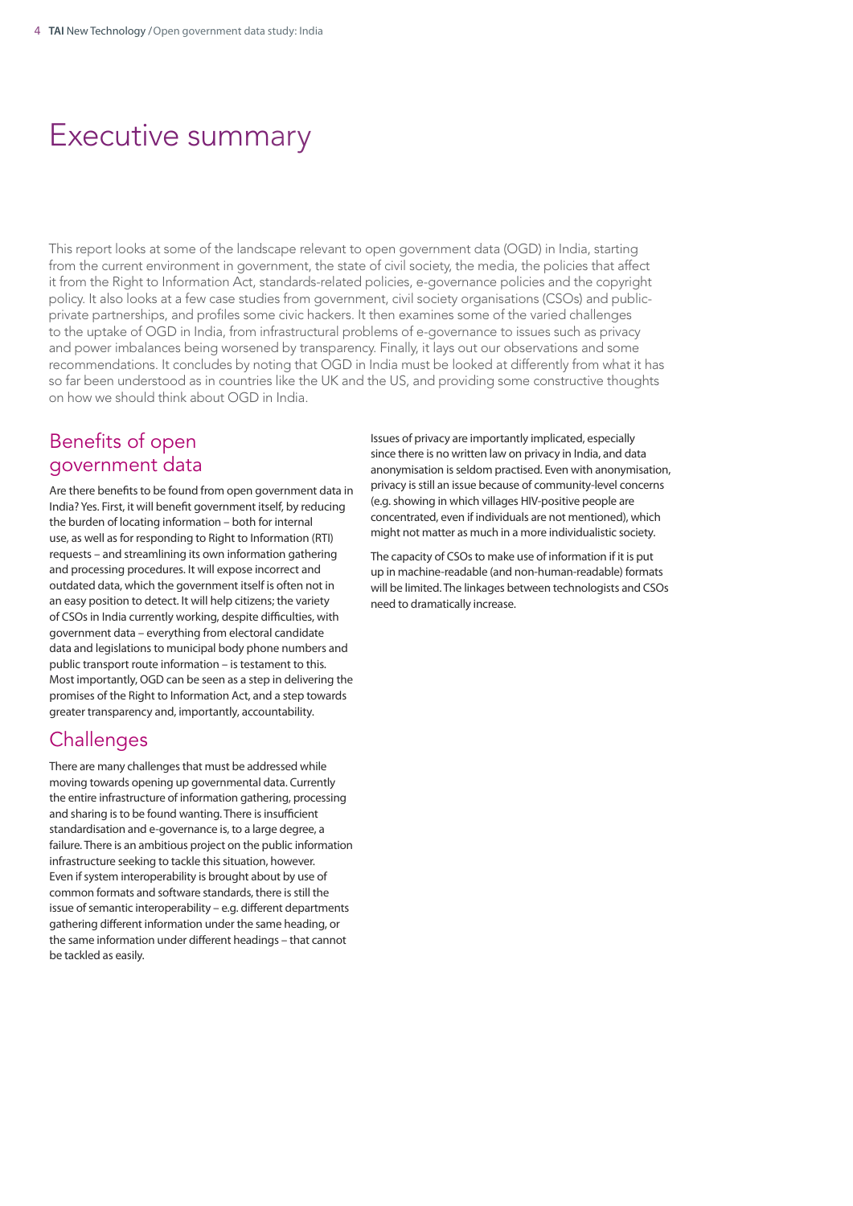# Executive summary

This report looks at some of the landscape relevant to open government data (OGD) in India, starting from the current environment in government, the state of civil society, the media, the policies that affect it from the Right to Information Act, standards-related policies, e-governance policies and the copyright policy. It also looks at a few case studies from government, civil society organisations (CSOs) and public-private partnerships, and profiles some civic hackers. It then examines some of the varied challenges to the uptake of OGD in India, from infrastructural problems of e-governance to issues such as privacy and power imbalances being worsened by transparency. Finally, it lays out our observations and some recommendations. It concludes by noting that OGD in India must be looked at differently from what it has so far been understood as in countries like the UK and the US, and providing some constructive thoughts on how we should think about OGD in India.

## Benefits of open government data

Are there benefits to be found from open government data in India? Yes. First, it will benefit government itself, by reducing the burden of locating information – both for internal use, as well as for responding to Right to Information (RTI) requests – and streamlining its own information gathering and processing procedures. It will expose incorrect and outdated data, which the government itself is often not in an easy position to detect. It will help citizens; the variety of CSOs in India currently working, despite difficulties, with government data – everything from electoral candidate data and legislations to municipal body phone numbers and public transport route information – is testament to this. Most importantly, OGD can be seen as a step in delivering the promises of the Right to Information Act, and a step towards greater transparency and, importantly, accountability.

## Challenges

There are many challenges that must be addressed while moving towards opening up governmental data. Currently the entire infrastructure of information gathering, processing and sharing is to be found wanting. There is insufficient standardisation and e-governance is, to a large degree, a failure. There is an ambitious project on the public information infrastructure seeking to tackle this situation, however. Even if system interoperability is brought about by use of common formats and software standards, there is still the issue of semantic interoperability – e.g. different departments gathering different information under the same heading, or the same information under different headings – that cannot be tackled as easily.

Issues of privacy are importantly implicated, especially since there is no written law on privacy in India, and data anonymisation is seldom practised. Even with anonymisation, privacy is still an issue because of community-level concerns (e.g. showing in which villages HIV-positive people are concentrated, even if individuals are not mentioned), which might not matter as much in a more individualistic society.

The capacity of CSOs to make use of information if it is put up in machine-readable (and non-human-readable) formats will be limited. The linkages between technologists and CSOs need to dramatically increase.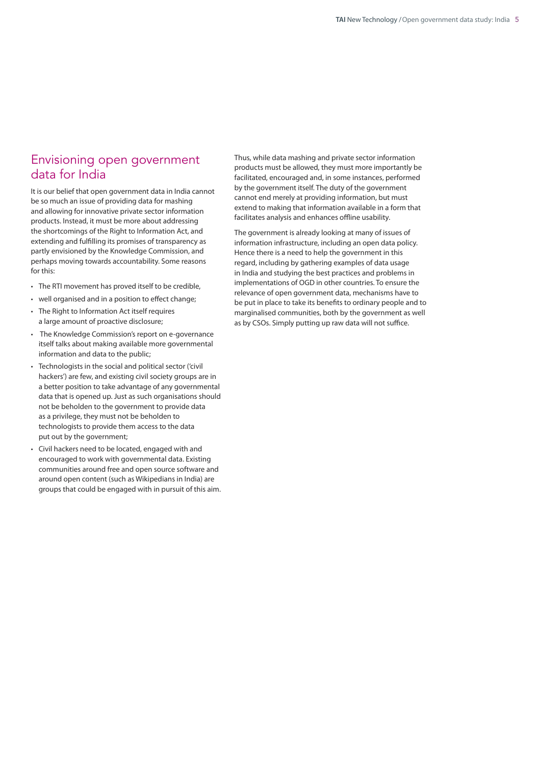## Envisioning open government data for India

It is our belief that open government data in India cannot be so much an issue of providing data for mashing and allowing for innovative private sector information products. Instead, it must be more about addressing the shortcomings of the Right to Information Act, and extending and fulfilling its promises of transparency as partly envisioned by the Knowledge Commission, and perhaps moving towards accountability. Some reasons for this:

- The RTI movement has proved itself to be credible,
- well organised and in a position to effect change;
- The Right to Information Act itself requires a large amount of proactive disclosure;
- The Knowledge Commission's report on e-governance itself talks about making available more governmental information and data to the public;
- Technologists in the social and political sector ('civil hackers') are few, and existing civil society groups are in a better position to take advantage of any governmental data that is opened up. Just as such organisations should not be beholden to the government to provide data as a privilege, they must not be beholden to technologists to provide them access to the data put out by the government;
- Civil hackers need to be located, engaged with and encouraged to work with governmental data. Existing communities around free and open source software and around open content (such as Wikipedians in India) are groups that could be engaged with in pursuit of this aim.

Thus, while data mashing and private sector information products must be allowed, they must more importantly be facilitated, encouraged and, in some instances, performed by the government itself. The duty of the government cannot end merely at providing information, but must extend to making that information available in a form that facilitates analysis and enhances offline usability.

The government is already looking at many of issues of information infrastructure, including an open data policy. Hence there is a need to help the government in this regard, including by gathering examples of data usage in India and studying the best practices and problems in implementations of OGD in other countries. To ensure the relevance of open government data, mechanisms have to be put in place to take its benefits to ordinary people and to marginalised communities, both by the government as well as by CSOs. Simply putting up raw data will not suffice.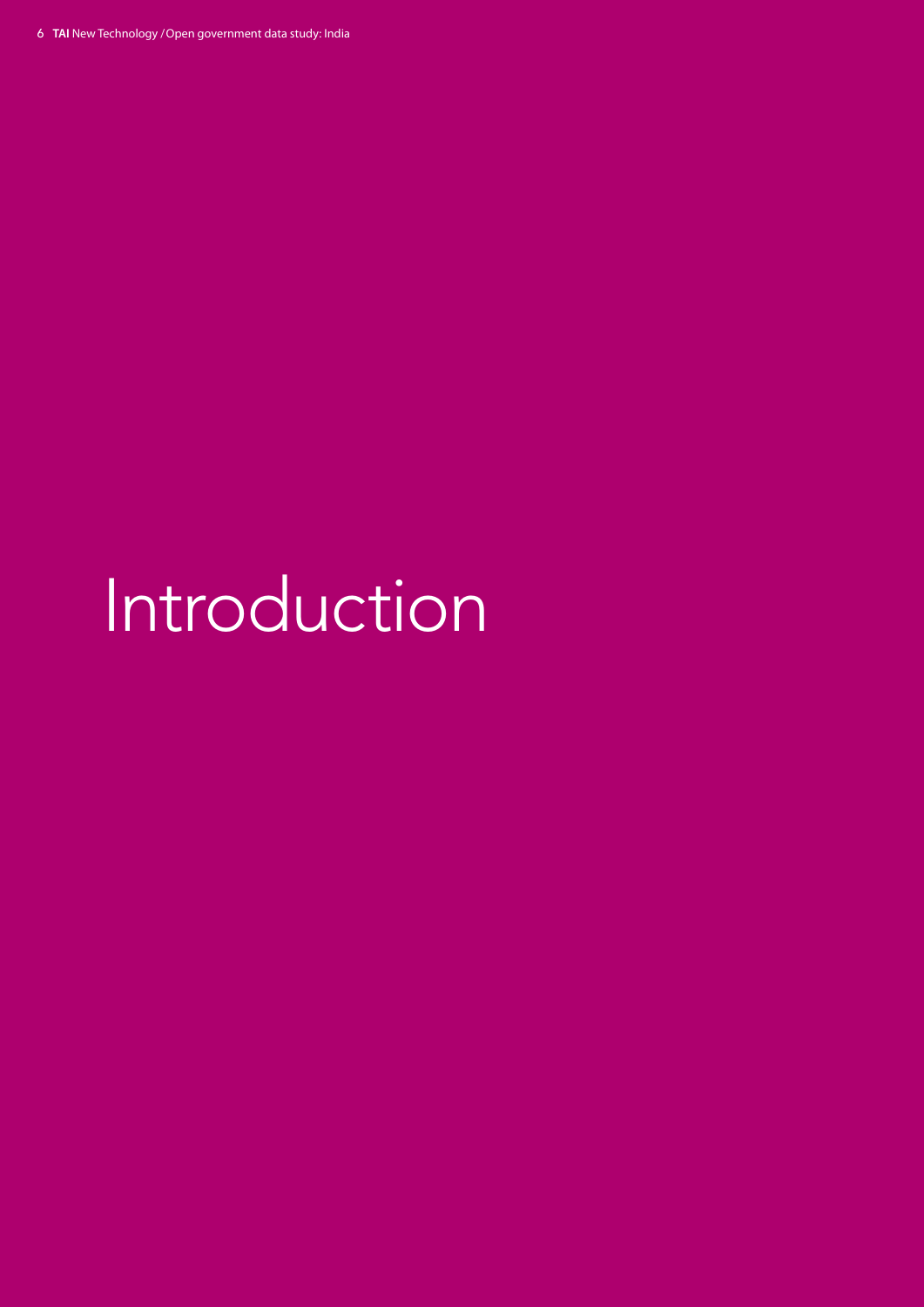# Introduction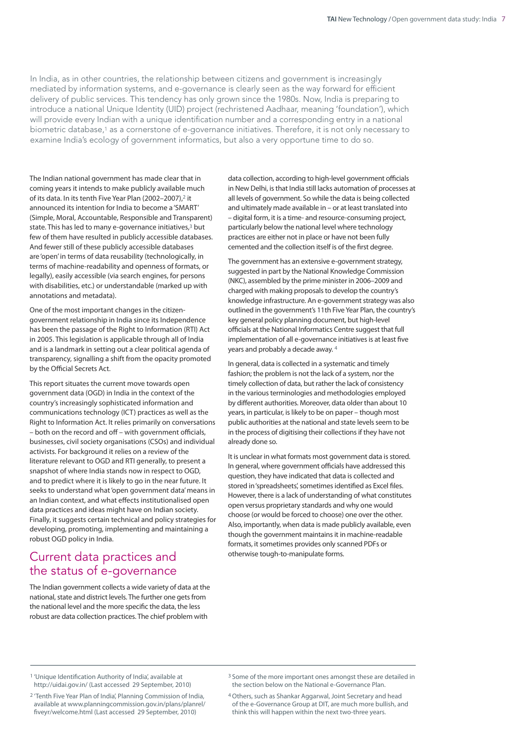In India, as in other countries, the relationship between citizens and government is increasingly mediated by information systems, and e-governance is clearly seen as the way forward for efficient delivery of public services. This tendency has only grown since the 1980s. Now, India is preparing to introduce a national Unique Identity (UID) project (rechristened Aadhaar, meaning 'foundation'), which will provide every Indian with a unique identification number and a corresponding entry in a national biometric database,[1] as a cornerstone of e-governance initiatives. Therefore, it is not only necessary to examine India's ecology of government informatics, but also a very opportune time to do so.

The Indian national government has made clear that in coming years it intends to make publicly available much of its data. In its tenth Five Year Plan (2002–2007),[2] it announced its intention for India to become a 'SMART' (Simple, Moral, Accountable, Responsible and Transparent) state. This has led to many e-governance initiatives,[3] but few of them have resulted in publicly accessible databases. And fewer still of these publicly accessible databases are 'open' in terms of data reusability (technologically, in terms of machine-readability and openness of formats, or legally), easily accessible (via search engines, for persons with disabilities, etc.) or understandable (marked up with annotations and metadata).

One of the most important changes in the citizen-government relationship in India since its Independence has been the passage of the Right to Information (RTI) Act in 2005. This legislation is applicable through all of India and is a landmark in setting out a clear political agenda of transparency, signalling a shift from the opacity promoted by the Official Secrets Act.

This report situates the current move towards open government data (OGD) in India in the context of the country's increasingly sophisticated information and communications technology (ICT) practices as well as the Right to Information Act. It relies primarily on conversations – both on the record and off – with government officials, businesses, civil society organisations (CSOs) and individual activists. For background it relies on a review of the literature relevant to OGD and RTI generally, to present a snapshot of where India stands now in respect to OGD, and to predict where it is likely to go in the near future. It seeks to understand what 'open government data' means in an Indian context, and what effects institutionalised open data practices and ideas might have on Indian society. Finally, it suggests certain technical and policy strategies for developing, promoting, implementing and maintaining a robust OGD policy in India.

## Current data practices and the status of e-governance

The Indian government collects a wide variety of data at the national, state and district levels. The further one gets from the national level and the more specific the data, the less robust are data collection practices. The chief problem with data collection, according to high-level government officials in New Delhi, is that India still lacks automation of processes at all levels of government. So while the data is being collected and ultimately made available in – or at least translated into – digital form, it is a time- and resource-consuming project, particularly below the national level where technology practices are either not in place or have not been fully cemented and the collection itself is of the first degree.

The government has an extensive e-government strategy, suggested in part by the National Knowledge Commission (NKC), assembled by the prime minister in 2006–2009 and charged with making proposals to develop the country's knowledge infrastructure. An e-government strategy was also outlined in the government's 11th Five Year Plan, the country's key general policy planning document, but high-level officials at the National Informatics Centre suggest that full implementation of all e-governance initiatives is at least five years and probably a decade away.[4]

In general, data is collected in a systematic and timely fashion; the problem is not the lack of a system, nor the timely collection of data, but rather the lack of consistency in the various terminologies and methodologies employed by different authorities. Moreover, data older than about 10 years, in particular, is likely to be on paper – though most public authorities at the national and state levels seem to be in the process of digitising their collections if they have not already done so.

It is unclear in what formats most government data is stored. In general, where government officials have addressed this question, they have indicated that data is collected and stored in 'spreadsheets', sometimes identified as Excel files. However, there is a lack of understanding of what constitutes open versus proprietary standards and why one would choose (or would be forced to choose) one over the other. Also, importantly, when data is made publicly available, even though the government maintains it in machine-readable formats, it sometimes provides only scanned PDFs or otherwise tough-to-manipulate forms.

---

[1] 'Unique Identification Authority of India', available at http://uidai.gov.in/ (Last accessed 29 September, 2010)

[2] 'Tenth Five Year Plan of India', Planning Commission of India, available at www.planningcommission.gov.in/plans/planrel/fiveyr/welcome.html (Last accessed 29 September, 2010)

[3] Some of the more important ones amongst these are detailed in the section below on the National e-Governance Plan.

[4] Others, such as Shankar Aggarwal, Joint Secretary and head of the e-Governance Group at DIT, are much more bullish, and think this will happen within the next two-three years.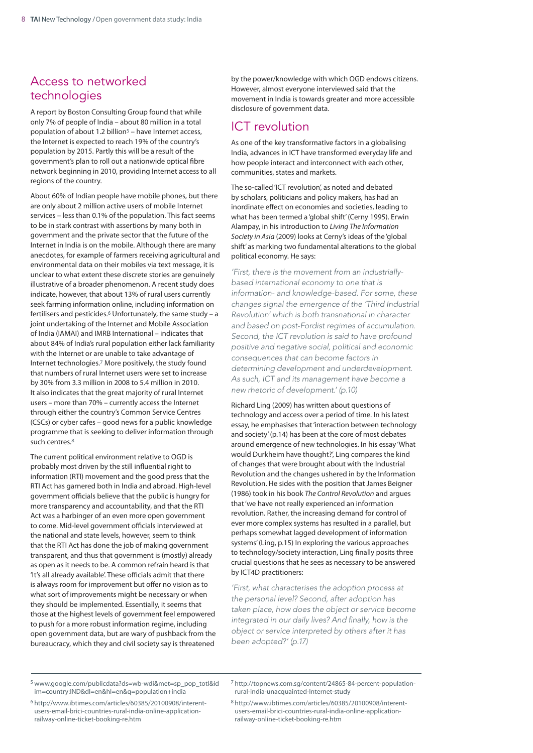## Access to networked technologies

A report by Boston Consulting Group found that while only 7% of people of India – about 80 million in a total population of about 1.2 billion[5] – have Internet access, the Internet is expected to reach 19% of the country's population by 2015. Partly this will be a result of the government's plan to roll out a nationwide optical fibre network beginning in 2010, providing Internet access to all regions of the country.

About 60% of Indian people have mobile phones, but there are only about 2 million active users of mobile Internet services – less than 0.1% of the population. This fact seems to be in stark contrast with assertions by many both in government and the private sector that the future of the Internet in India is on the mobile. Although there are many anecdotes, for example of farmers receiving agricultural and environmental data on their mobiles via text message, it is unclear to what extent these discrete stories are genuinely illustrative of a broader phenomenon. A recent study does indicate, however, that about 13% of rural users currently seek farming information online, including information on fertilisers and pesticides.[6] Unfortunately, the same study – a joint undertaking of the Internet and Mobile Association of India (IAMAI) and IMRB International – indicates that about 84% of India's rural population either lack familiarity with the Internet or are unable to take advantage of Internet technologies.[7] More positively, the study found that numbers of rural Internet users were set to increase by 30% from 3.3 million in 2008 to 5.4 million in 2010. It also indicates that the great majority of rural Internet users – more than 70% – currently access the Internet through either the country's Common Service Centres (CSCs) or cyber cafes – good news for a public knowledge programme that is seeking to deliver information through such centres.[8]

The current political environment relative to OGD is probably most driven by the still influential right to information (RTI) movement and the good press that the RTI Act has garnered both in India and abroad. High-level government officials believe that the public is hungry for more transparency and accountability, and that the RTI Act was a harbinger of an even more open government to come. Mid-level government officials interviewed at the national and state levels, however, seem to think that the RTI Act has done the job of making government transparent, and thus that government is (mostly) already as open as it needs to be. A common refrain heard is that 'It's all already available'. These officials admit that there is always room for improvement but offer no vision as to what sort of improvements might be necessary or when they should be implemented. Essentially, it seems that those at the highest levels of government feel empowered to push for a more robust information regime, including open government data, but are wary of pushback from the bureaucracy, which they and civil society say is threatened by the power/knowledge with which OGD endows citizens. However, almost everyone interviewed said that the movement in India is towards greater and more accessible disclosure of government data.

## ICT revolution

As one of the key transformative factors in a globalising India, advances in ICT have transformed everyday life and how people interact and interconnect with each other, communities, states and markets.

The so-called 'ICT revolution', as noted and debated by scholars, politicians and policy makers, has had an inordinate effect on economies and societies, leading to what has been termed a 'global shift' (Cerny 1995). Erwin Alampay, in his introduction to *Living The Information Society in Asia* (2009) looks at Cerny's ideas of the 'global shift' as marking two fundamental alterations to the global political economy. He says:

*'First, there is the movement from an industrially-based international economy to one that is information- and knowledge-based. For some, these changes signal the emergence of the 'Third Industrial Revolution' which is both transnational in character and based on post-Fordist regimes of accumulation. Second, the ICT revolution is said to have profound positive and negative social, political and economic consequences that can become factors in determining development and underdevelopment. As such, ICT and its management have become a new rhetoric of development.' (p.10)*

Richard Ling (2009) has written about questions of technology and access over a period of time. In his latest essay, he emphasises that 'interaction between technology and society' (p.14) has been at the core of most debates around emergence of new technologies. In his essay 'What would Durkheim have thought?', Ling compares the kind of changes that were brought about with the Industrial Revolution and the changes ushered in by the Information Revolution. He sides with the position that James Beigner (1986) took in his book *The Control Revolution* and argues that 'we have not really experienced an information revolution. Rather, the increasing demand for control of ever more complex systems has resulted in a parallel, but perhaps somewhat lagged development of information systems' (Ling, p.15) In exploring the various approaches to technology/society interaction, Ling finally posits three crucial questions that he sees as necessary to be answered by ICT4D practitioners:

*'First, what characterises the adoption process at the personal level? Second, after adoption has taken place, how does the object or service become integrated in our daily lives? And finally, how is the object or service interpreted by others after it has been adopted?' (p.17)*

---

[5] www.google.com/publicdata?ds=wb-wdi&met=sp_pop_totl&idim=country:IND&dl=en&hl=en&q=population+india

[6] http://www.ibtimes.com/articles/60385/20100908/interent-users-email-brici-countries-rural-india-online-application-railway-online-ticket-booking-re.htm

[7] http://topnews.com.sg/content/24865-84-percent-population-rural-india-unacquainted-Internet-study

[8] http://www.ibtimes.com/articles/60385/20100908/interent-users-email-brici-countries-rural-india-online-application-railway-online-ticket-booking-re.htm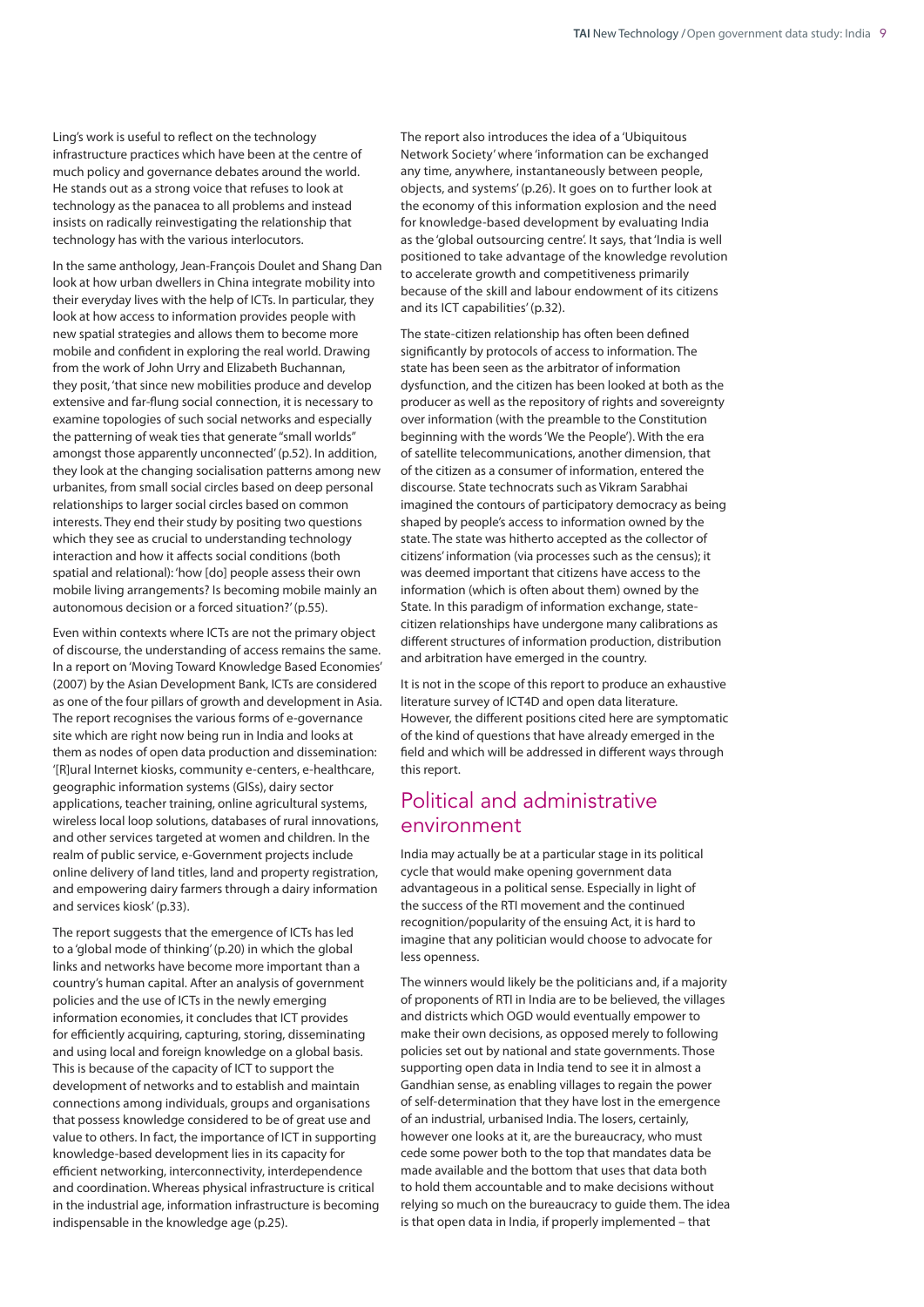Ling's work is useful to reflect on the technology infrastructure practices which have been at the centre of much policy and governance debates around the world. He stands out as a strong voice that refuses to look at technology as the panacea to all problems and instead insists on radically reinvestigating the relationship that technology has with the various interlocutors.

In the same anthology, Jean-François Doulet and Shang Dan look at how urban dwellers in China integrate mobility into their everyday lives with the help of ICTs. In particular, they look at how access to information provides people with new spatial strategies and allows them to become more mobile and confident in exploring the real world. Drawing from the work of John Urry and Elizabeth Buchannan, they posit, 'that since new mobilities produce and develop extensive and far-flung social connection, it is necessary to examine topologies of such social networks and especially the patterning of weak ties that generate "small worlds" amongst those apparently unconnected' (p.52). In addition, they look at the changing socialisation patterns among new urbanites, from small social circles based on deep personal relationships to larger social circles based on common interests. They end their study by positing two questions which they see as crucial to understanding technology interaction and how it affects social conditions (both spatial and relational): 'how [do] people assess their own mobile living arrangements? Is becoming mobile mainly an autonomous decision or a forced situation?' (p.55).

Even within contexts where ICTs are not the primary object of discourse, the understanding of access remains the same. In a report on 'Moving Toward Knowledge Based Economies' (2007) by the Asian Development Bank, ICTs are considered as one of the four pillars of growth and development in Asia. The report recognises the various forms of e-governance site which are right now being run in India and looks at them as nodes of open data production and dissemination: '[R]ural Internet kiosks, community e-centers, e-healthcare, geographic information systems (GISs), dairy sector applications, teacher training, online agricultural systems, wireless local loop solutions, databases of rural innovations, and other services targeted at women and children. In the realm of public service, e-Government projects include online delivery of land titles, land and property registration, and empowering dairy farmers through a dairy information and services kiosk' (p.33).

The report suggests that the emergence of ICTs has led to a 'global mode of thinking' (p.20) in which the global links and networks have become more important than a country's human capital. After an analysis of government policies and the use of ICTs in the newly emerging information economies, it concludes that ICT provides for efficiently acquiring, capturing, storing, disseminating and using local and foreign knowledge on a global basis. This is because of the capacity of ICT to support the development of networks and to establish and maintain connections among individuals, groups and organisations that possess knowledge considered to be of great use and value to others. In fact, the importance of ICT in supporting knowledge-based development lies in its capacity for efficient networking, interconnectivity, interdependence and coordination. Whereas physical infrastructure is critical in the industrial age, information infrastructure is becoming indispensable in the knowledge age (p.25).

The report also introduces the idea of a 'Ubiquitous Network Society' where 'information can be exchanged any time, anywhere, instantaneously between people, objects, and systems' (p.26). It goes on to further look at the economy of this information explosion and the need for knowledge-based development by evaluating India as the 'global outsourcing centre'. It says, that 'India is well positioned to take advantage of the knowledge revolution to accelerate growth and competitiveness primarily because of the skill and labour endowment of its citizens and its ICT capabilities' (p.32).

The state-citizen relationship has often been defined significantly by protocols of access to information. The state has been seen as the arbitrator of information dysfunction, and the citizen has been looked at both as the producer as well as the repository of rights and sovereignty over information (with the preamble to the Constitution beginning with the words 'We the People'). With the era of satellite telecommunications, another dimension, that of the citizen as a consumer of information, entered the discourse. State technocrats such as Vikram Sarabhai imagined the contours of participatory democracy as being shaped by people's access to information owned by the state. The state was hitherto accepted as the collector of citizens' information (via processes such as the census); it was deemed important that citizens have access to the information (which is often about them) owned by the State. In this paradigm of information exchange, state-citizen relationships have undergone many calibrations as different structures of information production, distribution and arbitration have emerged in the country.

It is not in the scope of this report to produce an exhaustive literature survey of ICT4D and open data literature. However, the different positions cited here are symptomatic of the kind of questions that have already emerged in the field and which will be addressed in different ways through this report.

## Political and administrative environment

India may actually be at a particular stage in its political cycle that would make opening government data advantageous in a political sense. Especially in light of the success of the RTI movement and the continued recognition/popularity of the ensuing Act, it is hard to imagine that any politician would choose to advocate for less openness.

The winners would likely be the politicians and, if a majority of proponents of RTI in India are to be believed, the villages and districts which OGD would eventually empower to make their own decisions, as opposed merely to following policies set out by national and state governments. Those supporting open data in India tend to see it in almost a Gandhian sense, as enabling villages to regain the power of self-determination that they have lost in the emergence of an industrial, urbanised India. The losers, certainly, however one looks at it, are the bureaucracy, who must cede some power both to the top that mandates data be made available and the bottom that uses that data both to hold them accountable and to make decisions without relying so much on the bureaucracy to guide them. The idea is that open data in India, if properly implemented – that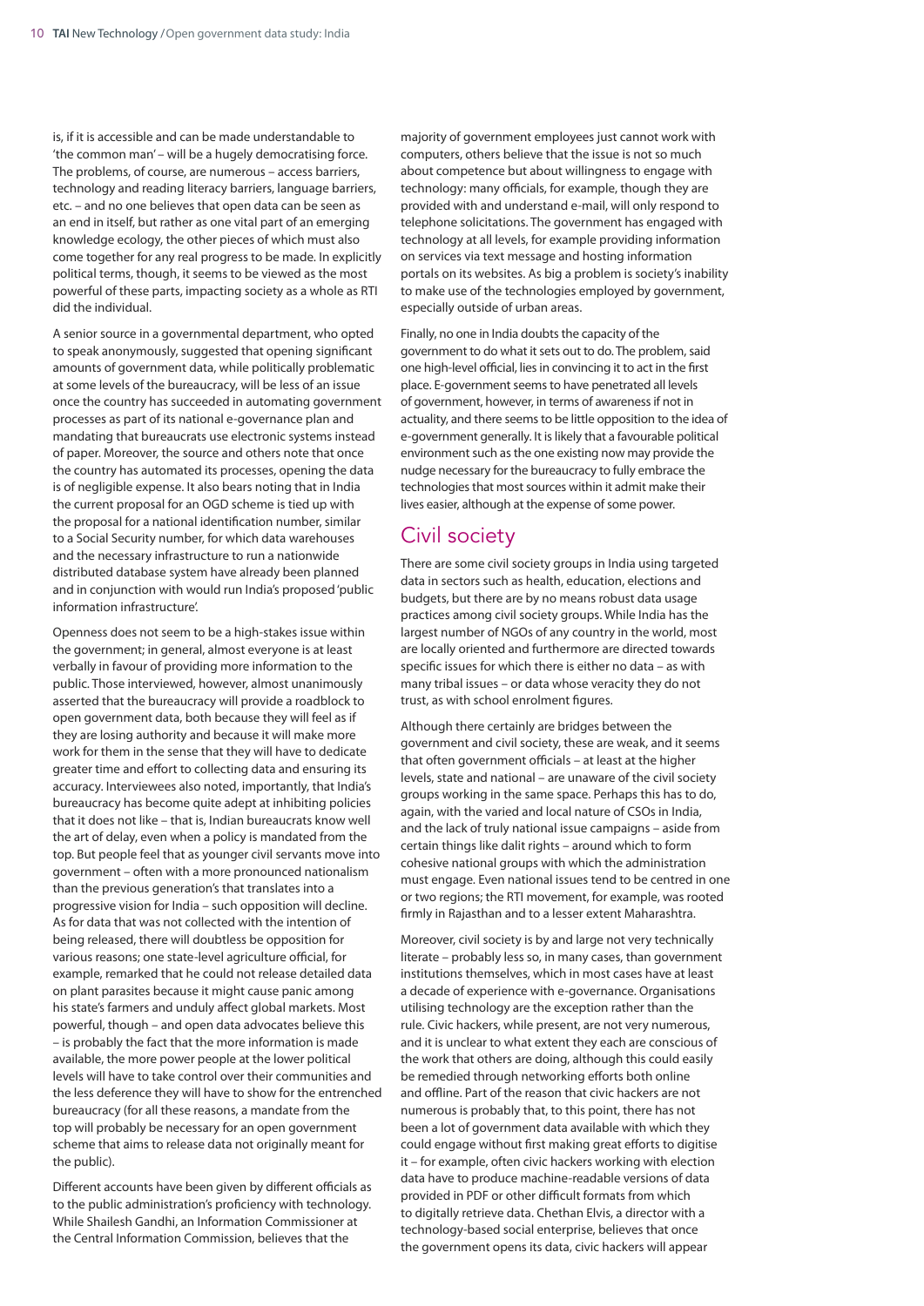is, if it is accessible and can be made understandable to 'the common man' – will be a hugely democratising force. The problems, of course, are numerous – access barriers, technology and reading literacy barriers, language barriers, etc. – and no one believes that open data can be seen as an end in itself, but rather as one vital part of an emerging knowledge ecology, the other pieces of which must also come together for any real progress to be made. In explicitly political terms, though, it seems to be viewed as the most powerful of these parts, impacting society as a whole as RTI did the individual.

A senior source in a governmental department, who opted to speak anonymously, suggested that opening significant amounts of government data, while politically problematic at some levels of the bureaucracy, will be less of an issue once the country has succeeded in automating government processes as part of its national e-governance plan and mandating that bureaucrats use electronic systems instead of paper. Moreover, the source and others note that once the country has automated its processes, opening the data is of negligible expense. It also bears noting that in India the current proposal for an OGD scheme is tied up with the proposal for a national identification number, similar to a Social Security number, for which data warehouses and the necessary infrastructure to run a nationwide distributed database system have already been planned and in conjunction with would run India's proposed 'public information infrastructure'.

Openness does not seem to be a high-stakes issue within the government; in general, almost everyone is at least verbally in favour of providing more information to the public. Those interviewed, however, almost unanimously asserted that the bureaucracy will provide a roadblock to open government data, both because they will feel as if they are losing authority and because it will make more work for them in the sense that they will have to dedicate greater time and effort to collecting data and ensuring its accuracy. Interviewees also noted, importantly, that India's bureaucracy has become quite adept at inhibiting policies that it does not like – that is, Indian bureaucrats know well the art of delay, even when a policy is mandated from the top. But people feel that as younger civil servants move into government – often with a more pronounced nationalism than the previous generation's that translates into a progressive vision for India – such opposition will decline. As for data that was not collected with the intention of being released, there will doubtless be opposition for various reasons; one state-level agriculture official, for example, remarked that he could not release detailed data on plant parasites because it might cause panic among his state's farmers and unduly affect global markets. Most powerful, though – and open data advocates believe this – is probably the fact that the more information is made available, the more power people at the lower political levels will have to take control over their communities and the less deference they will have to show for the entrenched bureaucracy (for all these reasons, a mandate from the top will probably be necessary for an open government scheme that aims to release data not originally meant for the public).

Different accounts have been given by different officials as to the public administration's proficiency with technology. While Shailesh Gandhi, an Information Commissioner at the Central Information Commission, believes that the majority of government employees just cannot work with computers, others believe that the issue is not so much about competence but about willingness to engage with technology: many officials, for example, though they are provided with and understand e-mail, will only respond to telephone solicitations. The government has engaged with technology at all levels, for example providing information on services via text message and hosting information portals on its websites. As big a problem is society's inability to make use of the technologies employed by government, especially outside of urban areas.

Finally, no one in India doubts the capacity of the government to do what it sets out to do. The problem, said one high-level official, lies in convincing it to act in the first place. E-government seems to have penetrated all levels of government, however, in terms of awareness if not in actuality, and there seems to be little opposition to the idea of e-government generally. It is likely that a favourable political environment such as the one existing now may provide the nudge necessary for the bureaucracy to fully embrace the technologies that most sources within it admit make their lives easier, although at the expense of some power.

## Civil society

There are some civil society groups in India using targeted data in sectors such as health, education, elections and budgets, but there are by no means robust data usage practices among civil society groups. While India has the largest number of NGOs of any country in the world, most are locally oriented and furthermore are directed towards specific issues for which there is either no data – as with many tribal issues – or data whose veracity they do not trust, as with school enrolment figures.

Although there certainly are bridges between the government and civil society, these are weak, and it seems that often government officials – at least at the higher levels, state and national – are unaware of the civil society groups working in the same space. Perhaps this has to do, again, with the varied and local nature of CSOs in India, and the lack of truly national issue campaigns – aside from certain things like dalit rights – around which to form cohesive national groups with which the administration must engage. Even national issues tend to be centred in one or two regions; the RTI movement, for example, was rooted firmly in Rajasthan and to a lesser extent Maharashtra.

Moreover, civil society is by and large not very technically literate – probably less so, in many cases, than government institutions themselves, which in most cases have at least a decade of experience with e-governance. Organisations utilising technology are the exception rather than the rule. Civic hackers, while present, are not very numerous, and it is unclear to what extent they each are conscious of the work that others are doing, although this could easily be remedied through networking efforts both online and offline. Part of the reason that civic hackers are not numerous is probably that, to this point, there has not been a lot of government data available with which they could engage without first making great efforts to digitise it – for example, often civic hackers working with election data have to produce machine-readable versions of data provided in PDF or other difficult formats from which to digitally retrieve data. Chethan Elvis, a director with a technology-based social enterprise, believes that once the government opens its data, civic hackers will appear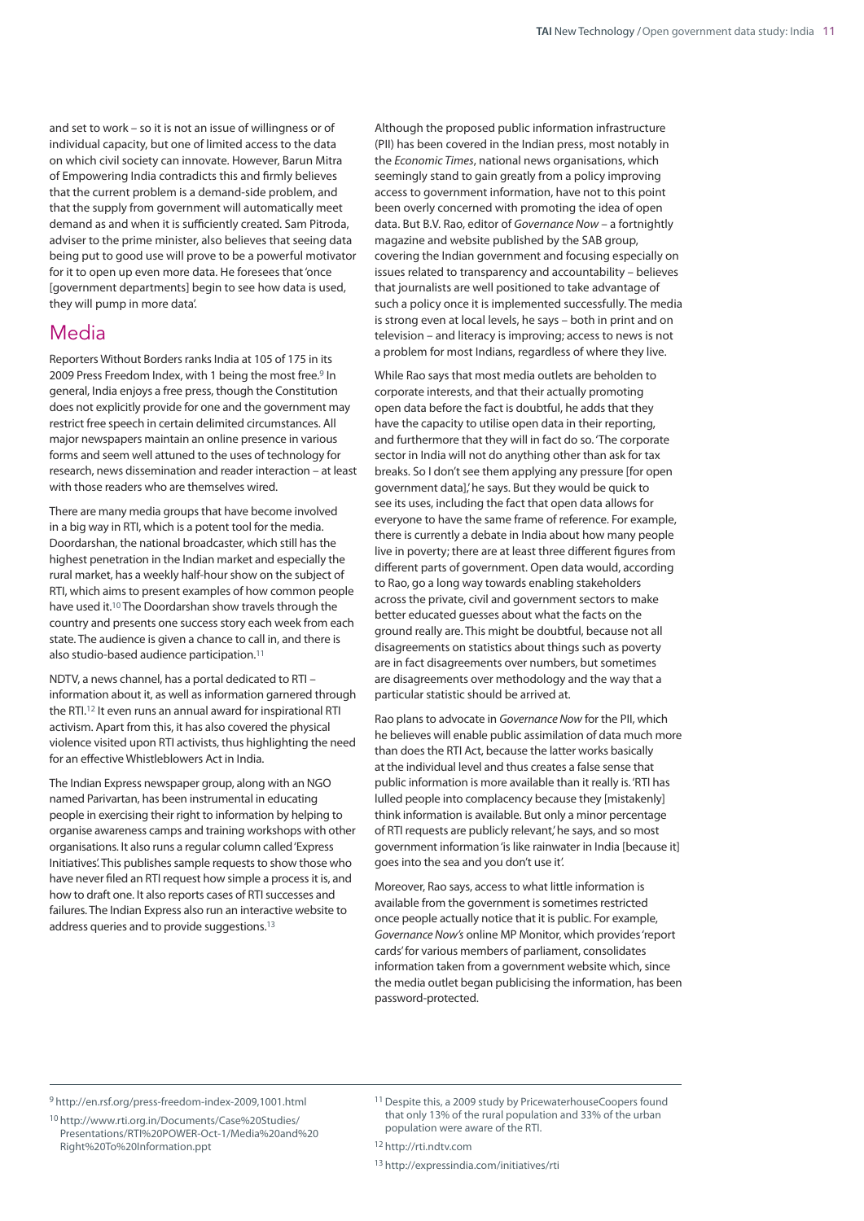and set to work – so it is not an issue of willingness or of individual capacity, but one of limited access to the data on which civil society can innovate. However, Barun Mitra of Empowering India contradicts this and firmly believes that the current problem is a demand-side problem, and that the supply from government will automatically meet demand as and when it is sufficiently created. Sam Pitroda, adviser to the prime minister, also believes that seeing data being put to good use will prove to be a powerful motivator for it to open up even more data. He foresees that 'once [government departments] begin to see how data is used, they will pump in more data'.

## Media

Reporters Without Borders ranks India at 105 of 175 in its 2009 Press Freedom Index, with 1 being the most free.[9] In general, India enjoys a free press, though the Constitution does not explicitly provide for one and the government may restrict free speech in certain delimited circumstances. All major newspapers maintain an online presence in various forms and seem well attuned to the uses of technology for research, news dissemination and reader interaction – at least with those readers who are themselves wired.

There are many media groups that have become involved in a big way in RTI, which is a potent tool for the media. Doordarshan, the national broadcaster, which still has the highest penetration in the Indian market and especially the rural market, has a weekly half-hour show on the subject of RTI, which aims to present examples of how common people have used it.[10] The Doordarshan show travels through the country and presents one success story each week from each state. The audience is given a chance to call in, and there is also studio-based audience participation.[11]

NDTV, a news channel, has a portal dedicated to RTI – information about it, as well as information garnered through the RTI.[12] It even runs an annual award for inspirational RTI activism. Apart from this, it has also covered the physical violence visited upon RTI activists, thus highlighting the need for an effective Whistleblowers Act in India.

The Indian Express newspaper group, along with an NGO named Parivartan, has been instrumental in educating people in exercising their right to information by helping to organise awareness camps and training workshops with other organisations. It also runs a regular column called 'Express Initiatives'. This publishes sample requests to show those who have never filed an RTI request how simple a process it is, and how to draft one. It also reports cases of RTI successes and failures. The Indian Express also run an interactive website to address queries and to provide suggestions.[13]

Although the proposed public information infrastructure (PII) has been covered in the Indian press, most notably in the *Economic Times*, national news organisations, which seemingly stand to gain greatly from a policy improving access to government information, have not to this point been overly concerned with promoting the idea of open data. But B.V. Rao, editor of *Governance Now* – a fortnightly magazine and website published by the SAB group, covering the Indian government and focusing especially on issues related to transparency and accountability – believes that journalists are well positioned to take advantage of such a policy once it is implemented successfully. The media is strong even at local levels, he says – both in print and on television – and literacy is improving; access to news is not a problem for most Indians, regardless of where they live.

While Rao says that most media outlets are beholden to corporate interests, and that their actually promoting open data before the fact is doubtful, he adds that they have the capacity to utilise open data in their reporting, and furthermore that they will in fact do so. 'The corporate sector in India will not do anything other than ask for tax breaks. So I don't see them applying any pressure [for open government data],' he says. But they would be quick to see its uses, including the fact that open data allows for everyone to have the same frame of reference. For example, there is currently a debate in India about how many people live in poverty; there are at least three different figures from different parts of government. Open data would, according to Rao, go a long way towards enabling stakeholders across the private, civil and government sectors to make better educated guesses about what the facts on the ground really are. This might be doubtful, because not all disagreements on statistics about things such as poverty are in fact disagreements over numbers, but sometimes are disagreements over methodology and the way that a particular statistic should be arrived at.

Rao plans to advocate in *Governance Now* for the PII, which he believes will enable public assimilation of data much more than does the RTI Act, because the latter works basically at the individual level and thus creates a false sense that public information is more available than it really is. 'RTI has lulled people into complacency because they [mistakenly] think information is available. But only a minor percentage of RTI requests are publicly relevant,' he says, and so most government information 'is like rainwater in India [because it] goes into the sea and you don't use it'.

Moreover, Rao says, access to what little information is available from the government is sometimes restricted once people actually notice that it is public. For example, *Governance Now's* online MP Monitor, which provides 'report cards' for various members of parliament, consolidates information taken from a government website which, since the media outlet began publicising the information, has been password-protected.

---

[9] http://en.rsf.org/press-freedom-index-2009,1001.html

[10] http://www.rti.org.in/Documents/Case%20Studies/Presentations/RTI%20POWER-Oct-1/Media%20and%20Right%20To%20Information.ppt

[11] Despite this, a 2009 study by PricewaterhouseCoopers found that only 13% of the rural population and 33% of the urban population were aware of the RTI.

[12] http://rti.ndtv.com

[13] http://expressindia.com/initiatives/rti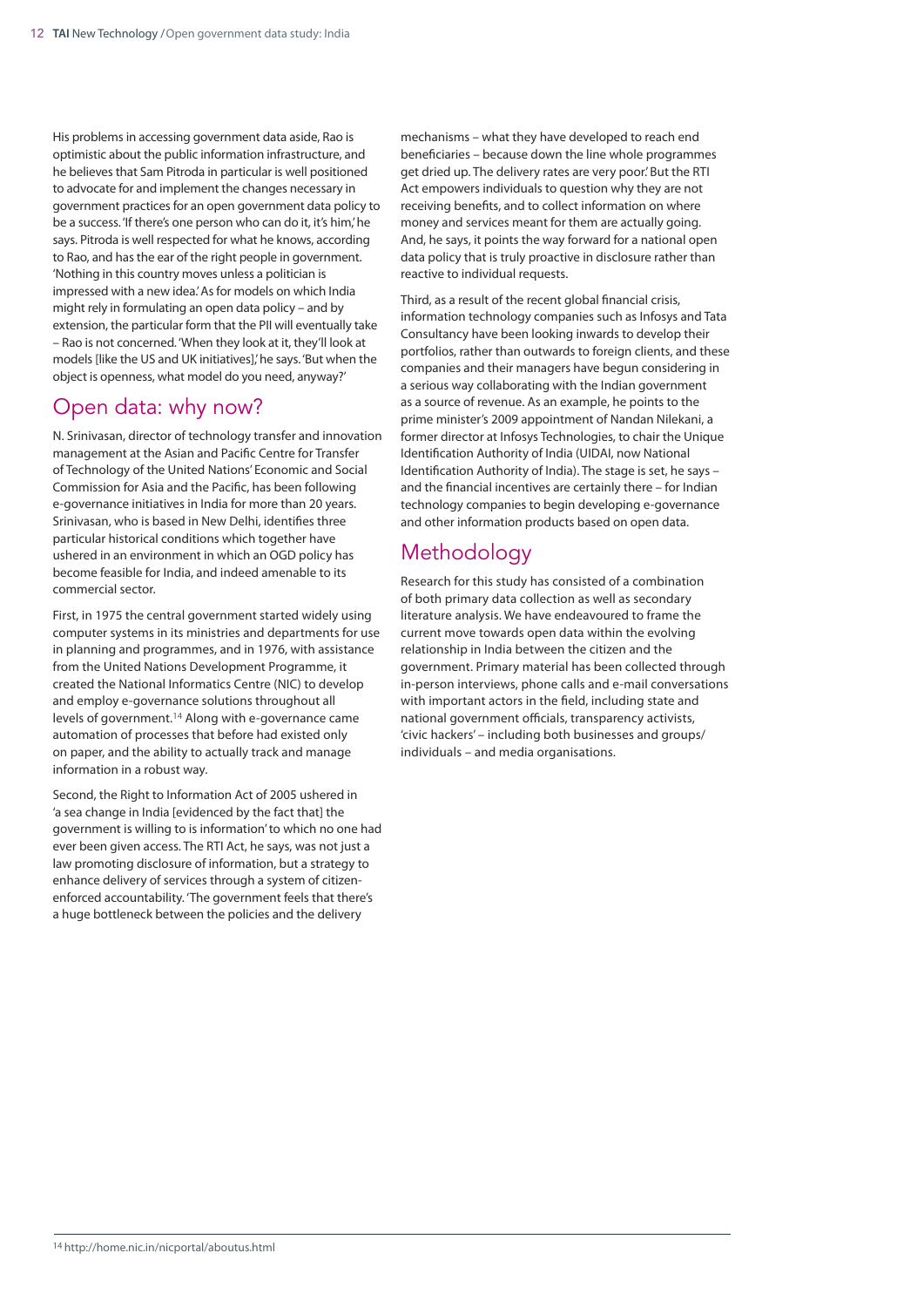His problems in accessing government data aside, Rao is optimistic about the public information infrastructure, and he believes that Sam Pitroda in particular is well positioned to advocate for and implement the changes necessary in government practices for an open government data policy to be a success. 'If there's one person who can do it, it's him,' he says. Pitroda is well respected for what he knows, according to Rao, and has the ear of the right people in government. 'Nothing in this country moves unless a politician is impressed with a new idea.' As for models on which India might rely in formulating an open data policy – and by extension, the particular form that the PII will eventually take – Rao is not concerned. 'When they look at it, they'll look at models [like the US and UK initiatives],' he says. 'But when the object is openness, what model do you need, anyway?'

## Open data: why now?

N. Srinivasan, director of technology transfer and innovation management at the Asian and Pacific Centre for Transfer of Technology of the United Nations' Economic and Social Commission for Asia and the Pacific, has been following e-governance initiatives in India for more than 20 years. Srinivasan, who is based in New Delhi, identifies three particular historical conditions which together have ushered in an environment in which an OGD policy has become feasible for India, and indeed amenable to its commercial sector.

First, in 1975 the central government started widely using computer systems in its ministries and departments for use in planning and programmes, and in 1976, with assistance from the United Nations Development Programme, it created the National Informatics Centre (NIC) to develop and employ e-governance solutions throughout all levels of government.[14] Along with e-governance came automation of processes that before had existed only on paper, and the ability to actually track and manage information in a robust way.

Second, the Right to Information Act of 2005 ushered in 'a sea change in India [evidenced by the fact that] the government is willing to is information' to which no one had ever been given access. The RTI Act, he says, was not just a law promoting disclosure of information, but a strategy to enhance delivery of services through a system of citizen-enforced accountability. 'The government feels that there's a huge bottleneck between the policies and the delivery mechanisms – what they have developed to reach end beneficiaries – because down the line whole programmes get dried up. The delivery rates are very poor.' But the RTI Act empowers individuals to question why they are not receiving benefits, and to collect information on where money and services meant for them are actually going. And, he says, it points the way forward for a national open data policy that is truly proactive in disclosure rather than reactive to individual requests.

Third, as a result of the recent global financial crisis, information technology companies such as Infosys and Tata Consultancy have been looking inwards to develop their portfolios, rather than outwards to foreign clients, and these companies and their managers have begun considering in a serious way collaborating with the Indian government as a source of revenue. As an example, he points to the prime minister's 2009 appointment of Nandan Nilekani, a former director at Infosys Technologies, to chair the Unique Identification Authority of India (UIDAI, now National Identification Authority of India). The stage is set, he says – and the financial incentives are certainly there – for Indian technology companies to begin developing e-governance and other information products based on open data.

## Methodology

Research for this study has consisted of a combination of both primary data collection as well as secondary literature analysis. We have endeavoured to frame the current move towards open data within the evolving relationship in India between the citizen and the government. Primary material has been collected through in-person interviews, phone calls and e-mail conversations with important actors in the field, including state and national government officials, transparency activists, 'civic hackers' – including both businesses and groups/individuals – and media organisations.

[14] http://home.nic.in/nicportal/aboutus.html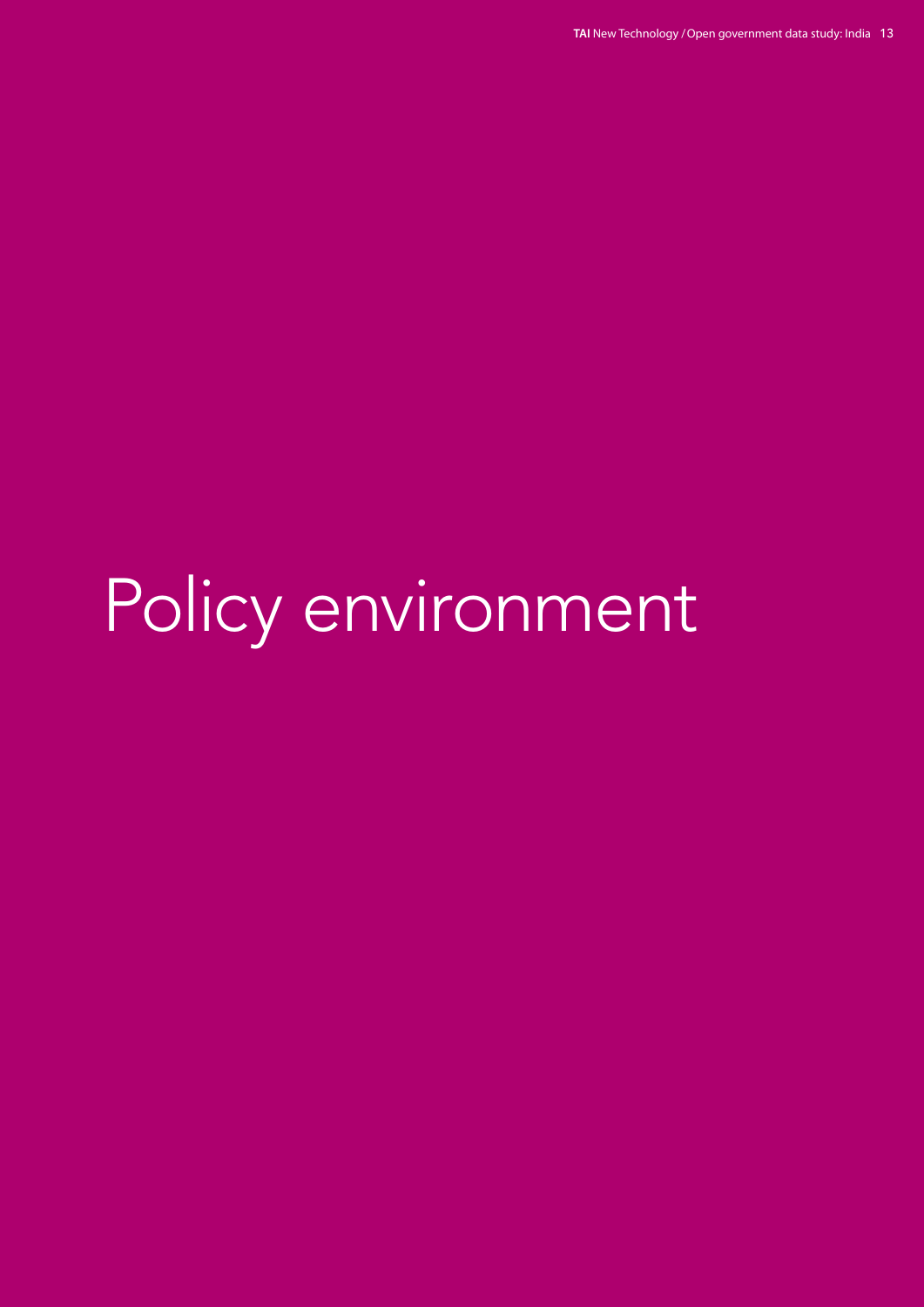# Policy environment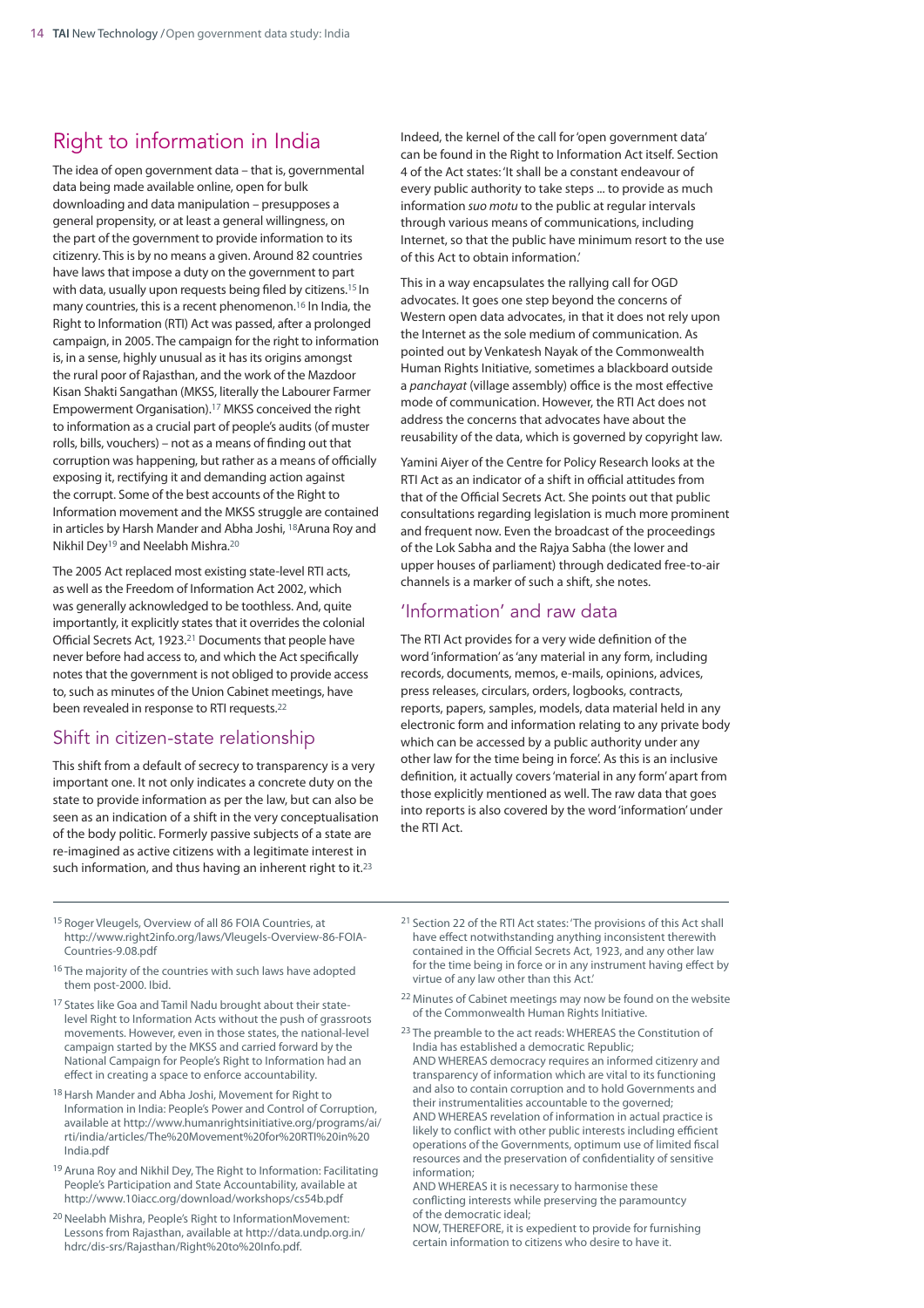## Right to information in India

The idea of open government data – that is, governmental data being made available online, open for bulk downloading and data manipulation – presupposes a general propensity, or at least a general willingness, on the part of the government to provide information to its citizenry. This is by no means a given. Around 82 countries have laws that impose a duty on the government to part with data, usually upon requests being filed by citizens.[15] In many countries, this is a recent phenomenon.[16] In India, the Right to Information (RTI) Act was passed, after a prolonged campaign, in 2005. The campaign for the right to information is, in a sense, highly unusual as it has its origins amongst the rural poor of Rajasthan, and the work of the Mazdoor Kisan Shakti Sangathan (MKSS, literally the Labourer Farmer Empowerment Organisation).[17] MKSS conceived the right to information as a crucial part of people's audits (of muster rolls, bills, vouchers) – not as a means of finding out that corruption was happening, but rather as a means of officially exposing it, rectifying it and demanding action against the corrupt. Some of the best accounts of the Right to Information movement and the MKSS struggle are contained in articles by Harsh Mander and Abha Joshi, [18]Aruna Roy and Nikhil Dey[19] and Neelabh Mishra.[20]

The 2005 Act replaced most existing state-level RTI acts, as well as the Freedom of Information Act 2002, which was generally acknowledged to be toothless. And, quite importantly, it explicitly states that it overrides the colonial Official Secrets Act, 1923.[21] Documents that people have never before had access to, and which the Act specifically notes that the government is not obliged to provide access to, such as minutes of the Union Cabinet meetings, have been revealed in response to RTI requests.[22]

### Shift in citizen-state relationship

This shift from a default of secrecy to transparency is a very important one. It not only indicates a concrete duty on the state to provide information as per the law, but can also be seen as an indication of a shift in the very conceptualisation of the body politic. Formerly passive subjects of a state are re-imagined as active citizens with a legitimate interest in such information, and thus having an inherent right to it.[23]

Indeed, the kernel of the call for 'open government data' can be found in the Right to Information Act itself. Section 4 of the Act states: 'It shall be a constant endeavour of every public authority to take steps ... to provide as much information *suo motu* to the public at regular intervals through various means of communications, including Internet, so that the public have minimum resort to the use of this Act to obtain information.'

This in a way encapsulates the rallying call for OGD advocates. It goes one step beyond the concerns of Western open data advocates, in that it does not rely upon the Internet as the sole medium of communication. As pointed out by Venkatesh Nayak of the Commonwealth Human Rights Initiative, sometimes a blackboard outside a *panchayat* (village assembly) office is the most effective mode of communication. However, the RTI Act does not address the concerns that advocates have about the reusability of the data, which is governed by copyright law.

Yamini Aiyer of the Centre for Policy Research looks at the RTI Act as an indicator of a shift in official attitudes from that of the Official Secrets Act. She points out that public consultations regarding legislation is much more prominent and frequent now. Even the broadcast of the proceedings of the Lok Sabha and the Rajya Sabha (the lower and upper houses of parliament) through dedicated free-to-air channels is a marker of such a shift, she notes.

### 'Information' and raw data

The RTI Act provides for a very wide definition of the word 'information' as 'any material in any form, including records, documents, memos, e-mails, opinions, advices, press releases, circulars, orders, logbooks, contracts, reports, papers, samples, models, data material held in any electronic form and information relating to any private body which can be accessed by a public authority under any other law for the time being in force'. As this is an inclusive definition, it actually covers 'material in any form' apart from those explicitly mentioned as well. The raw data that goes into reports is also covered by the word 'information' under the RTI Act.

---

[15] Roger Vleugels, Overview of all 86 FOIA Countries, at http://www.right2info.org/laws/Vleugels-Overview-86-FOIA-Countries-9.08.pdf

[16] The majority of the countries with such laws have adopted them post-2000. Ibid.

[17] States like Goa and Tamil Nadu brought about their state-level Right to Information Acts without the push of grassroots movements. However, even in those states, the national-level campaign started by the MKSS and carried forward by the National Campaign for People's Right to Information had an effect in creating a space to enforce accountability.

[18] Harsh Mander and Abha Joshi, Movement for Right to Information in India: People's Power and Control of Corruption, available at http://www.humanrightsinitiative.org/programs/ai/rti/india/articles/The%20Movement%20for%20RTI%20in%20India.pdf

[19] Aruna Roy and Nikhil Dey, The Right to Information: Facilitating People's Participation and State Accountability, available at http://www.10iacc.org/download/workshops/cs54b.pdf

[20] Neelabh Mishra, People's Right to InformationMovement: Lessons from Rajasthan, available at http://data.undp.org.in/hdrc/dis-srs/Rajasthan/Right%20to%20Info.pdf.

[21] Section 22 of the RTI Act states: 'The provisions of this Act shall have effect notwithstanding anything inconsistent therewith contained in the Official Secrets Act, 1923, and any other law for the time being in force or in any instrument having effect by virtue of any law other than this Act.'

[22] Minutes of Cabinet meetings may now be found on the website of the Commonwealth Human Rights Initiative.

[23] The preamble to the act reads: WHEREAS the Constitution of India has established a democratic Republic;
AND WHEREAS democracy requires an informed citizenry and transparency of information which are vital to its functioning and also to contain corruption and to hold Governments and their instrumentalities accountable to the governed;
AND WHEREAS revelation of information in actual practice is likely to conflict with other public interests including efficient operations of the Governments, optimum use of limited fiscal resources and the preservation of confidentiality of sensitive information;
AND WHEREAS it is necessary to harmonise these conflicting interests while preserving the paramountcy of the democratic ideal;
NOW, THEREFORE, it is expedient to provide for furnishing certain information to citizens who desire to have it.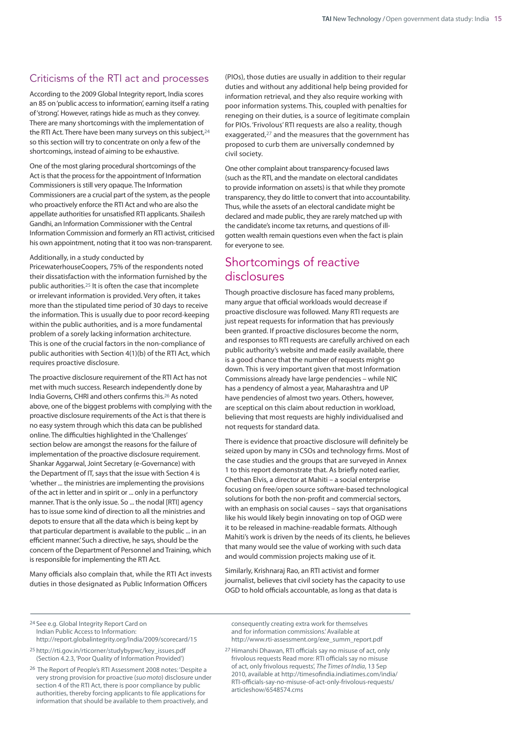## Criticisms of the RTI act and processes

According to the 2009 Global Integrity report, India scores an 85 on 'public access to information', earning itself a rating of 'strong'. However, ratings hide as much as they convey. There are many shortcomings with the implementation of the RTI Act. There have been many surveys on this subject,[24] so this section will try to concentrate on only a few of the shortcomings, instead of aiming to be exhaustive.

One of the most glaring procedural shortcomings of the Act is that the process for the appointment of Information Commissioners is still very opaque. The Information Commissioners are a crucial part of the system, as the people who proactively enforce the RTI Act and who are also the appellate authorities for unsatisfied RTI applicants. Shailesh Gandhi, an Information Commissioner with the Central Information Commission and formerly an RTI activist, criticised his own appointment, noting that it too was non-transparent.

Additionally, in a study conducted by PricewaterhouseCoopers, 75% of the respondents noted their dissatisfaction with the information furnished by the public authorities.[25] It is often the case that incomplete or irrelevant information is provided. Very often, it takes more than the stipulated time period of 30 days to receive the information. This is usually due to poor record-keeping within the public authorities, and is a more fundamental problem of a sorely lacking information architecture. This is one of the crucial factors in the non-compliance of public authorities with Section 4(1)(b) of the RTI Act, which requires proactive disclosure.

The proactive disclosure requirement of the RTI Act has not met with much success. Research independently done by India Governs, CHRI and others confirms this.[26] As noted above, one of the biggest problems with complying with the proactive disclosure requirements of the Act is that there is no easy system through which this data can be published online. The difficulties highlighted in the 'Challenges' section below are amongst the reasons for the failure of implementation of the proactive disclosure requirement. Shankar Aggarwal, Joint Secretary (e-Governance) with the Department of IT, says that the issue with Section 4 is 'whether ... the ministries are implementing the provisions of the act in letter and in spirit or ... only in a perfunctory manner. That is the only issue. So ... the nodal [RTI] agency has to issue some kind of direction to all the ministries and depots to ensure that all the data which is being kept by that particular department is available to the public ... in an efficient manner.' Such a directive, he says, should be the concern of the Department of Personnel and Training, which is responsible for implementing the RTI Act.

Many officials also complain that, while the RTI Act invests duties in those designated as Public Information Officers (PIOs), those duties are usually in addition to their regular duties and without any additional help being provided for information retrieval, and they also require working with poor information systems. This, coupled with penalties for reneging on their duties, is a source of legitimate complain for PIOs. 'Frivolous' RTI requests are also a reality, though exaggerated,[27] and the measures that the government has proposed to curb them are universally condemned by civil society.

One other complaint about transparency-focused laws (such as the RTI, and the mandate on electoral candidates to provide information on assets) is that while they promote transparency, they do little to convert that into accountability. Thus, while the assets of an electoral candidate might be declared and made public, they are rarely matched up with the candidate's income tax returns, and questions of ill-gotten wealth remain questions even when the fact is plain for everyone to see.

## Shortcomings of reactive disclosures

Though proactive disclosure has faced many problems, many argue that official workloads would decrease if proactive disclosure was followed. Many RTI requests are just repeat requests for information that has previously been granted. If proactive disclosures become the norm, and responses to RTI requests are carefully archived on each public authority's website and made easily available, there is a good chance that the number of requests might go down. This is very important given that most Information Commissions already have large pendencies – while NIC has a pendency of almost a year, Maharashtra and UP have pendencies of almost two years. Others, however, are sceptical on this claim about reduction in workload, believing that most requests are highly individualised and not requests for standard data.

There is evidence that proactive disclosure will definitely be seized upon by many in CSOs and technology firms. Most of the case studies and the groups that are surveyed in Annex 1 to this report demonstrate that. As briefly noted earlier, Chethan Elvis, a director at Mahiti – a social enterprise focusing on free/open source software-based technological solutions for both the non-profit and commercial sectors, with an emphasis on social causes – says that organisations like his would likely begin innovating on top of OGD were it to be released in machine-readable formats. Although Mahiti's work is driven by the needs of its clients, he believes that many would see the value of working with such data and would commission projects making use of it.

Similarly, Krishnaraj Rao, an RTI activist and former journalist, believes that civil society has the capacity to use OGD to hold officials accountable, as long as that data is

---

[24] See e.g. Global Integrity Report Card on Indian Public Access to Information: http://report.globalintegrity.org/India/2009/scorecard/15

[25] http://rti.gov.in/rticorner/studybypwc/key_issues.pdf (Section 4.2.3, 'Poor Quality of Information Provided')

[26] The Report of People's RTI Assessment 2008 notes: 'Despite a very strong provision for proactive (*suo moto*) disclosure under section 4 of the RTI Act, there is poor compliance by public authorities, thereby forcing applicants to file applications for information that should be available to them proactively, and consequently creating extra work for themselves and for information commissions.' Available at http://www.rti-assessment.org/exe_summ_report.pdf

[27] Himanshi Dhawan, RTI officials say no misuse of act, only frivolous requests Read more: RTI officials say no misuse of act, only frivolous requests', *The Times of India*, 13 Sep 2010, available at http://timesofindia.indiatimes.com/india/RTI-officials-say-no-misuse-of-act-only-frivolous-requests/articleshow/6548574.cms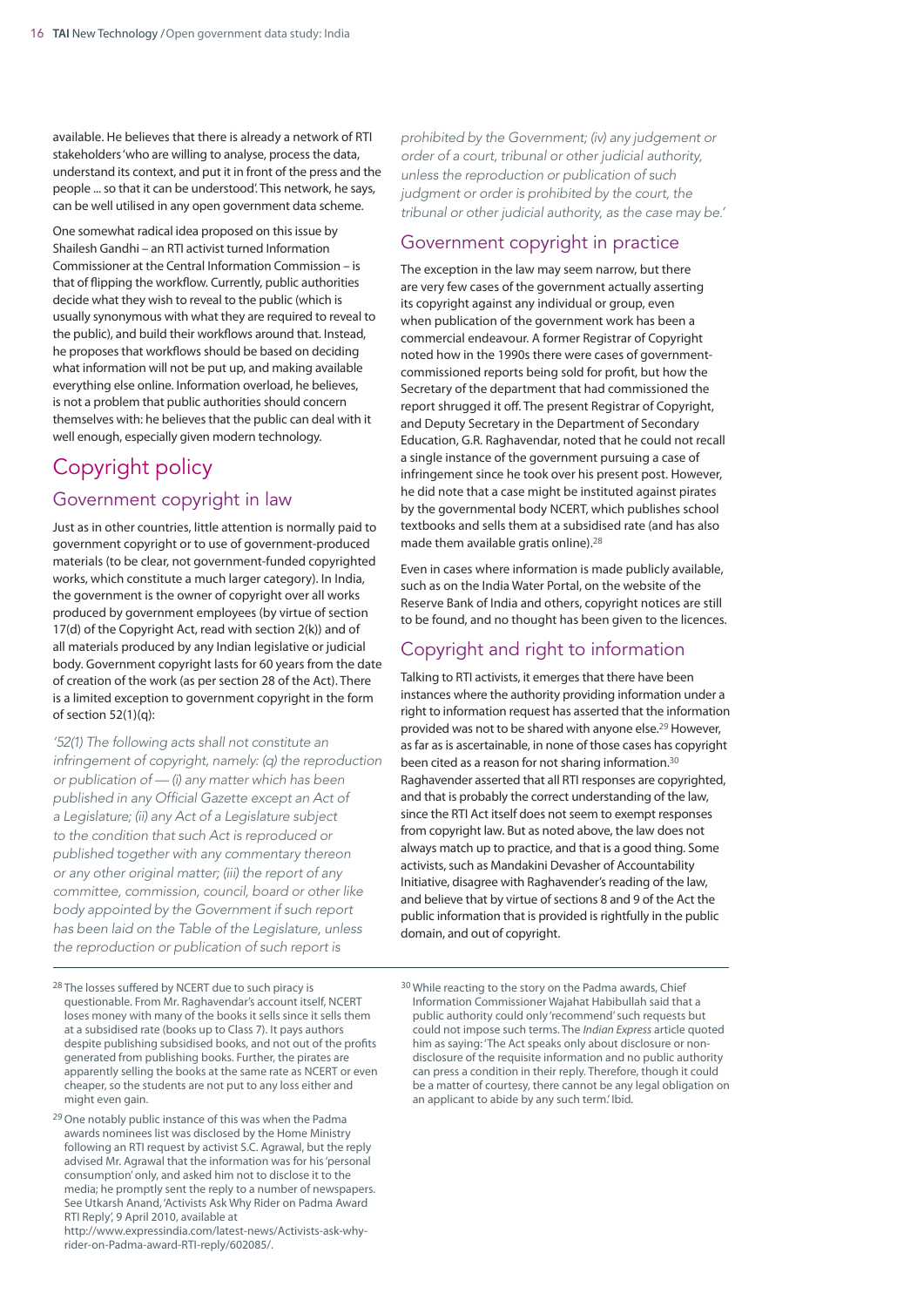available. He believes that there is already a network of RTI stakeholders 'who are willing to analyse, process the data, understand its context, and put it in front of the press and the people ... so that it can be understood'. This network, he says, can be well utilised in any open government data scheme.

One somewhat radical idea proposed on this issue by Shailesh Gandhi – an RTI activist turned Information Commissioner at the Central Information Commission – is that of flipping the workflow. Currently, public authorities decide what they wish to reveal to the public (which is usually synonymous with what they are required to reveal to the public), and build their workflows around that. Instead, he proposes that workflows should be based on deciding what information will not be put up, and making available everything else online. Information overload, he believes, is not a problem that public authorities should concern themselves with: he believes that the public can deal with it well enough, especially given modern technology.

# Copyright policy

## Government copyright in law

Just as in other countries, little attention is normally paid to government copyright or to use of government-produced materials (to be clear, not government-funded copyrighted works, which constitute a much larger category). In India, the government is the owner of copyright over all works produced by government employees (by virtue of section 17(d) of the Copyright Act, read with section 2(k)) and of all materials produced by any Indian legislative or judicial body. Government copyright lasts for 60 years from the date of creation of the work (as per section 28 of the Act). There is a limited exception to government copyright in the form of section 52(1)(q):

*'52(1) The following acts shall not constitute an infringement of copyright, namely: (q) the reproduction or publication of — (i) any matter which has been published in any Official Gazette except an Act of a Legislature; (ii) any Act of a Legislature subject to the condition that such Act is reproduced or published together with any commentary thereon or any other original matter; (iii) the report of any committee, commission, council, board or other like body appointed by the Government if such report has been laid on the Table of the Legislature, unless the reproduction or publication of such report is prohibited by the Government; (iv) any judgement or order of a court, tribunal or other judicial authority, unless the reproduction or publication of such judgment or order is prohibited by the court, the tribunal or other judicial authority, as the case may be.'*

## Government copyright in practice

The exception in the law may seem narrow, but there are very few cases of the government actually asserting its copyright against any individual or group, even when publication of the government work has been a commercial endeavour. A former Registrar of Copyright noted how in the 1990s there were cases of government-commissioned reports being sold for profit, but how the Secretary of the department that had commissioned the report shrugged it off. The present Registrar of Copyright, and Deputy Secretary in the Department of Secondary Education, G.R. Raghavendar, noted that he could not recall a single instance of the government pursuing a case of infringement since he took over his present post. However, he did note that a case might be instituted against pirates by the governmental body NCERT, which publishes school textbooks and sells them at a subsidised rate (and has also made them available gratis online).[28]

Even in cases where information is made publicly available, such as on the India Water Portal, on the website of the Reserve Bank of India and others, copyright notices are still to be found, and no thought has been given to the licences.

## Copyright and right to information

Talking to RTI activists, it emerges that there have been instances where the authority providing information under a right to information request has asserted that the information provided was not to be shared with anyone else.[29] However, as far as is ascertainable, in none of those cases has copyright been cited as a reason for not sharing information.[30] Raghavender asserted that all RTI responses are copyrighted, and that is probably the correct understanding of the law, since the RTI Act itself does not seem to exempt responses from copyright law. But as noted above, the law does not always match up to practice, and that is a good thing. Some activists, such as Mandakini Devasher of Accountability Initiative, disagree with Raghavender's reading of the law, and believe that by virtue of sections 8 and 9 of the Act the public information that is provided is rightfully in the public domain, and out of copyright.

---

[28] The losses suffered by NCERT due to such piracy is questionable. From Mr. Raghavendar's account itself, NCERT loses money with many of the books it sells since it sells them at a subsidised rate (books up to Class 7). It pays authors despite publishing subsidised books, and not out of the profits generated from publishing books. Further, the pirates are apparently selling the books at the same rate as NCERT or even cheaper, so the students are not put to any loss either and might even gain.

[29] One notably public instance of this was when the Padma awards nominees list was disclosed by the Home Ministry following an RTI request by activist S.C. Agrawal, but the reply advised Mr. Agrawal that the information was for his 'personal consumption' only, and asked him not to disclose it to the media; he promptly sent the reply to a number of newspapers. See Utkarsh Anand, 'Activists Ask Why Rider on Padma Award RTI Reply', 9 April 2010, available at http://www.expressindia.com/latest-news/Activists-ask-why-rider-on-Padma-award-RTI-reply/602085/.

[30] While reacting to the story on the Padma awards, Chief Information Commissioner Wajahat Habibullah said that a public authority could only 'recommend' such requests but could not impose such terms. The *Indian Express* article quoted him as saying: 'The Act speaks only about disclosure or non-disclosure of the requisite information and no public authority can press a condition in their reply. Therefore, though it could be a matter of courtesy, there cannot be any legal obligation on an applicant to abide by any such term.' Ibid.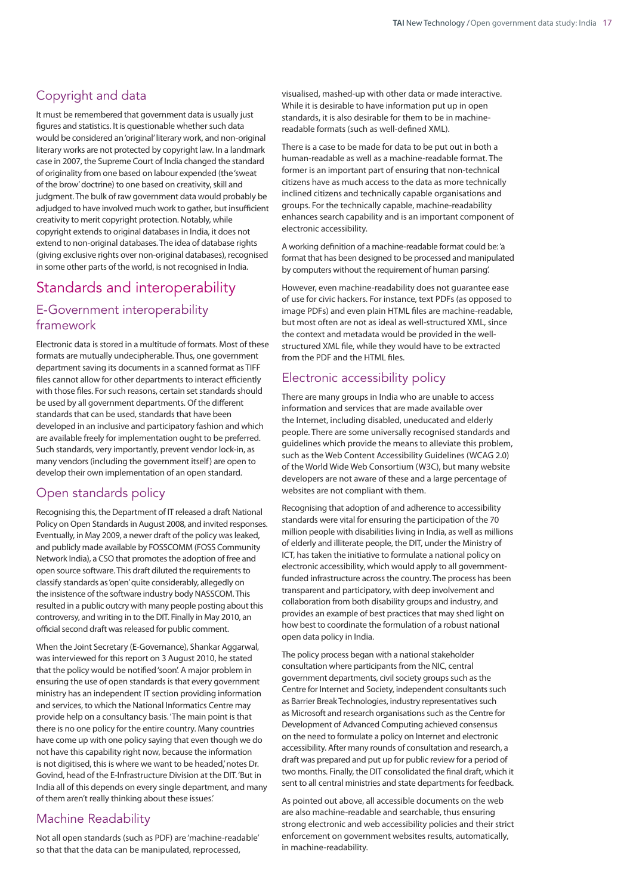## Copyright and data

It must be remembered that government data is usually just figures and statistics. It is questionable whether such data would be considered an 'original' literary work, and non-original literary works are not protected by copyright law. In a landmark case in 2007, the Supreme Court of India changed the standard of originality from one based on labour expended (the 'sweat of the brow' doctrine) to one based on creativity, skill and judgment. The bulk of raw government data would probably be adjudged to have involved much work to gather, but insufficient creativity to merit copyright protection. Notably, while copyright extends to original databases in India, it does not extend to non-original databases. The idea of database rights (giving exclusive rights over non-original databases), recognised in some other parts of the world, is not recognised in India.

# Standards and interoperability

## E-Government interoperability framework

Electronic data is stored in a multitude of formats. Most of these formats are mutually undecipherable. Thus, one government department saving its documents in a scanned format as TIFF files cannot allow for other departments to interact efficiently with those files. For such reasons, certain set standards should be used by all government departments. Of the different standards that can be used, standards that have been developed in an inclusive and participatory fashion and which are available freely for implementation ought to be preferred. Such standards, very importantly, prevent vendor lock-in, as many vendors (including the government itself) are open to develop their own implementation of an open standard.

## Open standards policy

Recognising this, the Department of IT released a draft National Policy on Open Standards in August 2008, and invited responses. Eventually, in May 2009, a newer draft of the policy was leaked, and publicly made available by FOSSCOMM (FOSS Community Network India), a CSO that promotes the adoption of free and open source software. This draft diluted the requirements to classify standards as 'open' quite considerably, allegedly on the insistence of the software industry body NASSCOM. This resulted in a public outcry with many people posting about this controversy, and writing in to the DIT. Finally in May 2010, an official second draft was released for public comment.

When the Joint Secretary (E-Governance), Shankar Aggarwal, was interviewed for this report on 3 August 2010, he stated that the policy would be notified 'soon'. A major problem in ensuring the use of open standards is that every government ministry has an independent IT section providing information and services, to which the National Informatics Centre may provide help on a consultancy basis. 'The main point is that there is no one policy for the entire country. Many countries have come up with one policy saying that even though we do not have this capability right now, because the information is not digitised, this is where we want to be headed,' notes Dr. Govind, head of the E-Infrastructure Division at the DIT. 'But in India all of this depends on every single department, and many of them aren't really thinking about these issues.'

## Machine Readability

Not all open standards (such as PDF) are 'machine-readable' so that that the data can be manipulated, reprocessed, visualised, mashed-up with other data or made interactive. While it is desirable to have information put up in open standards, it is also desirable for them to be in machine-readable formats (such as well-defined XML).

There is a case to be made for data to be put out in both a human-readable as well as a machine-readable format. The former is an important part of ensuring that non-technical citizens have as much access to the data as more technically inclined citizens and technically capable organisations and groups. For the technically capable, machine-readability enhances search capability and is an important component of electronic accessibility.

A working definition of a machine-readable format could be: 'a format that has been designed to be processed and manipulated by computers without the requirement of human parsing'.

However, even machine-readability does not guarantee ease of use for civic hackers. For instance, text PDFs (as opposed to image PDFs) and even plain HTML files are machine-readable, but most often are not as ideal as well-structured XML, since the context and metadata would be provided in the well-structured XML file, while they would have to be extracted from the PDF and the HTML files.

## Electronic accessibility policy

There are many groups in India who are unable to access information and services that are made available over the Internet, including disabled, uneducated and elderly people. There are some universally recognised standards and guidelines which provide the means to alleviate this problem, such as the Web Content Accessibility Guidelines (WCAG 2.0) of the World Wide Web Consortium (W3C), but many website developers are not aware of these and a large percentage of websites are not compliant with them.

Recognising that adoption of and adherence to accessibility standards were vital for ensuring the participation of the 70 million people with disabilities living in India, as well as millions of elderly and illiterate people, the DIT, under the Ministry of ICT, has taken the initiative to formulate a national policy on electronic accessibility, which would apply to all government-funded infrastructure across the country. The process has been transparent and participatory, with deep involvement and collaboration from both disability groups and industry, and provides an example of best practices that may shed light on how best to coordinate the formulation of a robust national open data policy in India.

The policy process began with a national stakeholder consultation where participants from the NIC, central government departments, civil society groups such as the Centre for Internet and Society, independent consultants such as Barrier Break Technologies, industry representatives such as Microsoft and research organisations such as the Centre for Development of Advanced Computing achieved consensus on the need to formulate a policy on Internet and electronic accessibility. After many rounds of consultation and research, a draft was prepared and put up for public review for a period of two months. Finally, the DIT consolidated the final draft, which it sent to all central ministries and state departments for feedback.

As pointed out above, all accessible documents on the web are also machine-readable and searchable, thus ensuring strong electronic and web accessibility policies and their strict enforcement on government websites results, automatically, in machine-readability.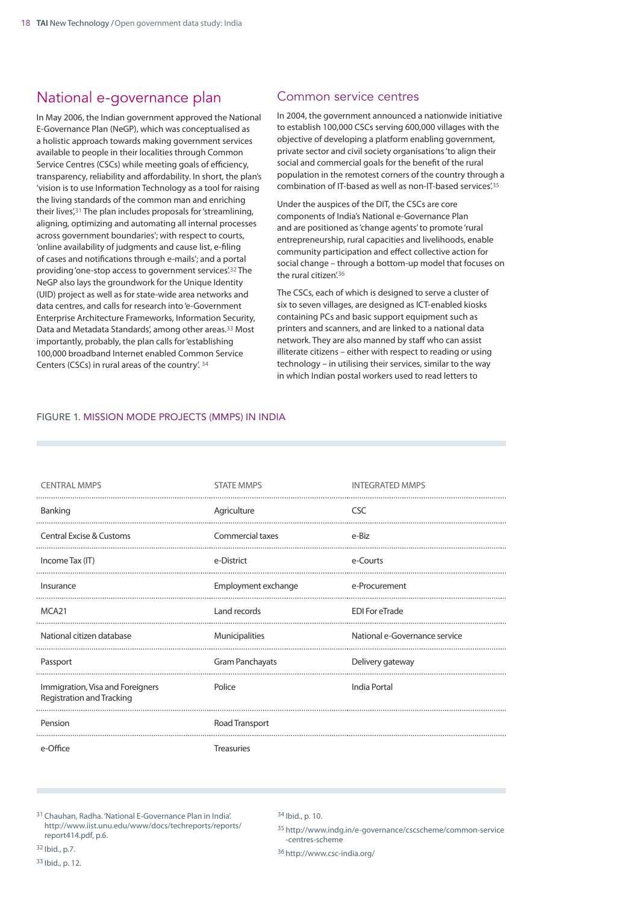## National e-governance plan

In May 2006, the Indian government approved the National E-Governance Plan (NeGP), which was conceptualised as a holistic approach towards making government services available to people in their localities through Common Service Centres (CSCs) while meeting goals of efficiency, transparency, reliability and affordability. In short, the plan's 'vision is to use Information Technology as a tool for raising the living standards of the common man and enriching their lives'.[31] The plan includes proposals for 'streamlining, aligning, optimizing and automating all internal processes across government boundaries'; with respect to courts, 'online availability of judgments and cause list, e-filing of cases and notifications through e-mails'; and a portal providing 'one-stop access to government services'.[32] The NeGP also lays the groundwork for the Unique Identity (UID) project as well as for state-wide area networks and data centres, and calls for research into 'e-Government Enterprise Architecture Frameworks, Information Security, Data and Metadata Standards', among other areas.[33] Most importantly, probably, the plan calls for 'establishing 100,000 broadband Internet enabled Common Service Centers (CSCs) in rural areas of the country'.[34]

## Common service centres

In 2004, the government announced a nationwide initiative to establish 100,000 CSCs serving 600,000 villages with the objective of developing a platform enabling government, private sector and civil society organisations 'to align their social and commercial goals for the benefit of the rural population in the remotest corners of the country through a combination of IT-based as well as non-IT-based services'.[35]

Under the auspices of the DIT, the CSCs are core components of India's National e-Governance Plan and are positioned as 'change agents' to promote 'rural entrepreneurship, rural capacities and livelihoods, enable community participation and effect collective action for social change – through a bottom-up model that focuses on the rural citizen'.[36]

The CSCs, each of which is designed to serve a cluster of six to seven villages, are designed as ICT-enabled kiosks containing PCs and basic support equipment such as printers and scanners, and are linked to a national data network. They are also manned by staff who can assist illiterate citizens – either with respect to reading or using technology – in utilising their services, similar to the way in which Indian postal workers used to read letters to

FIGURE 1. MISSION MODE PROJECTS (MMPS) IN INDIA

| CENTRAL MMPS | STATE MMPS | INTEGRATED MMPS |
|---|---|---|
| Banking | Agriculture | CSC |
| Central Excise & Customs | Commercial taxes | e-Biz |
| Income Tax (IT) | e-District | e-Courts |
| Insurance | Employment exchange | e-Procurement |
| MCA21 | Land records | EDI For eTrade |
| National citizen database | Municipalities | National e-Governance service |
| Passport | Gram Panchayats | Delivery gateway |
| Immigration, Visa and Foreigners Registration and Tracking | Police | India Portal |
| Pension | Road Transport | |
| e-Office | Treasuries | |

[31] Chauhan, Radha. 'National E-Governance Plan in India'. http://www.iist.unu.edu/www/docs/techreports/reports/report414.pdf, p.6.

[32] Ibid., p.7.

[33] Ibid., p. 12.

[34] Ibid., p. 10.

[35] http://www.indg.in/e-governance/cscscheme/common-service-centres-scheme

[36] http://www.csc-india.org/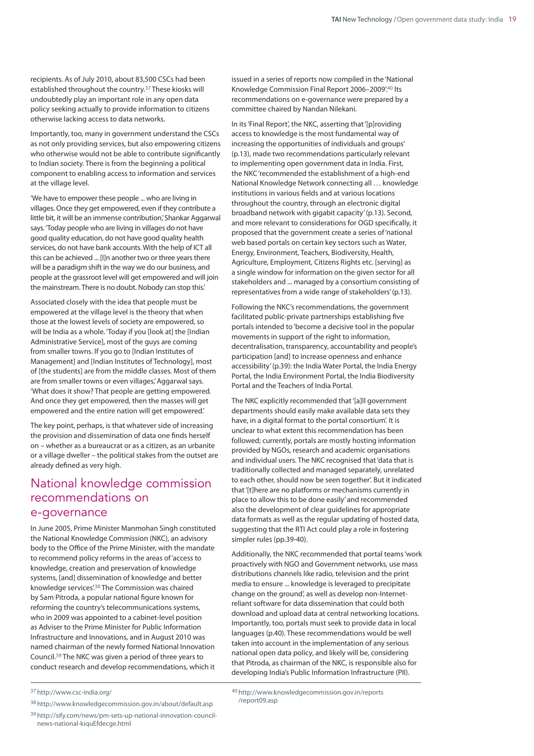recipients. As of July 2010, about 83,500 CSCs had been established throughout the country.[37] These kiosks will undoubtedly play an important role in any open data policy seeking actually to provide information to citizens otherwise lacking access to data networks.

Importantly, too, many in government understand the CSCs as not only providing services, but also empowering citizens who otherwise would not be able to contribute significantly to Indian society. There is from the beginning a political component to enabling access to information and services at the village level.

'We have to empower these people ... who are living in villages. Once they get empowered, even if they contribute a little bit, it will be an immense contribution,' Shankar Aggarwal says. 'Today people who are living in villages do not have good quality education, do not have good quality health services, do not have bank accounts. With the help of ICT all this can be achieved ... [I]n another two or three years there will be a paradigm shift in the way we do our business, and people at the grassroot level will get empowered and will join the mainstream. There is no doubt. Nobody can stop this.'

Associated closely with the idea that people must be empowered at the village level is the theory that when those at the lowest levels of society are empowered, so will be India as a whole. 'Today if you [look at] the [Indian Administrative Service], most of the guys are coming from smaller towns. If you go to [Indian Institutes of Management] and [Indian Institutes of Technology], most of [the students] are from the middle classes. Most of them are from smaller towns or even villages,' Aggarwal says. 'What does it show? That people are getting empowered. And once they get empowered, then the masses will get empowered and the entire nation will get empowered.'

The key point, perhaps, is that whatever side of increasing the provision and dissemination of data one finds herself on – whether as a bureaucrat or as a citizen, as an urbanite or a village dweller – the political stakes from the outset are already defined as very high.

## National knowledge commission recommendations on e-governance

In June 2005, Prime Minister Manmohan Singh constituted the National Knowledge Commission (NKC), an advisory body to the Office of the Prime Minister, with the mandate to recommend policy reforms in the areas of 'access to knowledge, creation and preservation of knowledge systems, [and] dissemination of knowledge and better knowledge services'.[38] The Commission was chaired by Sam Pitroda, a popular national figure known for reforming the country's telecommunications systems, who in 2009 was appointed to a cabinet-level position as Adviser to the Prime Minister for Public Information Infrastructure and Innovations, and in August 2010 was named chairman of the newly formed National Innovation Council.[39] The NKC was given a period of three years to conduct research and develop recommendations, which it issued in a series of reports now compiled in the 'National Knowledge Commission Final Report 2006–2009'.[40] Its recommendations on e-governance were prepared by a committee chaired by Nandan Nilekani.

In its 'Final Report', the NKC, asserting that '[p]roviding access to knowledge is the most fundamental way of increasing the opportunities of individuals and groups' (p.13), made two recommendations particularly relevant to implementing open government data in India. First, the NKC 'recommended the establishment of a high-end National Knowledge Network connecting all … knowledge institutions in various fields and at various locations throughout the country, through an electronic digital broadband network with gigabit capacity' (p.13). Second, and more relevant to considerations for OGD specifically, it proposed that the government create a series of 'national web based portals on certain key sectors such as Water, Energy, Environment, Teachers, Biodiversity, Health, Agriculture, Employment, Citizens Rights etc. [serving] as a single window for information on the given sector for all stakeholders and ... managed by a consortium consisting of representatives from a wide range of stakeholders' (p.13).

Following the NKC's recommendations, the government facilitated public-private partnerships establishing five portals intended to 'become a decisive tool in the popular movements in support of the right to information, decentralisation, transparency, accountability and people's participation [and] to increase openness and enhance accessibility' (p.39): the India Water Portal, the India Energy Portal, the India Environment Portal, the India Biodiversity Portal and the Teachers of India Portal.

The NKC explicitly recommended that '[a]ll government departments should easily make available data sets they have, in a digital format to the portal consortium'. It is unclear to what extent this recommendation has been followed; currently, portals are mostly hosting information provided by NGOs, research and academic organisations and individual users. The NKC recognised that 'data that is traditionally collected and managed separately, unrelated to each other, should now be seen together'. But it indicated that '[t]here are no platforms or mechanisms currently in place to allow this to be done easily' and recommended also the development of clear guidelines for appropriate data formats as well as the regular updating of hosted data, suggesting that the RTI Act could play a role in fostering simpler rules (pp.39-40).

Additionally, the NKC recommended that portal teams 'work proactively with NGO and Government networks, use mass distributions channels like radio, television and the print media to ensure ... knowledge is leveraged to precipitate change on the ground', as well as develop non-Internet-reliant software for data dissemination that could both download and upload data at central networking locations. Importantly, too, portals must seek to provide data in local languages (p.40). These recommendations would be well taken into account in the implementation of any serious national open data policy, and likely will be, considering that Pitroda, as chairman of the NKC, is responsible also for developing India's Public Information Infrastructure (PII).

---

[37] http://www.csc-india.org/

[38] http://www.knowledgecommission.gov.in/about/default.asp

[39] http://sify.com/news/pm-sets-up-national-innovation-council-news-national-kiquEfdecge.html

[40] http://www.knowledgecommission.gov.in/reports/report09.asp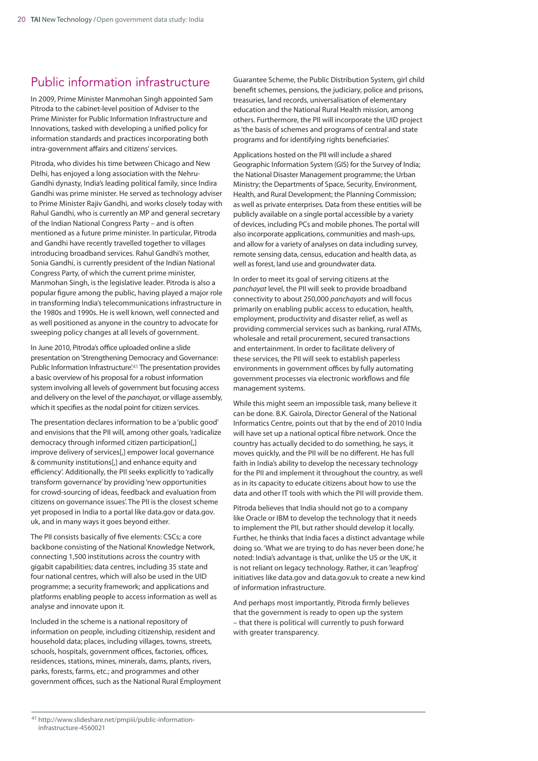## Public information infrastructure

In 2009, Prime Minister Manmohan Singh appointed Sam Pitroda to the cabinet-level position of Adviser to the Prime Minister for Public Information Infrastructure and Innovations, tasked with developing a unified policy for information standards and practices incorporating both intra-government affairs and citizens' services.

Pitroda, who divides his time between Chicago and New Delhi, has enjoyed a long association with the Nehru-Gandhi dynasty, India's leading political family, since Indira Gandhi was prime minister. He served as technology adviser to Prime Minister Rajiv Gandhi, and works closely today with Rahul Gandhi, who is currently an MP and general secretary of the Indian National Congress Party – and is often mentioned as a future prime minister. In particular, Pitroda and Gandhi have recently travelled together to villages introducing broadband services. Rahul Gandhi's mother, Sonia Gandhi, is currently president of the Indian National Congress Party, of which the current prime minister, Manmohan Singh, is the legislative leader. Pitroda is also a popular figure among the public, having played a major role in transforming India's telecommunications infrastructure in the 1980s and 1990s. He is well known, well connected and as well positioned as anyone in the country to advocate for sweeping policy changes at all levels of government.

In June 2010, Pitroda's office uploaded online a slide presentation on 'Strengthening Democracy and Governance: Public Information Infrastructure'.[41] The presentation provides a basic overview of his proposal for a robust information system involving all levels of government but focusing access and delivery on the level of the *panchayat*, or village assembly, which it specifies as the nodal point for citizen services.

The presentation declares information to be a 'public good' and envisions that the PII will, among other goals, 'radicalize democracy through informed citizen participation[,] improve delivery of services[,] empower local governance & community institutions[,] and enhance equity and efficiency'. Additionally, the PII seeks explicitly to 'radically transform governance' by providing 'new opportunities for crowd-sourcing of ideas, feedback and evaluation from citizens on governance issues'. The PII is the closest scheme yet proposed in India to a portal like data.gov or data.gov.uk, and in many ways it goes beyond either.

The PII consists basically of five elements: CSCs; a core backbone consisting of the National Knowledge Network, connecting 1,500 institutions across the country with gigabit capabilities; data centres, including 35 state and four national centres, which will also be used in the UID programme; a security framework; and applications and platforms enabling people to access information as well as analyse and innovate upon it.

Included in the scheme is a national repository of information on people, including citizenship, resident and household data; places, including villages, towns, streets, schools, hospitals, government offices, factories, offices, residences, stations, mines, minerals, dams, plants, rivers, parks, forests, farms, etc.; and programmes and other government offices, such as the National Rural Employment Guarantee Scheme, the Public Distribution System, girl child benefit schemes, pensions, the judiciary, police and prisons, treasuries, land records, universalisation of elementary education and the National Rural Health mission, among others. Furthermore, the PII will incorporate the UID project as 'the basis of schemes and programs of central and state programs and for identifying rights beneficiaries'.

Applications hosted on the PII will include a shared Geographic Information System (GIS) for the Survey of India; the National Disaster Management programme; the Urban Ministry; the Departments of Space, Security, Environment, Health, and Rural Development; the Planning Commission; as well as private enterprises. Data from these entities will be publicly available on a single portal accessible by a variety of devices, including PCs and mobile phones. The portal will also incorporate applications, communities and mash-ups, and allow for a variety of analyses on data including survey, remote sensing data, census, education and health data, as well as forest, land use and groundwater data.

In order to meet its goal of serving citizens at the *panchayat* level, the PII will seek to provide broadband connectivity to about 250,000 *panchayats* and will focus primarily on enabling public access to education, health, employment, productivity and disaster relief, as well as providing commercial services such as banking, rural ATMs, wholesale and retail procurement, secured transactions and entertainment. In order to facilitate delivery of these services, the PII will seek to establish paperless environments in government offices by fully automating government processes via electronic workflows and file management systems.

While this might seem an impossible task, many believe it can be done. B.K. Gairola, Director General of the National Informatics Centre, points out that by the end of 2010 India will have set up a national optical fibre network. Once the country has actually decided to do something, he says, it moves quickly, and the PII will be no different. He has full faith in India's ability to develop the necessary technology for the PII and implement it throughout the country, as well as in its capacity to educate citizens about how to use the data and other IT tools with which the PII will provide them.

Pitroda believes that India should not go to a company like Oracle or IBM to develop the technology that it needs to implement the PII, but rather should develop it locally. Further, he thinks that India faces a distinct advantage while doing so. 'What we are trying to do has never been done,' he noted: India's advantage is that, unlike the US or the UK, it is not reliant on legacy technology. Rather, it can 'leapfrog' initiatives like data.gov and data.gov.uk to create a new kind of information infrastructure.

And perhaps most importantly, Pitroda firmly believes that the government is ready to open up the system – that there is political will currently to push forward with greater transparency.

---

[41] http://www.slideshare.net/pmpiii/public-information-infrastructure-4560021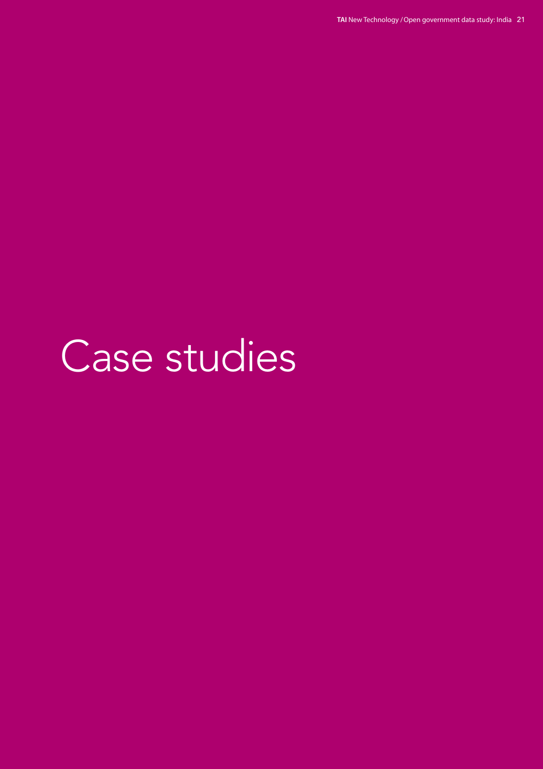# Case studies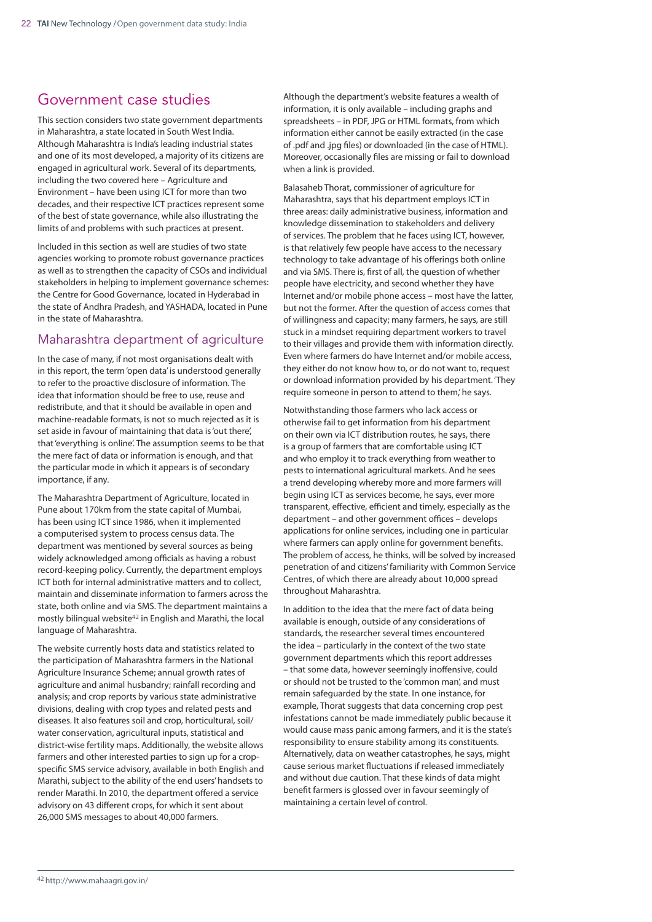## Government case studies

This section considers two state government departments in Maharashtra, a state located in South West India. Although Maharashtra is India's leading industrial states and one of its most developed, a majority of its citizens are engaged in agricultural work. Several of its departments, including the two covered here – Agriculture and Environment – have been using ICT for more than two decades, and their respective ICT practices represent some of the best of state governance, while also illustrating the limits of and problems with such practices at present.

Included in this section as well are studies of two state agencies working to promote robust governance practices as well as to strengthen the capacity of CSOs and individual stakeholders in helping to implement governance schemes: the Centre for Good Governance, located in Hyderabad in the state of Andhra Pradesh, and YASHADA, located in Pune in the state of Maharashtra.

### Maharashtra department of agriculture

In the case of many, if not most organisations dealt with in this report, the term 'open data' is understood generally to refer to the proactive disclosure of information. The idea that information should be free to use, reuse and redistribute, and that it should be available in open and machine-readable formats, is not so much rejected as it is set aside in favour of maintaining that data is 'out there', that 'everything is online'. The assumption seems to be that the mere fact of data or information is enough, and that the particular mode in which it appears is of secondary importance, if any.

The Maharashtra Department of Agriculture, located in Pune about 170km from the state capital of Mumbai, has been using ICT since 1986, when it implemented a computerised system to process census data. The department was mentioned by several sources as being widely acknowledged among officials as having a robust record-keeping policy. Currently, the department employs ICT both for internal administrative matters and to collect, maintain and disseminate information to farmers across the state, both online and via SMS. The department maintains a mostly bilingual website[42] in English and Marathi, the local language of Maharashtra.

The website currently hosts data and statistics related to the participation of Maharashtra farmers in the National Agriculture Insurance Scheme; annual growth rates of agriculture and animal husbandry; rainfall recording and analysis; and crop reports by various state administrative divisions, dealing with crop types and related pests and diseases. It also features soil and crop, horticultural, soil/water conservation, agricultural inputs, statistical and district-wise fertility maps. Additionally, the website allows farmers and other interested parties to sign up for a crop-specific SMS service advisory, available in both English and Marathi, subject to the ability of the end users' handsets to render Marathi. In 2010, the department offered a service advisory on 43 different crops, for which it sent about 26,000 SMS messages to about 40,000 farmers.

Although the department's website features a wealth of information, it is only available – including graphs and spreadsheets – in PDF, JPG or HTML formats, from which information either cannot be easily extracted (in the case of .pdf and .jpg files) or downloaded (in the case of HTML). Moreover, occasionally files are missing or fail to download when a link is provided.

Balasaheb Thorat, commissioner of agriculture for Maharashtra, says that his department employs ICT in three areas: daily administrative business, information and knowledge dissemination to stakeholders and delivery of services. The problem that he faces using ICT, however, is that relatively few people have access to the necessary technology to take advantage of his offerings both online and via SMS. There is, first of all, the question of whether people have electricity, and second whether they have Internet and/or mobile phone access – most have the latter, but not the former. After the question of access comes that of willingness and capacity; many farmers, he says, are still stuck in a mindset requiring department workers to travel to their villages and provide them with information directly. Even where farmers do have Internet and/or mobile access, they either do not know how to, or do not want to, request or download information provided by his department. 'They require someone in person to attend to them,' he says.

Notwithstanding those farmers who lack access or otherwise fail to get information from his department on their own via ICT distribution routes, he says, there is a group of farmers that are comfortable using ICT and who employ it to track everything from weather to pests to international agricultural markets. And he sees a trend developing whereby more and more farmers will begin using ICT as services become, he says, ever more transparent, effective, efficient and timely, especially as the department – and other government offices – develops applications for online services, including one in particular where farmers can apply online for government benefits. The problem of access, he thinks, will be solved by increased penetration of and citizens' familiarity with Common Service Centres, of which there are already about 10,000 spread throughout Maharashtra.

In addition to the idea that the mere fact of data being available is enough, outside of any considerations of standards, the researcher several times encountered the idea – particularly in the context of the two state government departments which this report addresses – that some data, however seemingly inoffensive, could or should not be trusted to the 'common man', and must remain safeguarded by the state. In one instance, for example, Thorat suggests that data concerning crop pest infestations cannot be made immediately public because it would cause mass panic among farmers, and it is the state's responsibility to ensure stability among its constituents. Alternatively, data on weather catastrophes, he says, might cause serious market fluctuations if released immediately and without due caution. That these kinds of data might benefit farmers is glossed over in favour seemingly of maintaining a certain level of control.

---

[42] http://www.mahaagri.gov.in/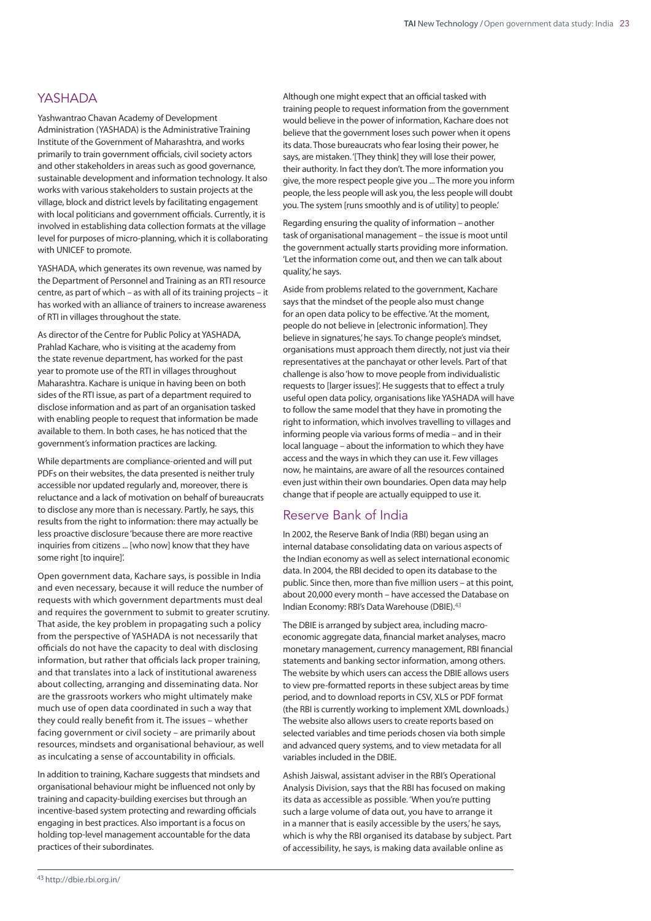## YASHADA

Yashwantrao Chavan Academy of Development Administration (YASHADA) is the Administrative Training Institute of the Government of Maharashtra, and works primarily to train government officials, civil society actors and other stakeholders in areas such as good governance, sustainable development and information technology. It also works with various stakeholders to sustain projects at the village, block and district levels by facilitating engagement with local politicians and government officials. Currently, it is involved in establishing data collection formats at the village level for purposes of micro-planning, which it is collaborating with UNICEF to promote.

YASHADA, which generates its own revenue, was named by the Department of Personnel and Training as an RTI resource centre, as part of which – as with all of its training projects – it has worked with an alliance of trainers to increase awareness of RTI in villages throughout the state.

As director of the Centre for Public Policy at YASHADA, Prahlad Kachare, who is visiting at the academy from the state revenue department, has worked for the past year to promote use of the RTI in villages throughout Maharashtra. Kachare is unique in having been on both sides of the RTI issue, as part of a department required to disclose information and as part of an organisation tasked with enabling people to request that information be made available to them. In both cases, he has noticed that the government's information practices are lacking.

While departments are compliance-oriented and will put PDFs on their websites, the data presented is neither truly accessible nor updated regularly and, moreover, there is reluctance and a lack of motivation on behalf of bureaucrats to disclose any more than is necessary. Partly, he says, this results from the right to information: there may actually be less proactive disclosure 'because there are more reactive inquiries from citizens ... [who now] know that they have some right [to inquire]'.

Open government data, Kachare says, is possible in India and even necessary, because it will reduce the number of requests with which government departments must deal and requires the government to submit to greater scrutiny. That aside, the key problem in propagating such a policy from the perspective of YASHADA is not necessarily that officials do not have the capacity to deal with disclosing information, but rather that officials lack proper training, and that translates into a lack of institutional awareness about collecting, arranging and disseminating data. Nor are the grassroots workers who might ultimately make much use of open data coordinated in such a way that they could really benefit from it. The issues – whether facing government or civil society – are primarily about resources, mindsets and organisational behaviour, as well as inculcating a sense of accountability in officials.

In addition to training, Kachare suggests that mindsets and organisational behaviour might be influenced not only by training and capacity-building exercises but through an incentive-based system protecting and rewarding officials engaging in best practices. Also important is a focus on holding top-level management accountable for the data practices of their subordinates.

Although one might expect that an official tasked with training people to request information from the government would believe in the power of information, Kachare does not believe that the government loses such power when it opens its data. Those bureaucrats who fear losing their power, he says, are mistaken. '[They think] they will lose their power, their authority. In fact they don't. The more information you give, the more respect people give you ... The more you inform people, the less people will ask you, the less people will doubt you. The system [runs smoothly and is of utility] to people.'

Regarding ensuring the quality of information – another task of organisational management – the issue is moot until the government actually starts providing more information. 'Let the information come out, and then we can talk about quality,' he says.

Aside from problems related to the government, Kachare says that the mindset of the people also must change for an open data policy to be effective. 'At the moment, people do not believe in [electronic information]. They believe in signatures,' he says. To change people's mindset, organisations must approach them directly, not just via their representatives at the panchayat or other levels. Part of that challenge is also 'how to move people from individualistic requests to [larger issues]'. He suggests that to effect a truly useful open data policy, organisations like YASHADA will have to follow the same model that they have in promoting the right to information, which involves travelling to villages and informing people via various forms of media – and in their local language – about the information to which they have access and the ways in which they can use it. Few villages now, he maintains, are aware of all the resources contained even just within their own boundaries. Open data may help change that if people are actually equipped to use it.

## Reserve Bank of India

In 2002, the Reserve Bank of India (RBI) began using an internal database consolidating data on various aspects of the Indian economy as well as select international economic data. In 2004, the RBI decided to open its database to the public. Since then, more than five million users – at this point, about 20,000 every month – have accessed the Database on Indian Economy: RBI's Data Warehouse (DBIE).[43]

The DBIE is arranged by subject area, including macro-economic aggregate data, financial market analyses, macro monetary management, currency management, RBI financial statements and banking sector information, among others. The website by which users can access the DBIE allows users to view pre-formatted reports in these subject areas by time period, and to download reports in CSV, XLS or PDF format (the RBI is currently working to implement XML downloads.) The website also allows users to create reports based on selected variables and time periods chosen via both simple and advanced query systems, and to view metadata for all variables included in the DBIE.

Ashish Jaiswal, assistant adviser in the RBI's Operational Analysis Division, says that the RBI has focused on making its data as accessible as possible. 'When you're putting such a large volume of data out, you have to arrange it in a manner that is easily accessible by the users,' he says, which is why the RBI organised its database by subject. Part of accessibility, he says, is making data available online as

[43] http://dbie.rbi.org.in/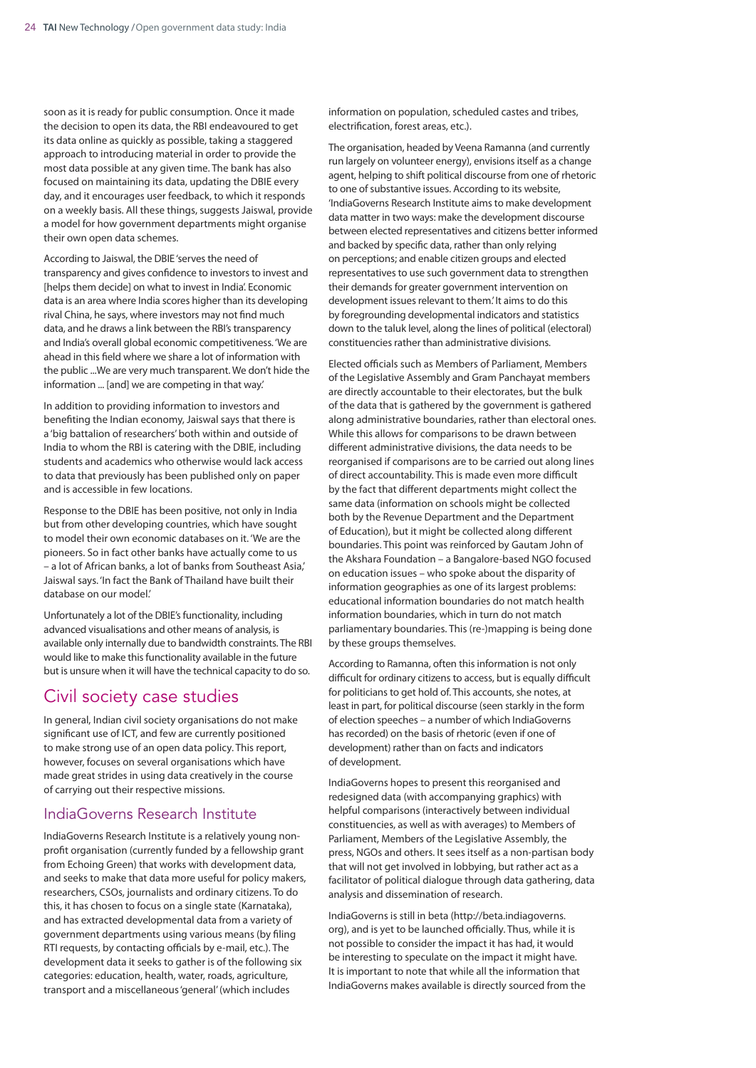soon as it is ready for public consumption. Once it made the decision to open its data, the RBI endeavoured to get its data online as quickly as possible, taking a staggered approach to introducing material in order to provide the most data possible at any given time. The bank has also focused on maintaining its data, updating the DBIE every day, and it encourages user feedback, to which it responds on a weekly basis. All these things, suggests Jaiswal, provide a model for how government departments might organise their own open data schemes.

According to Jaiswal, the DBIE 'serves the need of transparency and gives confidence to investors to invest and [helps them decide] on what to invest in India'. Economic data is an area where India scores higher than its developing rival China, he says, where investors may not find much data, and he draws a link between the RBI's transparency and India's overall global economic competitiveness. 'We are ahead in this field where we share a lot of information with the public ...We are very much transparent. We don't hide the information ... [and] we are competing in that way.'

In addition to providing information to investors and benefiting the Indian economy, Jaiswal says that there is a 'big battalion of researchers' both within and outside of India to whom the RBI is catering with the DBIE, including students and academics who otherwise would lack access to data that previously has been published only on paper and is accessible in few locations.

Response to the DBIE has been positive, not only in India but from other developing countries, which have sought to model their own economic databases on it. 'We are the pioneers. So in fact other banks have actually come to us – a lot of African banks, a lot of banks from Southeast Asia,' Jaiswal says. 'In fact the Bank of Thailand have built their database on our model.'

Unfortunately a lot of the DBIE's functionality, including advanced visualisations and other means of analysis, is available only internally due to bandwidth constraints. The RBI would like to make this functionality available in the future but is unsure when it will have the technical capacity to do so.

## Civil society case studies

In general, Indian civil society organisations do not make significant use of ICT, and few are currently positioned to make strong use of an open data policy. This report, however, focuses on several organisations which have made great strides in using data creatively in the course of carrying out their respective missions.

### IndiaGoverns Research Institute

IndiaGoverns Research Institute is a relatively young non-profit organisation (currently funded by a fellowship grant from Echoing Green) that works with development data, and seeks to make that data more useful for policy makers, researchers, CSOs, journalists and ordinary citizens. To do this, it has chosen to focus on a single state (Karnataka), and has extracted developmental data from a variety of government departments using various means (by filing RTI requests, by contacting officials by e-mail, etc.). The development data it seeks to gather is of the following six categories: education, health, water, roads, agriculture, transport and a miscellaneous 'general' (which includes information on population, scheduled castes and tribes, electrification, forest areas, etc.).

The organisation, headed by Veena Ramanna (and currently run largely on volunteer energy), envisions itself as a change agent, helping to shift political discourse from one of rhetoric to one of substantive issues. According to its website, 'IndiaGoverns Research Institute aims to make development data matter in two ways: make the development discourse between elected representatives and citizens better informed and backed by specific data, rather than only relying on perceptions; and enable citizen groups and elected representatives to use such government data to strengthen their demands for greater government intervention on development issues relevant to them.' It aims to do this by foregrounding developmental indicators and statistics down to the taluk level, along the lines of political (electoral) constituencies rather than administrative divisions.

Elected officials such as Members of Parliament, Members of the Legislative Assembly and Gram Panchayat members are directly accountable to their electorates, but the bulk of the data that is gathered by the government is gathered along administrative boundaries, rather than electoral ones. While this allows for comparisons to be drawn between different administrative divisions, the data needs to be reorganised if comparisons are to be carried out along lines of direct accountability. This is made even more difficult by the fact that different departments might collect the same data (information on schools might be collected both by the Revenue Department and the Department of Education), but it might be collected along different boundaries. This point was reinforced by Gautam John of the Akshara Foundation – a Bangalore-based NGO focused on education issues – who spoke about the disparity of information geographies as one of its largest problems: educational information boundaries do not match health information boundaries, which in turn do not match parliamentary boundaries. This (re-)mapping is being done by these groups themselves.

According to Ramanna, often this information is not only difficult for ordinary citizens to access, but is equally difficult for politicians to get hold of. This accounts, she notes, at least in part, for political discourse (seen starkly in the form of election speeches – a number of which IndiaGoverns has recorded) on the basis of rhetoric (even if one of development) rather than on facts and indicators of development.

IndiaGoverns hopes to present this reorganised and redesigned data (with accompanying graphics) with helpful comparisons (interactively between individual constituencies, as well as with averages) to Members of Parliament, Members of the Legislative Assembly, the press, NGOs and others. It sees itself as a non-partisan body that will not get involved in lobbying, but rather act as a facilitator of political dialogue through data gathering, data analysis and dissemination of research.

IndiaGoverns is still in beta (http://beta.indiagoverns.org), and is yet to be launched officially. Thus, while it is not possible to consider the impact it has had, it would be interesting to speculate on the impact it might have. It is important to note that while all the information that IndiaGoverns makes available is directly sourced from the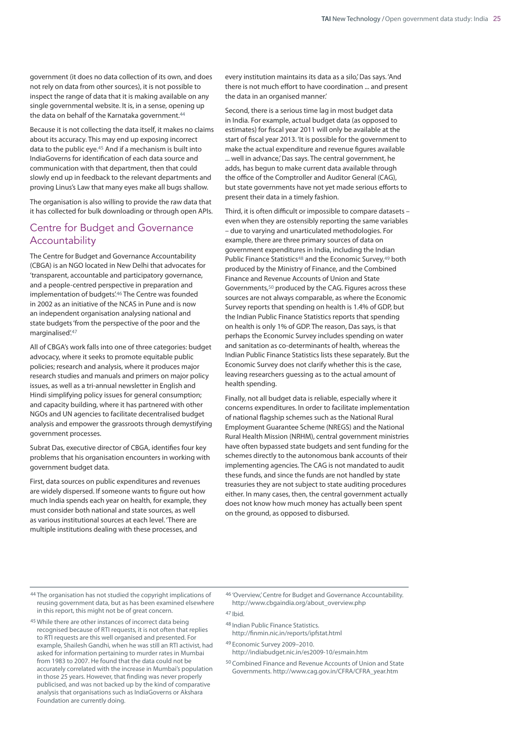government (it does no data collection of its own, and does not rely on data from other sources), it is not possible to inspect the range of data that it is making available on any single governmental website. It is, in a sense, opening up the data on behalf of the Karnataka government.[44]

Because it is not collecting the data itself, it makes no claims about its accuracy. This may end up exposing incorrect data to the public eye.[45] And if a mechanism is built into IndiaGoverns for identification of each data source and communication with that department, then that could slowly end up in feedback to the relevant departments and proving Linus's Law that many eyes make all bugs shallow.

The organisation is also willing to provide the raw data that it has collected for bulk downloading or through open APIs.

## Centre for Budget and Governance Accountability

The Centre for Budget and Governance Accountability (CBGA) is an NGO located in New Delhi that advocates for 'transparent, accountable and participatory governance, and a people-centred perspective in preparation and implementation of budgets'.[46] The Centre was founded in 2002 as an initiative of the NCAS in Pune and is now an independent organisation analysing national and state budgets 'from the perspective of the poor and the marginalised'.[47]

All of CBGA's work falls into one of three categories: budget advocacy, where it seeks to promote equitable public policies; research and analysis, where it produces major research studies and manuals and primers on major policy issues, as well as a tri-annual newsletter in English and Hindi simplifying policy issues for general consumption; and capacity building, where it has partnered with other NGOs and UN agencies to facilitate decentralised budget analysis and empower the grassroots through demystifying government processes.

Subrat Das, executive director of CBGA, identifies four key problems that his organisation encounters in working with government budget data.

First, data sources on public expenditures and revenues are widely dispersed. If someone wants to figure out how much India spends each year on health, for example, they must consider both national and state sources, as well as various institutional sources at each level. 'There are multiple institutions dealing with these processes, and every institution maintains its data as a silo,' Das says. 'And there is not much effort to have coordination ... and present the data in an organised manner.'

Second, there is a serious time lag in most budget data in India. For example, actual budget data (as opposed to estimates) for fiscal year 2011 will only be available at the start of fiscal year 2013. 'It is possible for the government to make the actual expenditure and revenue figures available ... well in advance,' Das says. The central government, he adds, has begun to make current data available through the office of the Comptroller and Auditor General (CAG), but state governments have not yet made serious efforts to present their data in a timely fashion.

Third, it is often difficult or impossible to compare datasets – even when they are ostensibly reporting the same variables – due to varying and unarticulated methodologies. For example, there are three primary sources of data on government expenditures in India, including the Indian Public Finance Statistics[48] and the Economic Survey,[49] both produced by the Ministry of Finance, and the Combined Finance and Revenue Accounts of Union and State Governments,[50] produced by the CAG. Figures across these sources are not always comparable, as where the Economic Survey reports that spending on health is 1.4% of GDP, but the Indian Public Finance Statistics reports that spending on health is only 1% of GDP. The reason, Das says, is that perhaps the Economic Survey includes spending on water and sanitation as co-determinants of health, whereas the Indian Public Finance Statistics lists these separately. But the Economic Survey does not clarify whether this is the case, leaving researchers guessing as to the actual amount of health spending.

Finally, not all budget data is reliable, especially where it concerns expenditures. In order to facilitate implementation of national flagship schemes such as the National Rural Employment Guarantee Scheme (NREGS) and the National Rural Health Mission (NRHM), central government ministries have often bypassed state budgets and sent funding for the schemes directly to the autonomous bank accounts of their implementing agencies. The CAG is not mandated to audit these funds, and since the funds are not handled by state treasuries they are not subject to state auditing procedures either. In many cases, then, the central government actually does not know how much money has actually been spent on the ground, as opposed to disbursed.

---

[44] The organisation has not studied the copyright implications of reusing government data, but as has been examined elsewhere in this report, this might not be of great concern.

[45] While there are other instances of incorrect data being recognised because of RTI requests, it is not often that replies to RTI requests are this well organised and presented. For example, Shailesh Gandhi, when he was still an RTI activist, had asked for information pertaining to murder rates in Mumbai from 1983 to 2007. He found that the data could not be accurately correlated with the increase in Mumbai's population in those 25 years. However, that finding was never properly publicised, and was not backed up by the kind of comparative analysis that organisations such as IndiaGoverns or Akshara Foundation are currently doing.

[46] 'Overview,' Centre for Budget and Governance Accountability. http://www.cbgaindia.org/about_overview.php

[47] Ibid.

[48] Indian Public Finance Statistics. http://finmin.nic.in/reports/ipfstat.html

[49] Economic Survey 2009–2010. http://indiabudget.nic.in/es2009-10/esmain.htm

[50] Combined Finance and Revenue Accounts of Union and State Governments. http://www.cag.gov.in/CFRA/CFRA_year.htm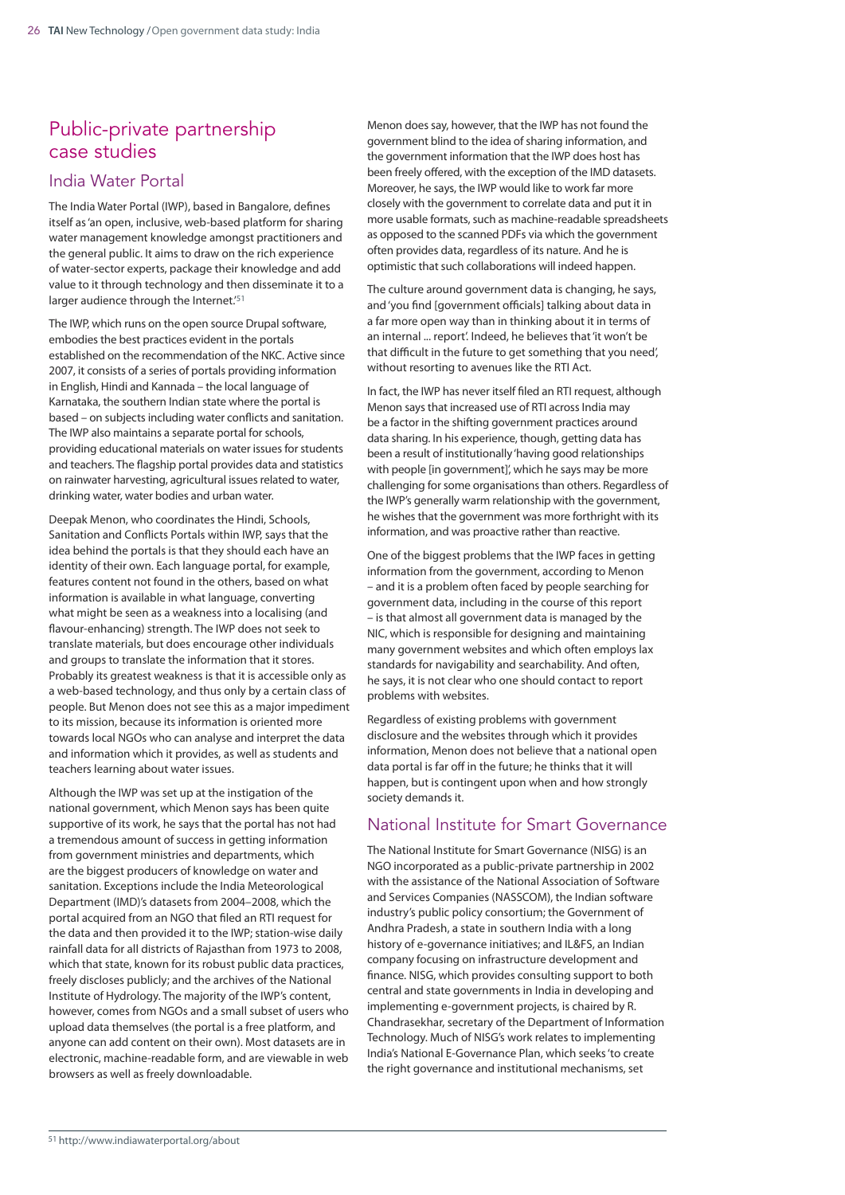## Public-private partnership case studies

### India Water Portal

The India Water Portal (IWP), based in Bangalore, defines itself as 'an open, inclusive, web-based platform for sharing water management knowledge amongst practitioners and the general public. It aims to draw on the rich experience of water-sector experts, package their knowledge and add value to it through technology and then disseminate it to a larger audience through the Internet.'[51]

The IWP, which runs on the open source Drupal software, embodies the best practices evident in the portals established on the recommendation of the NKC. Active since 2007, it consists of a series of portals providing information in English, Hindi and Kannada – the local language of Karnataka, the southern Indian state where the portal is based – on subjects including water conflicts and sanitation. The IWP also maintains a separate portal for schools, providing educational materials on water issues for students and teachers. The flagship portal provides data and statistics on rainwater harvesting, agricultural issues related to water, drinking water, water bodies and urban water.

Deepak Menon, who coordinates the Hindi, Schools, Sanitation and Conflicts Portals within IWP, says that the idea behind the portals is that they should each have an identity of their own. Each language portal, for example, features content not found in the others, based on what information is available in what language, converting what might be seen as a weakness into a localising (and flavour-enhancing) strength. The IWP does not seek to translate materials, but does encourage other individuals and groups to translate the information that it stores. Probably its greatest weakness is that it is accessible only as a web-based technology, and thus only by a certain class of people. But Menon does not see this as a major impediment to its mission, because its information is oriented more towards local NGOs who can analyse and interpret the data and information which it provides, as well as students and teachers learning about water issues.

Although the IWP was set up at the instigation of the national government, which Menon says has been quite supportive of its work, he says that the portal has not had a tremendous amount of success in getting information from government ministries and departments, which are the biggest producers of knowledge on water and sanitation. Exceptions include the India Meteorological Department (IMD)'s datasets from 2004–2008, which the portal acquired from an NGO that filed an RTI request for the data and then provided it to the IWP; station-wise daily rainfall data for all districts of Rajasthan from 1973 to 2008, which that state, known for its robust public data practices, freely discloses publicly; and the archives of the National Institute of Hydrology. The majority of the IWP's content, however, comes from NGOs and a small subset of users who upload data themselves (the portal is a free platform, and anyone can add content on their own). Most datasets are in electronic, machine-readable form, and are viewable in web browsers as well as freely downloadable.

Menon does say, however, that the IWP has not found the government blind to the idea of sharing information, and the government information that the IWP does host has been freely offered, with the exception of the IMD datasets. Moreover, he says, the IWP would like to work far more closely with the government to correlate data and put it in more usable formats, such as machine-readable spreadsheets as opposed to the scanned PDFs via which the government often provides data, regardless of its nature. And he is optimistic that such collaborations will indeed happen.

The culture around government data is changing, he says, and 'you find [government officials] talking about data in a far more open way than in thinking about it in terms of an internal ... report'. Indeed, he believes that 'it won't be that difficult in the future to get something that you need', without resorting to avenues like the RTI Act.

In fact, the IWP has never itself filed an RTI request, although Menon says that increased use of RTI across India may be a factor in the shifting government practices around data sharing. In his experience, though, getting data has been a result of institutionally 'having good relationships with people [in government]', which he says may be more challenging for some organisations than others. Regardless of the IWP's generally warm relationship with the government, he wishes that the government was more forthright with its information, and was proactive rather than reactive.

One of the biggest problems that the IWP faces in getting information from the government, according to Menon – and it is a problem often faced by people searching for government data, including in the course of this report – is that almost all government data is managed by the NIC, which is responsible for designing and maintaining many government websites and which often employs lax standards for navigability and searchability. And often, he says, it is not clear who one should contact to report problems with websites.

Regardless of existing problems with government disclosure and the websites through which it provides information, Menon does not believe that a national open data portal is far off in the future; he thinks that it will happen, but is contingent upon when and how strongly society demands it.

### National Institute for Smart Governance

The National Institute for Smart Governance (NISG) is an NGO incorporated as a public-private partnership in 2002 with the assistance of the National Association of Software and Services Companies (NASSCOM), the Indian software industry's public policy consortium; the Government of Andhra Pradesh, a state in southern India with a long history of e-governance initiatives; and IL&FS, an Indian company focusing on infrastructure development and finance. NISG, which provides consulting support to both central and state governments in India in developing and implementing e-government projects, is chaired by R. Chandrasekhar, secretary of the Department of Information Technology. Much of NISG's work relates to implementing India's National E-Governance Plan, which seeks 'to create the right governance and institutional mechanisms, set

---

[51] http://www.indiawaterportal.org/about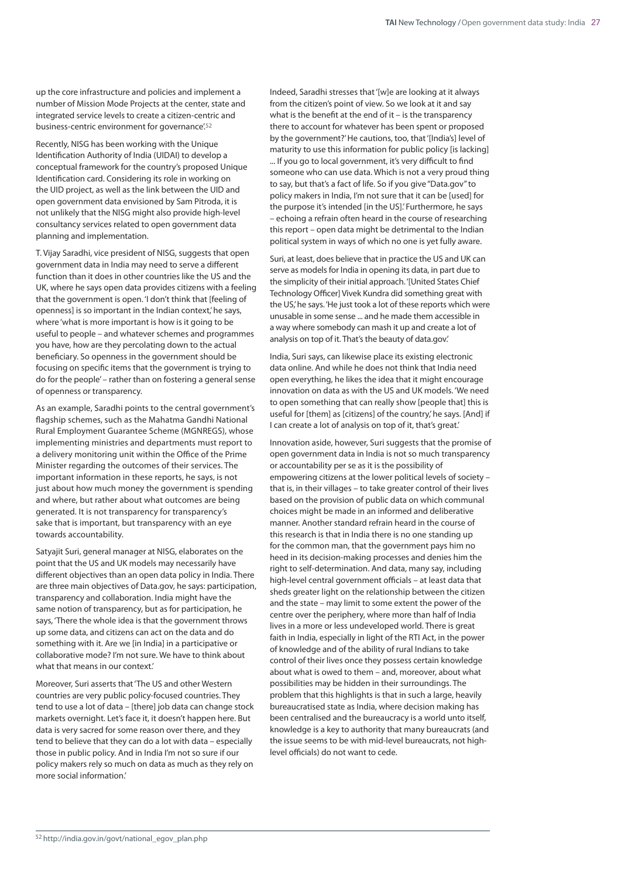up the core infrastructure and policies and implement a number of Mission Mode Projects at the center, state and integrated service levels to create a citizen-centric and business-centric environment for governance'.[52]

Recently, NISG has been working with the Unique Identification Authority of India (UIDAI) to develop a conceptual framework for the country's proposed Unique Identification card. Considering its role in working on the UID project, as well as the link between the UID and open government data envisioned by Sam Pitroda, it is not unlikely that the NISG might also provide high-level consultancy services related to open government data planning and implementation.

T. Vijay Saradhi, vice president of NISG, suggests that open government data in India may need to serve a different function than it does in other countries like the US and the UK, where he says open data provides citizens with a feeling that the government is open. 'I don't think that [feeling of openness] is so important in the Indian context,' he says, where 'what is more important is how is it going to be useful to people – and whatever schemes and programmes you have, how are they percolating down to the actual beneficiary. So openness in the government should be focusing on specific items that the government is trying to do for the people' – rather than on fostering a general sense of openness or transparency.

As an example, Saradhi points to the central government's flagship schemes, such as the Mahatma Gandhi National Rural Employment Guarantee Scheme (MGNREGS), whose implementing ministries and departments must report to a delivery monitoring unit within the Office of the Prime Minister regarding the outcomes of their services. The important information in these reports, he says, is not just about how much money the government is spending and where, but rather about what outcomes are being generated. It is not transparency for transparency's sake that is important, but transparency with an eye towards accountability.

Satyajit Suri, general manager at NISG, elaborates on the point that the US and UK models may necessarily have different objectives than an open data policy in India. There are three main objectives of Data.gov, he says: participation, transparency and collaboration. India might have the same notion of transparency, but as for participation, he says, 'There the whole idea is that the government throws up some data, and citizens can act on the data and do something with it. Are we [in India] in a participative or collaborative mode? I'm not sure. We have to think about what that means in our context.'

Moreover, Suri asserts that 'The US and other Western countries are very public policy-focused countries. They tend to use a lot of data – [there] job data can change stock markets overnight. Let's face it, it doesn't happen here. But data is very sacred for some reason over there, and they tend to believe that they can do a lot with data – especially those in public policy. And in India I'm not so sure if our policy makers rely so much on data as much as they rely on more social information.'

Indeed, Saradhi stresses that '[w]e are looking at it always from the citizen's point of view. So we look at it and say what is the benefit at the end of it – is the transparency there to account for whatever has been spent or proposed by the government?' He cautions, too, that '[India's] level of maturity to use this information for public policy [is lacking] ... If you go to local government, it's very difficult to find someone who can use data. Which is not a very proud thing to say, but that's a fact of life. So if you give "Data.gov" to policy makers in India, I'm not sure that it can be [used] for the purpose it's intended [in the US].' Furthermore, he says – echoing a refrain often heard in the course of researching this report – open data might be detrimental to the Indian political system in ways of which no one is yet fully aware.

Suri, at least, does believe that in practice the US and UK can serve as models for India in opening its data, in part due to the simplicity of their initial approach. '[United States Chief Technology Officer] Vivek Kundra did something great with the US,' he says. 'He just took a lot of these reports which were unusable in some sense ... and he made them accessible in a way where somebody can mash it up and create a lot of analysis on top of it. That's the beauty of data.gov.'

India, Suri says, can likewise place its existing electronic data online. And while he does not think that India need open everything, he likes the idea that it might encourage innovation on data as with the US and UK models. 'We need to open something that can really show [people that] this is useful for [them] as [citizens] of the country,' he says. [And] if I can create a lot of analysis on top of it, that's great.'

Innovation aside, however, Suri suggests that the promise of open government data in India is not so much transparency or accountability per se as it is the possibility of empowering citizens at the lower political levels of society – that is, in their villages – to take greater control of their lives based on the provision of public data on which communal choices might be made in an informed and deliberative manner. Another standard refrain heard in the course of this research is that in India there is no one standing up for the common man, that the government pays him no heed in its decision-making processes and denies him the right to self-determination. And data, many say, including high-level central government officials – at least data that sheds greater light on the relationship between the citizen and the state – may limit to some extent the power of the centre over the periphery, where more than half of India lives in a more or less undeveloped world. There is great faith in India, especially in light of the RTI Act, in the power of knowledge and of the ability of rural Indians to take control of their lives once they possess certain knowledge about what is owed to them – and, moreover, about what possibilities may be hidden in their surroundings. The problem that this highlights is that in such a large, heavily bureaucratised state as India, where decision making has been centralised and the bureaucracy is a world unto itself, knowledge is a key to authority that many bureaucrats (and the issue seems to be with mid-level bureaucrats, not high-level officials) do not want to cede.

[52] http://india.gov.in/govt/national_egov_plan.php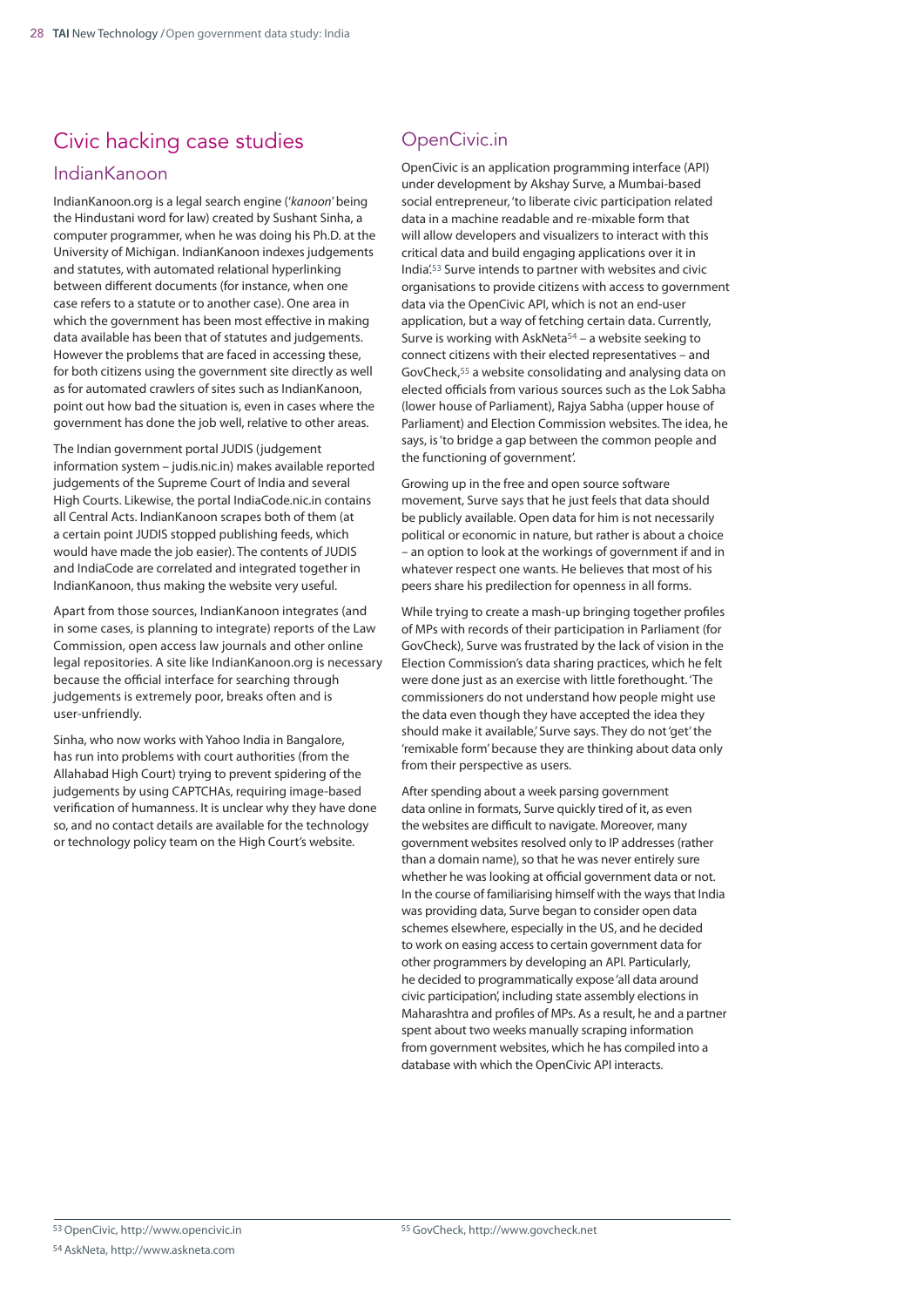## Civic hacking case studies

### IndianKanoon

IndianKanoon.org is a legal search engine ('*kanoon*' being the Hindustani word for law) created by Sushant Sinha, a computer programmer, when he was doing his Ph.D. at the University of Michigan. IndianKanoon indexes judgements and statutes, with automated relational hyperlinking between different documents (for instance, when one case refers to a statute or to another case). One area in which the government has been most effective in making data available has been that of statutes and judgements. However the problems that are faced in accessing these, for both citizens using the government site directly as well as for automated crawlers of sites such as IndianKanoon, point out how bad the situation is, even in cases where the government has done the job well, relative to other areas.

The Indian government portal JUDIS (judgement information system – judis.nic.in) makes available reported judgements of the Supreme Court of India and several High Courts. Likewise, the portal IndiaCode.nic.in contains all Central Acts. IndianKanoon scrapes both of them (at a certain point JUDIS stopped publishing feeds, which would have made the job easier). The contents of JUDIS and IndiaCode are correlated and integrated together in IndianKanoon, thus making the website very useful.

Apart from those sources, IndianKanoon integrates (and in some cases, is planning to integrate) reports of the Law Commission, open access law journals and other online legal repositories. A site like IndianKanoon.org is necessary because the official interface for searching through judgements is extremely poor, breaks often and is user-unfriendly.

Sinha, who now works with Yahoo India in Bangalore, has run into problems with court authorities (from the Allahabad High Court) trying to prevent spidering of the judgements by using CAPTCHAs, requiring image-based verification of humanness. It is unclear why they have done so, and no contact details are available for the technology or technology policy team on the High Court's website.

### OpenCivic.in

OpenCivic is an application programming interface (API) under development by Akshay Surve, a Mumbai-based social entrepreneur, 'to liberate civic participation related data in a machine readable and re-mixable form that will allow developers and visualizers to interact with this critical data and build engaging applications over it in India'.[53] Surve intends to partner with websites and civic organisations to provide citizens with access to government data via the OpenCivic API, which is not an end-user application, but a way of fetching certain data. Currently, Surve is working with AskNeta[54] – a website seeking to connect citizens with their elected representatives – and GovCheck,[55] a website consolidating and analysing data on elected officials from various sources such as the Lok Sabha (lower house of Parliament), Rajya Sabha (upper house of Parliament) and Election Commission websites. The idea, he says, is 'to bridge a gap between the common people and the functioning of government'.

Growing up in the free and open source software movement, Surve says that he just feels that data should be publicly available. Open data for him is not necessarily political or economic in nature, but rather is about a choice – an option to look at the workings of government if and in whatever respect one wants. He believes that most of his peers share his predilection for openness in all forms.

While trying to create a mash-up bringing together profiles of MPs with records of their participation in Parliament (for GovCheck), Surve was frustrated by the lack of vision in the Election Commission's data sharing practices, which he felt were done just as an exercise with little forethought. 'The commissioners do not understand how people might use the data even though they have accepted the idea they should make it available,' Surve says. They do not 'get' the 'remixable form' because they are thinking about data only from their perspective as users.

After spending about a week parsing government data online in formats, Surve quickly tired of it, as even the websites are difficult to navigate. Moreover, many government websites resolved only to IP addresses (rather than a domain name), so that he was never entirely sure whether he was looking at official government data or not. In the course of familiarising himself with the ways that India was providing data, Surve began to consider open data schemes elsewhere, especially in the US, and he decided to work on easing access to certain government data for other programmers by developing an API. Particularly, he decided to programmatically expose 'all data around civic participation', including state assembly elections in Maharashtra and profiles of MPs. As a result, he and a partner spent about two weeks manually scraping information from government websites, which he has compiled into a database with which the OpenCivic API interacts.

---

[53] OpenCivic, http://www.opencivic.in

[54] AskNeta, http://www.askneta.com

[55] GovCheck, http://www.govcheck.net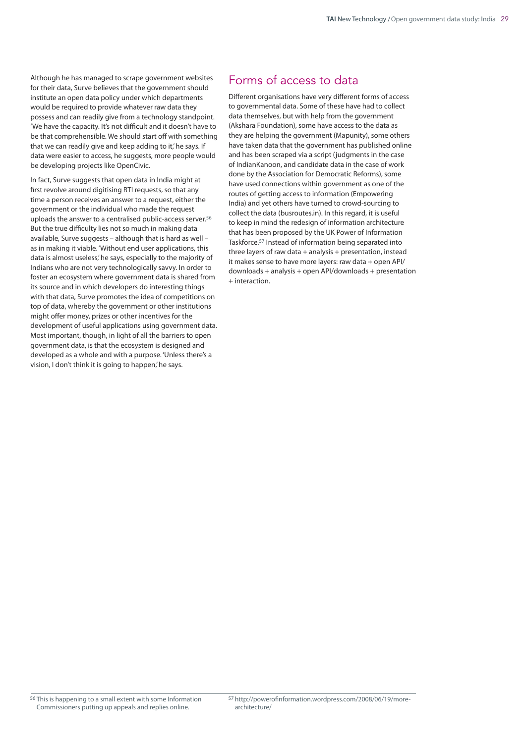Although he has managed to scrape government websites for their data, Surve believes that the government should institute an open data policy under which departments would be required to provide whatever raw data they possess and can readily give from a technology standpoint. 'We have the capacity. It's not difficult and it doesn't have to be that comprehensible. We should start off with something that we can readily give and keep adding to it,' he says. If data were easier to access, he suggests, more people would be developing projects like OpenCivic.

In fact, Surve suggests that open data in India might at first revolve around digitising RTI requests, so that any time a person receives an answer to a request, either the government or the individual who made the request uploads the answer to a centralised public-access server.[56] But the true difficulty lies not so much in making data available, Surve suggests – although that is hard as well – as in making it viable. 'Without end user applications, this data is almost useless,' he says, especially to the majority of Indians who are not very technologically savvy. In order to foster an ecosystem where government data is shared from its source and in which developers do interesting things with that data, Surve promotes the idea of competitions on top of data, whereby the government or other institutions might offer money, prizes or other incentives for the development of useful applications using government data. Most important, though, in light of all the barriers to open government data, is that the ecosystem is designed and developed as a whole and with a purpose. 'Unless there's a vision, I don't think it is going to happen,' he says.

## Forms of access to data

Different organisations have very different forms of access to governmental data. Some of these have had to collect data themselves, but with help from the government (Akshara Foundation), some have access to the data as they are helping the government (Mapunity), some others have taken data that the government has published online and has been scraped via a script (judgments in the case of IndianKanoon, and candidate data in the case of work done by the Association for Democratic Reforms), some have used connections within government as one of the routes of getting access to information (Empowering India) and yet others have turned to crowd-sourcing to collect the data (busroutes.in). In this regard, it is useful to keep in mind the redesign of information architecture that has been proposed by the UK Power of Information Taskforce.[57] Instead of information being separated into three layers of raw data + analysis + presentation, instead it makes sense to have more layers: raw data + open API/downloads + analysis + open API/downloads + presentation + interaction.

---

[56] This is happening to a small extent with some Information Commissioners putting up appeals and replies online.

[57] http://powerofinformation.wordpress.com/2008/06/19/more-architecture/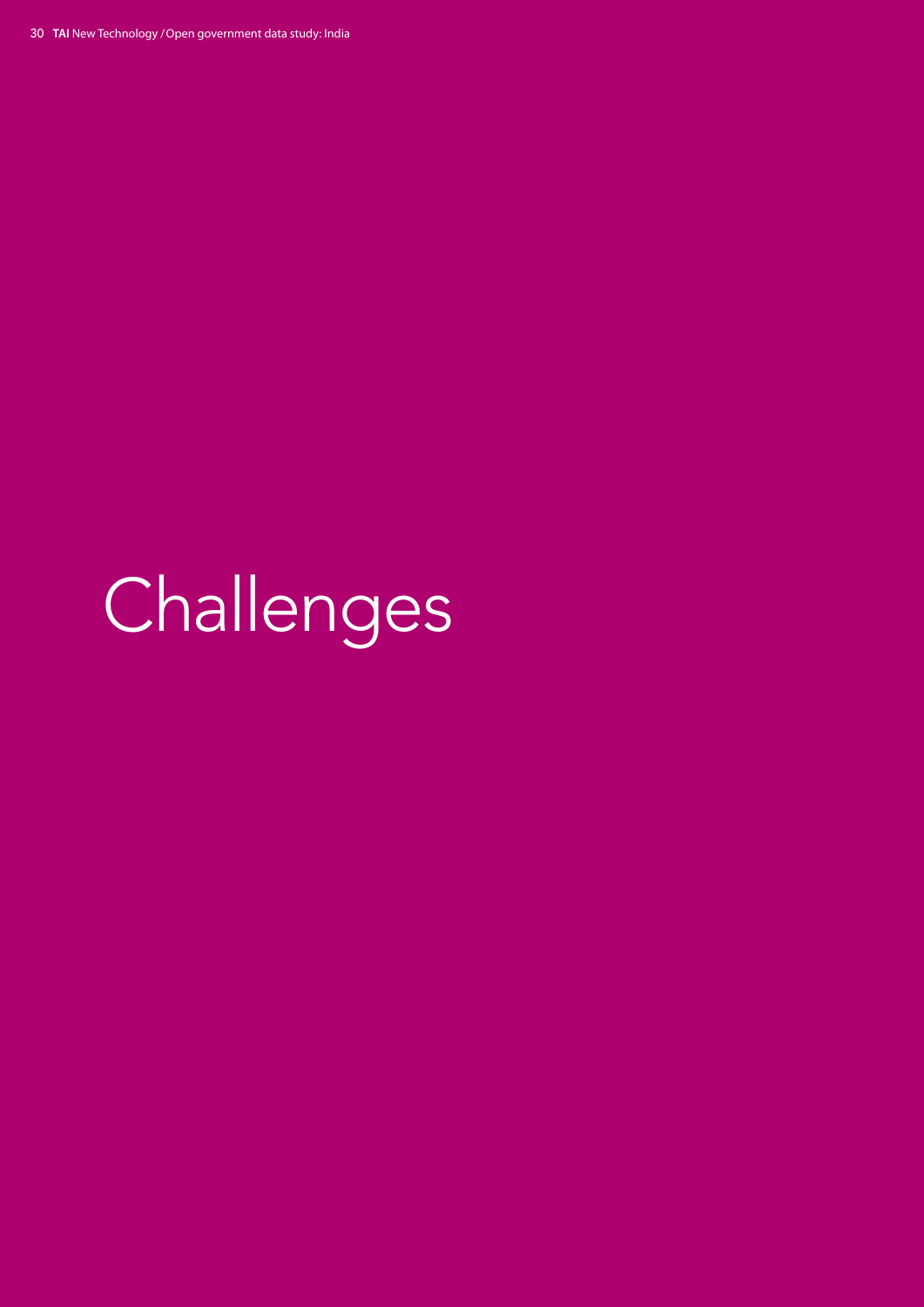# Challenges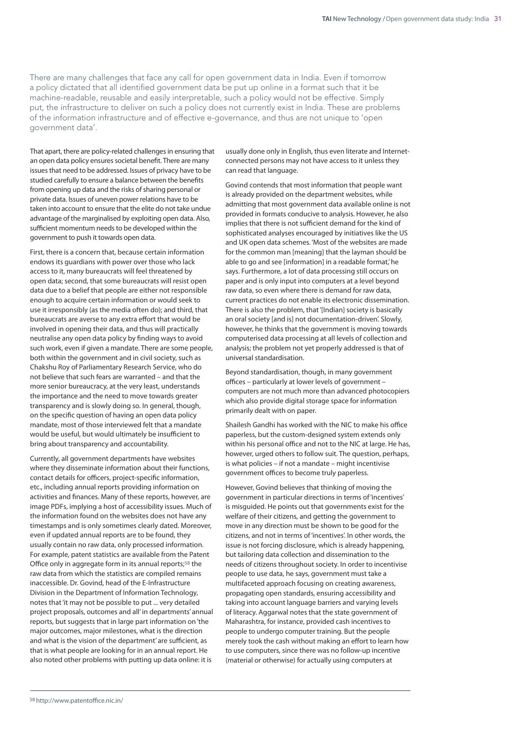There are many challenges that face any call for open government data in India. Even if tomorrow a policy dictated that all identified government data be put up online in a format such that it be machine-readable, reusable and easily interpretable, such a policy would not be effective. Simply put, the infrastructure to deliver on such a policy does not currently exist in India. These are problems of the information infrastructure and of effective e-governance, and thus are not unique to 'open government data'.

That apart, there are policy-related challenges in ensuring that an open data policy ensures societal benefit. There are many issues that need to be addressed. Issues of privacy have to be studied carefully to ensure a balance between the benefits from opening up data and the risks of sharing personal or private data. Issues of uneven power relations have to be taken into account to ensure that the elite do not take undue advantage of the marginalised by exploiting open data. Also, sufficient momentum needs to be developed within the government to push it towards open data.

First, there is a concern that, because certain information endows its guardians with power over those who lack access to it, many bureaucrats will feel threatened by open data; second, that some bureaucrats will resist open data due to a belief that people are either not responsible enough to acquire certain information or would seek to use it irresponsibly (as the media often do); and third, that bureaucrats are averse to any extra effort that would be involved in opening their data, and thus will practically neutralise any open data policy by finding ways to avoid such work, even if given a mandate. There are some people, both within the government and in civil society, such as Chakshu Roy of Parliamentary Research Service, who do not believe that such fears are warranted – and that the more senior bureaucracy, at the very least, understands the importance and the need to move towards greater transparency and is slowly doing so. In general, though, on the specific question of having an open data policy mandate, most of those interviewed felt that a mandate would be useful, but would ultimately be insufficient to bring about transparency and accountability.

Currently, all government departments have websites where they disseminate information about their functions, contact details for officers, project-specific information, etc., including annual reports providing information on activities and finances. Many of these reports, however, are image PDFs, implying a host of accessibility issues. Much of the information found on the websites does not have any timestamps and is only sometimes clearly dated. Moreover, even if updated annual reports are to be found, they usually contain no raw data, only processed information. For example, patent statistics are available from the Patent Office only in aggregate form in its annual reports;[58] the raw data from which the statistics are compiled remains inaccessible. Dr. Govind, head of the E-Infrastructure Division in the Department of Information Technology, notes that 'it may not be possible to put ... very detailed project proposals, outcomes and all' in departments' annual reports, but suggests that in large part information on 'the major outcomes, major milestones, what is the direction and what is the vision of the department' are sufficient, as that is what people are looking for in an annual report. He also noted other problems with putting up data online: it is usually done only in English, thus even literate and Internet-connected persons may not have access to it unless they can read that language.

Govind contends that most information that people want is already provided on the department websites, while admitting that most government data available online is not provided in formats conducive to analysis. However, he also implies that there is not sufficient demand for the kind of sophisticated analyses encouraged by initiatives like the US and UK open data schemes. 'Most of the websites are made for the common man [meaning] that the layman should be able to go and see [information] in a readable format,' he says. Furthermore, a lot of data processing still occurs on paper and is only input into computers at a level beyond raw data, so even where there is demand for raw data, current practices do not enable its electronic dissemination. There is also the problem, that '[Indian] society is basically an oral society [and is] not documentation-driven'. Slowly, however, he thinks that the government is moving towards computerised data processing at all levels of collection and analysis; the problem not yet properly addressed is that of universal standardisation.

Beyond standardisation, though, in many government offices – particularly at lower levels of government – computers are not much more than advanced photocopiers which also provide digital storage space for information primarily dealt with on paper.

Shailesh Gandhi has worked with the NIC to make his office paperless, but the custom-designed system extends only within his personal office and not to the NIC at large. He has, however, urged others to follow suit. The question, perhaps, is what policies – if not a mandate – might incentivise government offices to become truly paperless.

However, Govind believes that thinking of moving the government in particular directions in terms of 'incentives' is misguided. He points out that governments exist for the welfare of their citizens, and getting the government to move in any direction must be shown to be good for the citizens, and not in terms of 'incentives'. In other words, the issue is not forcing disclosure, which is already happening, but tailoring data collection and dissemination to the needs of citizens throughout society. In order to incentivise people to use data, he says, government must take a multifaceted approach focusing on creating awareness, propagating open standards, ensuring accessibility and taking into account language barriers and varying levels of literacy. Aggarwal notes that the state government of Maharashtra, for instance, provided cash incentives to people to undergo computer training. But the people merely took the cash without making an effort to learn how to use computers, since there was no follow-up incentive (material or otherwise) for actually using computers at

[58] http://www.patentoffice.nic.in/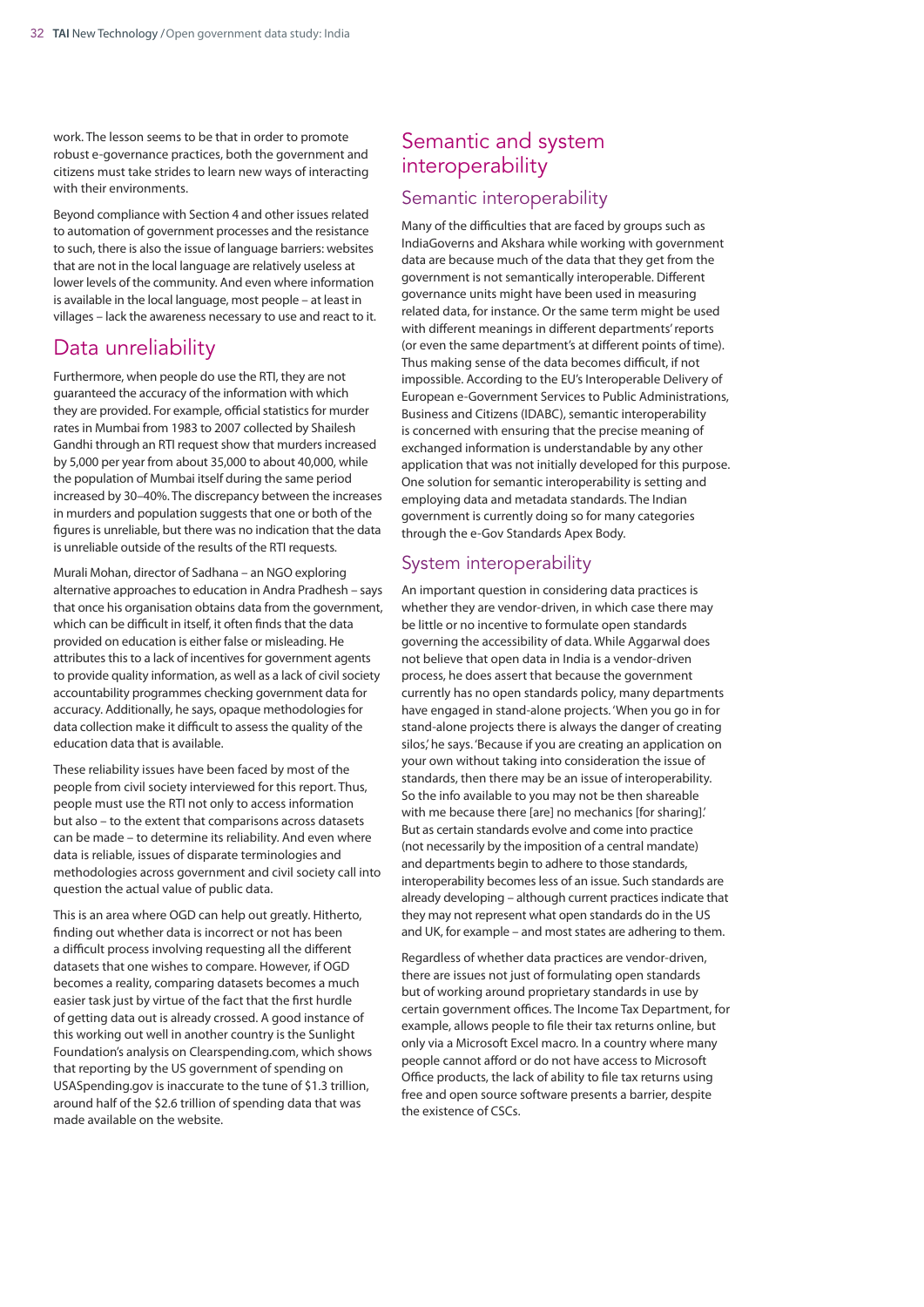work. The lesson seems to be that in order to promote robust e-governance practices, both the government and citizens must take strides to learn new ways of interacting with their environments.

Beyond compliance with Section 4 and other issues related to automation of government processes and the resistance to such, there is also the issue of language barriers: websites that are not in the local language are relatively useless at lower levels of the community. And even where information is available in the local language, most people – at least in villages – lack the awareness necessary to use and react to it.

## Data unreliability

Furthermore, when people do use the RTI, they are not guaranteed the accuracy of the information with which they are provided. For example, official statistics for murder rates in Mumbai from 1983 to 2007 collected by Shailesh Gandhi through an RTI request show that murders increased by 5,000 per year from about 35,000 to about 40,000, while the population of Mumbai itself during the same period increased by 30–40%. The discrepancy between the increases in murders and population suggests that one or both of the figures is unreliable, but there was no indication that the data is unreliable outside of the results of the RTI requests.

Murali Mohan, director of Sadhana – an NGO exploring alternative approaches to education in Andra Pradhesh – says that once his organisation obtains data from the government, which can be difficult in itself, it often finds that the data provided on education is either false or misleading. He attributes this to a lack of incentives for government agents to provide quality information, as well as a lack of civil society accountability programmes checking government data for accuracy. Additionally, he says, opaque methodologies for data collection make it difficult to assess the quality of the education data that is available.

These reliability issues have been faced by most of the people from civil society interviewed for this report. Thus, people must use the RTI not only to access information but also – to the extent that comparisons across datasets can be made – to determine its reliability. And even where data is reliable, issues of disparate terminologies and methodologies across government and civil society call into question the actual value of public data.

This is an area where OGD can help out greatly. Hitherto, finding out whether data is incorrect or not has been a difficult process involving requesting all the different datasets that one wishes to compare. However, if OGD becomes a reality, comparing datasets becomes a much easier task just by virtue of the fact that the first hurdle of getting data out is already crossed. A good instance of this working out well in another country is the Sunlight Foundation's analysis on Clearspending.com, which shows that reporting by the US government of spending on USASpending.gov is inaccurate to the tune of $1.3 trillion, around half of the $2.6 trillion of spending data that was made available on the website.

## Semantic and system interoperability

### Semantic interoperability

Many of the difficulties that are faced by groups such as IndiaGoverns and Akshara while working with government data are because much of the data that they get from the government is not semantically interoperable. Different governance units might have been used in measuring related data, for instance. Or the same term might be used with different meanings in different departments' reports (or even the same department's at different points of time). Thus making sense of the data becomes difficult, if not impossible. According to the EU's Interoperable Delivery of European e-Government Services to Public Administrations, Business and Citizens (IDABC), semantic interoperability is concerned with ensuring that the precise meaning of exchanged information is understandable by any other application that was not initially developed for this purpose. One solution for semantic interoperability is setting and employing data and metadata standards. The Indian government is currently doing so for many categories through the e-Gov Standards Apex Body.

### System interoperability

An important question in considering data practices is whether they are vendor-driven, in which case there may be little or no incentive to formulate open standards governing the accessibility of data. While Aggarwal does not believe that open data in India is a vendor-driven process, he does assert that because the government currently has no open standards policy, many departments have engaged in stand-alone projects. 'When you go in for stand-alone projects there is always the danger of creating silos,' he says. 'Because if you are creating an application on your own without taking into consideration the issue of standards, then there may be an issue of interoperability. So the info available to you may not be then shareable with me because there [are] no mechanics [for sharing].' But as certain standards evolve and come into practice (not necessarily by the imposition of a central mandate) and departments begin to adhere to those standards, interoperability becomes less of an issue. Such standards are already developing – although current practices indicate that they may not represent what open standards do in the US and UK, for example – and most states are adhering to them.

Regardless of whether data practices are vendor-driven, there are issues not just of formulating open standards but of working around proprietary standards in use by certain government offices. The Income Tax Department, for example, allows people to file their tax returns online, but only via a Microsoft Excel macro. In a country where many people cannot afford or do not have access to Microsoft Office products, the lack of ability to file tax returns using free and open source software presents a barrier, despite the existence of CSCs.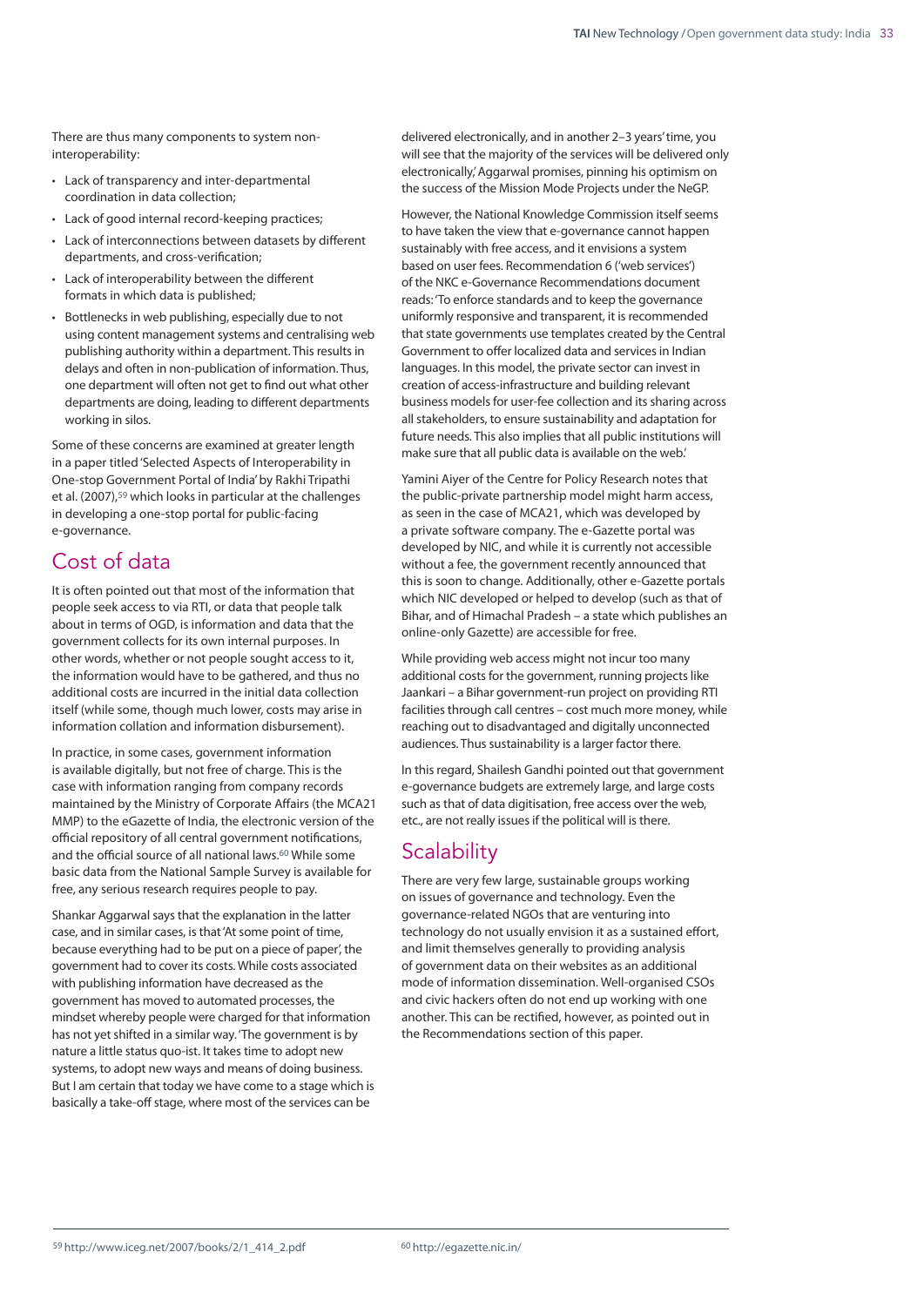There are thus many components to system non-interoperability:

- Lack of transparency and inter-departmental coordination in data collection;
- Lack of good internal record-keeping practices;
- Lack of interconnections between datasets by different departments, and cross-verification;
- Lack of interoperability between the different formats in which data is published;
- Bottlenecks in web publishing, especially due to not using content management systems and centralising web publishing authority within a department. This results in delays and often in non-publication of information. Thus, one department will often not get to find out what other departments are doing, leading to different departments working in silos.

Some of these concerns are examined at greater length in a paper titled 'Selected Aspects of Interoperability in One-stop Government Portal of India' by Rakhi Tripathi et al. (2007),[59] which looks in particular at the challenges in developing a one-stop portal for public-facing e-governance.

## Cost of data

It is often pointed out that most of the information that people seek access to via RTI, or data that people talk about in terms of OGD, is information and data that the government collects for its own internal purposes. In other words, whether or not people sought access to it, the information would have to be gathered, and thus no additional costs are incurred in the initial data collection itself (while some, though much lower, costs may arise in information collation and information disbursement).

In practice, in some cases, government information is available digitally, but not free of charge. This is the case with information ranging from company records maintained by the Ministry of Corporate Affairs (the MCA21 MMP) to the eGazette of India, the electronic version of the official repository of all central government notifications, and the official source of all national laws.[60] While some basic data from the National Sample Survey is available for free, any serious research requires people to pay.

Shankar Aggarwal says that the explanation in the latter case, and in similar cases, is that 'At some point of time, because everything had to be put on a piece of paper', the government had to cover its costs. While costs associated with publishing information have decreased as the government has moved to automated processes, the mindset whereby people were charged for that information has not yet shifted in a similar way. 'The government is by nature a little status quo-ist. It takes time to adopt new systems, to adopt new ways and means of doing business. But I am certain that today we have come to a stage which is basically a take-off stage, where most of the services can be delivered electronically, and in another 2–3 years' time, you will see that the majority of the services will be delivered only electronically,' Aggarwal promises, pinning his optimism on the success of the Mission Mode Projects under the NeGP.

However, the National Knowledge Commission itself seems to have taken the view that e-governance cannot happen sustainably with free access, and it envisions a system based on user fees. Recommendation 6 ('web services') of the NKC e-Governance Recommendations document reads: 'To enforce standards and to keep the governance uniformly responsive and transparent, it is recommended that state governments use templates created by the Central Government to offer localized data and services in Indian languages. In this model, the private sector can invest in creation of access-infrastructure and building relevant business models for user-fee collection and its sharing across all stakeholders, to ensure sustainability and adaptation for future needs. This also implies that all public institutions will make sure that all public data is available on the web.'

Yamini Aiyer of the Centre for Policy Research notes that the public-private partnership model might harm access, as seen in the case of MCA21, which was developed by a private software company. The e-Gazette portal was developed by NIC, and while it is currently not accessible without a fee, the government recently announced that this is soon to change. Additionally, other e-Gazette portals which NIC developed or helped to develop (such as that of Bihar, and of Himachal Pradesh – a state which publishes an online-only Gazette) are accessible for free.

While providing web access might not incur too many additional costs for the government, running projects like Jaankari – a Bihar government-run project on providing RTI facilities through call centres – cost much more money, while reaching out to disadvantaged and digitally unconnected audiences. Thus sustainability is a larger factor there.

In this regard, Shailesh Gandhi pointed out that government e-governance budgets are extremely large, and large costs such as that of data digitisation, free access over the web, etc., are not really issues if the political will is there.

## Scalability

There are very few large, sustainable groups working on issues of governance and technology. Even the governance-related NGOs that are venturing into technology do not usually envision it as a sustained effort, and limit themselves generally to providing analysis of government data on their websites as an additional mode of information dissemination. Well-organised CSOs and civic hackers often do not end up working with one another. This can be rectified, however, as pointed out in the Recommendations section of this paper.

---

[59] http://www.iceg.net/2007/books/2/1_414_2.pdf

[60] http://egazette.nic.in/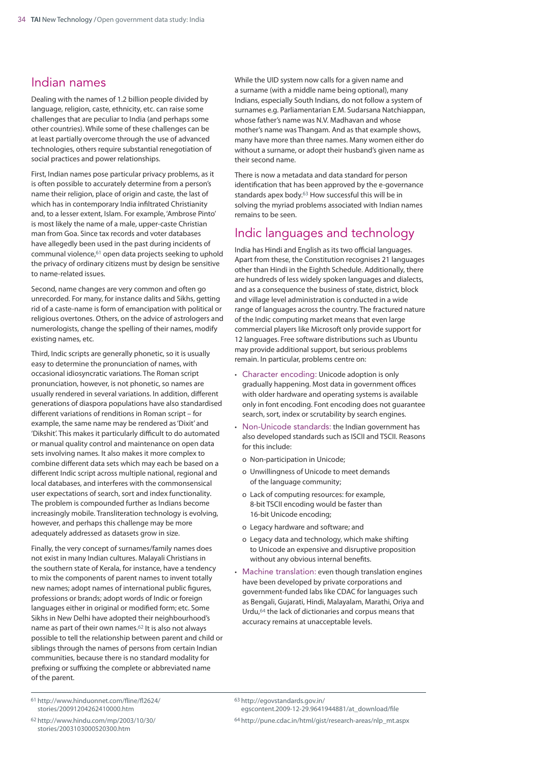## Indian names

Dealing with the names of 1.2 billion people divided by language, religion, caste, ethnicity, etc. can raise some challenges that are peculiar to India (and perhaps some other countries). While some of these challenges can be at least partially overcome through the use of advanced technologies, others require substantial renegotiation of social practices and power relationships.

First, Indian names pose particular privacy problems, as it is often possible to accurately determine from a person's name their religion, place of origin and caste, the last of which has in contemporary India infiltrated Christianity and, to a lesser extent, Islam. For example, 'Ambrose Pinto' is most likely the name of a male, upper-caste Christian man from Goa. Since tax records and voter databases have allegedly been used in the past during incidents of communal violence,[61] open data projects seeking to uphold the privacy of ordinary citizens must by design be sensitive to name-related issues.

Second, name changes are very common and often go unrecorded. For many, for instance dalits and Sikhs, getting rid of a caste-name is form of emancipation with political or religious overtones. Others, on the advice of astrologers and numerologists, change the spelling of their names, modify existing names, etc.

Third, Indic scripts are generally phonetic, so it is usually easy to determine the pronunciation of names, with occasional idiosyncratic variations. The Roman script pronunciation, however, is not phonetic, so names are usually rendered in several variations. In addition, different generations of diaspora populations have also standardised different variations of renditions in Roman script – for example, the same name may be rendered as 'Dixit' and 'Dikshit'. This makes it particularly difficult to do automated or manual quality control and maintenance on open data sets involving names. It also makes it more complex to combine different data sets which may each be based on a different Indic script across multiple national, regional and local databases, and interferes with the commonsensical user expectations of search, sort and index functionality. The problem is compounded further as Indians become increasingly mobile. Transliteration technology is evolving, however, and perhaps this challenge may be more adequately addressed as datasets grow in size.

Finally, the very concept of surnames/family names does not exist in many Indian cultures. Malayali Christians in the southern state of Kerala, for instance, have a tendency to mix the components of parent names to invent totally new names; adopt names of international public figures, professions or brands; adopt words of Indic or foreign languages either in original or modified form; etc. Some Sikhs in New Delhi have adopted their neighbourhood's name as part of their own names.[62] It is also not always possible to tell the relationship between parent and child or siblings through the names of persons from certain Indian communities, because there is no standard modality for prefixing or suffixing the complete or abbreviated name of the parent.

While the UID system now calls for a given name and a surname (with a middle name being optional), many Indians, especially South Indians, do not follow a system of surnames e.g. Parliamentarian E.M. Sudarsana Natchiappan, whose father's name was N.V. Madhavan and whose mother's name was Thangam. And as that example shows, many have more than three names. Many women either do without a surname, or adopt their husband's given name as their second name.

There is now a metadata and data standard for person identification that has been approved by the e-governance standards apex body.[63] How successful this will be in solving the myriad problems associated with Indian names remains to be seen.

## Indic languages and technology

India has Hindi and English as its two official languages. Apart from these, the Constitution recognises 21 languages other than Hindi in the Eighth Schedule. Additionally, there are hundreds of less widely spoken languages and dialects, and as a consequence the business of state, district, block and village level administration is conducted in a wide range of languages across the country. The fractured nature of the Indic computing market means that even large commercial players like Microsoft only provide support for 12 languages. Free software distributions such as Ubuntu may provide additional support, but serious problems remain. In particular, problems centre on:

- Character encoding: Unicode adoption is only gradually happening. Most data in government offices with older hardware and operating systems is available only in font encoding. Font encoding does not guarantee search, sort, index or scrutability by search engines.
- Non-Unicode standards: the Indian government has also developed standards such as ISCII and TSCII. Reasons for this include:
  - Non-participation in Unicode;
  - Unwillingness of Unicode to meet demands of the language community;
  - Lack of computing resources: for example, 8-bit TSCII encoding would be faster than 16-bit Unicode encoding;
  - Legacy hardware and software; and
  - Legacy data and technology, which make shifting to Unicode an expensive and disruptive proposition without any obvious internal benefits.
- Machine translation: even though translation engines have been developed by private corporations and government-funded labs like CDAC for languages such as Bengali, Gujarati, Hindi, Malayalam, Marathi, Oriya and Urdu,[64] the lack of dictionaries and corpus means that accuracy remains at unacceptable levels.

---

[61] http://www.hinduonnet.com/fline/fl2624/stories/20091204262410000.htm

[62] http://www.hindu.com/mp/2003/10/30/stories/2003103000520300.htm

[63] http://egovstandards.gov.in/egscontent.2009-12-29.9641944881/at_download/file

[64] http://pune.cdac.in/html/gist/research-areas/nlp_mt.aspx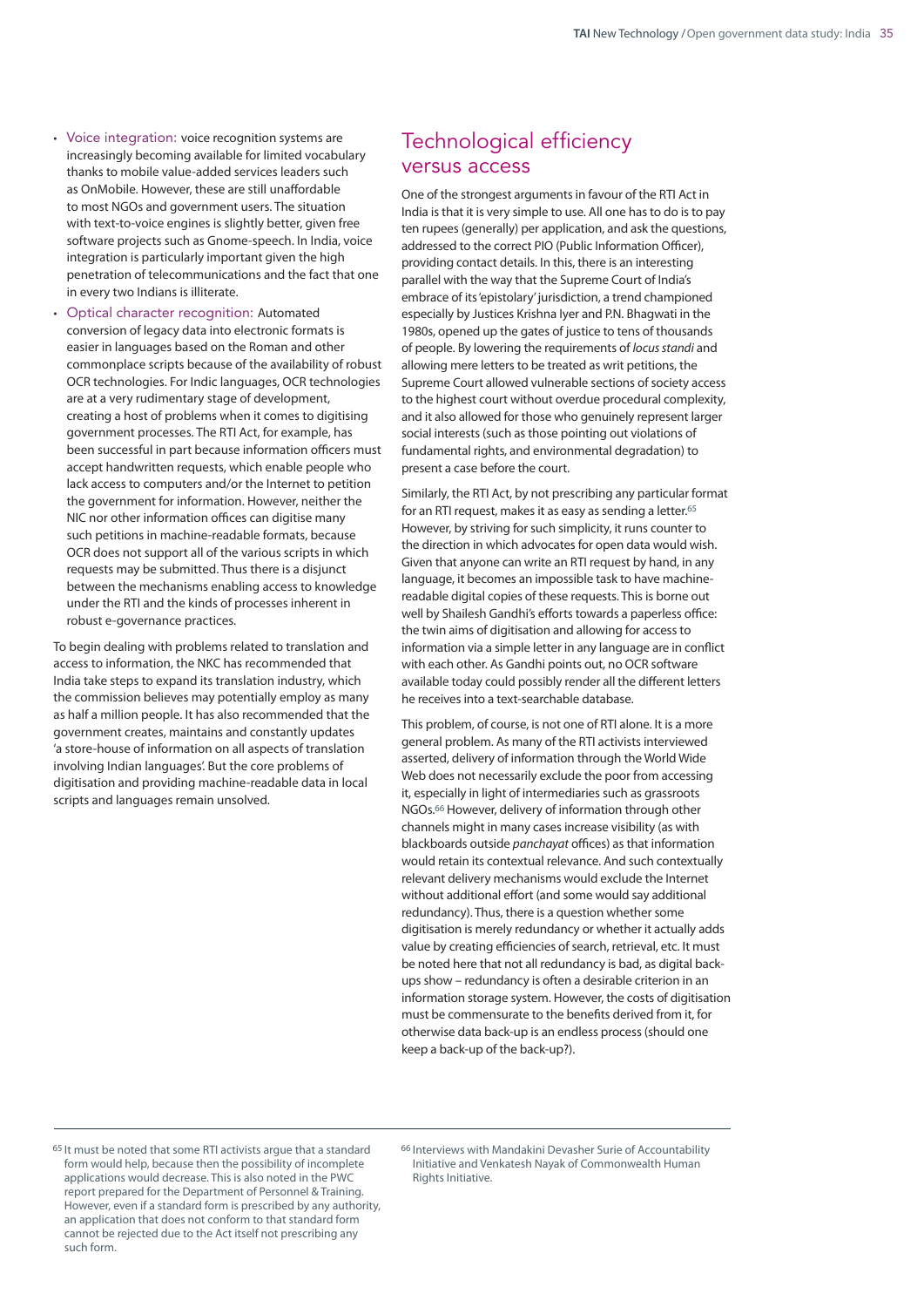- Voice integration: voice recognition systems are increasingly becoming available for limited vocabulary thanks to mobile value-added services leaders such as OnMobile. However, these are still unaffordable to most NGOs and government users. The situation with text-to-voice engines is slightly better, given free software projects such as Gnome-speech. In India, voice integration is particularly important given the high penetration of telecommunications and the fact that one in every two Indians is illiterate.
- Optical character recognition: Automated conversion of legacy data into electronic formats is easier in languages based on the Roman and other commonplace scripts because of the availability of robust OCR technologies. For Indic languages, OCR technologies are at a very rudimentary stage of development, creating a host of problems when it comes to digitising government processes. The RTI Act, for example, has been successful in part because information officers must accept handwritten requests, which enable people who lack access to computers and/or the Internet to petition the government for information. However, neither the NIC nor other information offices can digitise many such petitions in machine-readable formats, because OCR does not support all of the various scripts in which requests may be submitted. Thus there is a disjunct between the mechanisms enabling access to knowledge under the RTI and the kinds of processes inherent in robust e-governance practices.

To begin dealing with problems related to translation and access to information, the NKC has recommended that India take steps to expand its translation industry, which the commission believes may potentially employ as many as half a million people. It has also recommended that the government creates, maintains and constantly updates 'a store-house of information on all aspects of translation involving Indian languages'. But the core problems of digitisation and providing machine-readable data in local scripts and languages remain unsolved.

## Technological efficiency versus access

One of the strongest arguments in favour of the RTI Act in India is that it is very simple to use. All one has to do is to pay ten rupees (generally) per application, and ask the questions, addressed to the correct PIO (Public Information Officer), providing contact details. In this, there is an interesting parallel with the way that the Supreme Court of India's embrace of its 'epistolary' jurisdiction, a trend championed especially by Justices Krishna Iyer and P.N. Bhagwati in the 1980s, opened up the gates of justice to tens of thousands of people. By lowering the requirements of *locus standi* and allowing mere letters to be treated as writ petitions, the Supreme Court allowed vulnerable sections of society access to the highest court without overdue procedural complexity, and it also allowed for those who genuinely represent larger social interests (such as those pointing out violations of fundamental rights, and environmental degradation) to present a case before the court.

Similarly, the RTI Act, by not prescribing any particular format for an RTI request, makes it as easy as sending a letter.[65] However, by striving for such simplicity, it runs counter to the direction in which advocates for open data would wish. Given that anyone can write an RTI request by hand, in any language, it becomes an impossible task to have machine-readable digital copies of these requests. This is borne out well by Shailesh Gandhi's efforts towards a paperless office: the twin aims of digitisation and allowing for access to information via a simple letter in any language are in conflict with each other. As Gandhi points out, no OCR software available today could possibly render all the different letters he receives into a text-searchable database.

This problem, of course, is not one of RTI alone. It is a more general problem. As many of the RTI activists interviewed asserted, delivery of information through the World Wide Web does not necessarily exclude the poor from accessing it, especially in light of intermediaries such as grassroots NGOs.[66] However, delivery of information through other channels might in many cases increase visibility (as with blackboards outside *panchayat* offices) as that information would retain its contextual relevance. And such contextually relevant delivery mechanisms would exclude the Internet without additional effort (and some would say additional redundancy). Thus, there is a question whether some digitisation is merely redundancy or whether it actually adds value by creating efficiencies of search, retrieval, etc. It must be noted here that not all redundancy is bad, as digital back-ups show – redundancy is often a desirable criterion in an information storage system. However, the costs of digitisation must be commensurate to the benefits derived from it, for otherwise data back-up is an endless process (should one keep a back-up of the back-up?).

---

[65] It must be noted that some RTI activists argue that a standard form would help, because then the possibility of incomplete applications would decrease. This is also noted in the PWC report prepared for the Department of Personnel & Training. However, even if a standard form is prescribed by any authority, an application that does not conform to that standard form cannot be rejected due to the Act itself not prescribing any such form.

[66] Interviews with Mandakini Devasher Surie of Accountability Initiative and Venkatesh Nayak of Commonwealth Human Rights Initiative.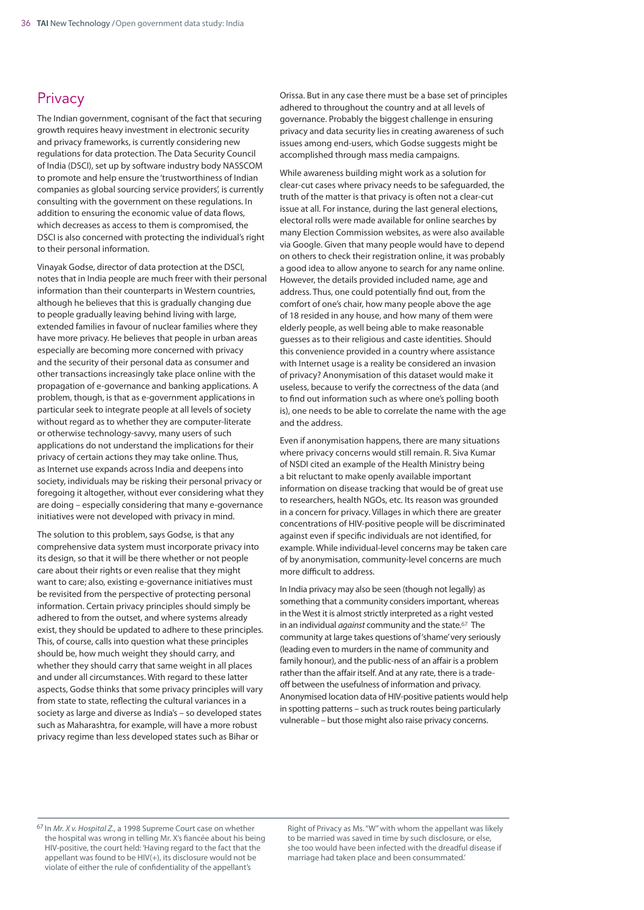## Privacy

The Indian government, cognisant of the fact that securing growth requires heavy investment in electronic security and privacy frameworks, is currently considering new regulations for data protection. The Data Security Council of India (DSCI), set up by software industry body NASSCOM to promote and help ensure the 'trustworthiness of Indian companies as global sourcing service providers', is currently consulting with the government on these regulations. In addition to ensuring the economic value of data flows, which decreases as access to them is compromised, the DSCI is also concerned with protecting the individual's right to their personal information.

Vinayak Godse, director of data protection at the DSCI, notes that in India people are much freer with their personal information than their counterparts in Western countries, although he believes that this is gradually changing due to people gradually leaving behind living with large, extended families in favour of nuclear families where they have more privacy. He believes that people in urban areas especially are becoming more concerned with privacy and the security of their personal data as consumer and other transactions increasingly take place online with the propagation of e-governance and banking applications. A problem, though, is that as e-government applications in particular seek to integrate people at all levels of society without regard as to whether they are computer-literate or otherwise technology-savvy, many users of such applications do not understand the implications for their privacy of certain actions they may take online. Thus, as Internet use expands across India and deepens into society, individuals may be risking their personal privacy or foregoing it altogether, without ever considering what they are doing – especially considering that many e-governance initiatives were not developed with privacy in mind.

The solution to this problem, says Godse, is that any comprehensive data system must incorporate privacy into its design, so that it will be there whether or not people care about their rights or even realise that they might want to care; also, existing e-governance initiatives must be revisited from the perspective of protecting personal information. Certain privacy principles should simply be adhered to from the outset, and where systems already exist, they should be updated to adhere to these principles. This, of course, calls into question what these principles should be, how much weight they should carry, and whether they should carry that same weight in all places and under all circumstances. With regard to these latter aspects, Godse thinks that some privacy principles will vary from state to state, reflecting the cultural variances in a society as large and diverse as India's – so developed states such as Maharashtra, for example, will have a more robust privacy regime than less developed states such as Bihar or Orissa. But in any case there must be a base set of principles adhered to throughout the country and at all levels of governance. Probably the biggest challenge in ensuring privacy and data security lies in creating awareness of such issues among end-users, which Godse suggests might be accomplished through mass media campaigns.

While awareness building might work as a solution for clear-cut cases where privacy needs to be safeguarded, the truth of the matter is that privacy is often not a clear-cut issue at all. For instance, during the last general elections, electoral rolls were made available for online searches by many Election Commission websites, as were also available via Google. Given that many people would have to depend on others to check their registration online, it was probably a good idea to allow anyone to search for any name online. However, the details provided included name, age and address. Thus, one could potentially find out, from the comfort of one's chair, how many people above the age of 18 resided in any house, and how many of them were elderly people, as well being able to make reasonable guesses as to their religious and caste identities. Should this convenience provided in a country where assistance with Internet usage is a reality be considered an invasion of privacy? Anonymisation of this dataset would make it useless, because to verify the correctness of the data (and to find out information such as where one's polling booth is), one needs to be able to correlate the name with the age and the address.

Even if anonymisation happens, there are many situations where privacy concerns would still remain. R. Siva Kumar of NSDI cited an example of the Health Ministry being a bit reluctant to make openly available important information on disease tracking that would be of great use to researchers, health NGOs, etc. Its reason was grounded in a concern for privacy. Villages in which there are greater concentrations of HIV-positive people will be discriminated against even if specific individuals are not identified, for example. While individual-level concerns may be taken care of by anonymisation, community-level concerns are much more difficult to address.

In India privacy may also be seen (though not legally) as something that a community considers important, whereas in the West it is almost strictly interpreted as a right vested in an individual *against* community and the state.[67] The community at large takes questions of 'shame' very seriously (leading even to murders in the name of community and family honour), and the public-ness of an affair is a problem rather than the affair itself. And at any rate, there is a trade-off between the usefulness of information and privacy. Anonymised location data of HIV-positive patients would help in spotting patterns – such as truck routes being particularly vulnerable – but those might also raise privacy concerns.

---

[67] In *Mr. X v. Hospital Z.*, a 1998 Supreme Court case on whether the hospital was wrong in telling Mr. X's fiancée about his being HIV-positive, the court held: 'Having regard to the fact that the appellant was found to be HIV(+), its disclosure would not be violate of either the rule of confidentiality of the appellant's Right of Privacy as Ms. "W" with whom the appellant was likely to be married was saved in time by such disclosure, or else, she too would have been infected with the dreadful disease if marriage had taken place and been consummated.'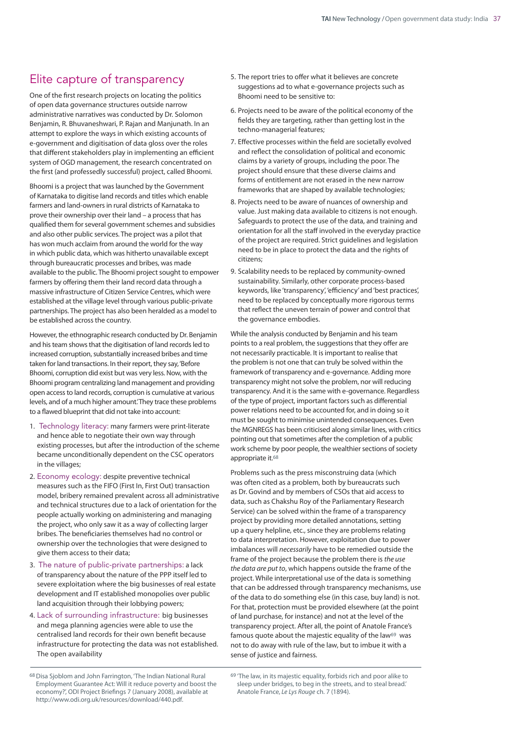## Elite capture of transparency

One of the first research projects on locating the politics of open data governance structures outside narrow administrative narratives was conducted by Dr. Solomon Benjamin, R. Bhuvaneshwari, P. Rajan and Manjunath. In an attempt to explore the ways in which existing accounts of e-government and digitisation of data gloss over the roles that different stakeholders play in implementing an efficient system of OGD management, the research concentrated on the first (and professedly successful) project, called Bhoomi.

Bhoomi is a project that was launched by the Government of Karnataka to digitise land records and titles which enable farmers and land-owners in rural districts of Karnataka to prove their ownership over their land – a process that has qualified them for several government schemes and subsidies and also other public services. The project was a pilot that has won much acclaim from around the world for the way in which public data, which was hitherto unavailable except through bureaucratic processes and bribes, was made available to the public. The Bhoomi project sought to empower farmers by offering them their land record data through a massive infrastructure of Citizen Service Centres, which were established at the village level through various public-private partnerships. The project has also been heralded as a model to be established across the country.

However, the ethnographic research conducted by Dr. Benjamin and his team shows that the digitisation of land records led to increased corruption, substantially increased bribes and time taken for land transactions. In their report, they say, 'Before Bhoomi, corruption did exist but was very less. Now, with the Bhoomi program centralizing land management and providing open access to land records, corruption is cumulative at various levels, and of a much higher amount.' They trace these problems to a flawed blueprint that did not take into account:

1. Technology literacy: many farmers were print-literate and hence able to negotiate their own way through existing processes, but after the introduction of the scheme became unconditionally dependent on the CSC operators in the villages;
2. Economy ecology: despite preventive technical measures such as the FIFO (First In, First Out) transaction model, bribery remained prevalent across all administrative and technical structures due to a lack of orientation for the people actually working on administering and managing the project, who only saw it as a way of collecting larger bribes. The beneficiaries themselves had no control or ownership over the technologies that were designed to give them access to their data;
3. The nature of public-private partnerships: a lack of transparency about the nature of the PPP itself led to severe exploitation where the big businesses of real estate development and IT established monopolies over public land acquisition through their lobbying powers;
4. Lack of surrounding infrastructure: big businesses and mega planning agencies were able to use the centralised land records for their own benefit because infrastructure for protecting the data was not established. The open availability
5. The report tries to offer what it believes are concrete suggestions ad to what e-governance projects such as Bhoomi need to be sensitive to:
6. Projects need to be aware of the political economy of the fields they are targeting, rather than getting lost in the techno-managerial features;
7. Effective processes within the field are societally evolved and reflect the consolidation of political and economic claims by a variety of groups, including the poor. The project should ensure that these diverse claims and forms of entitlement are not erased in the new narrow frameworks that are shaped by available technologies;
8. Projects need to be aware of nuances of ownership and value. Just making data available to citizens is not enough. Safeguards to protect the use of the data, and training and orientation for all the staff involved in the everyday practice of the project are required. Strict guidelines and legislation need to be in place to protect the data and the rights of citizens;
9. Scalability needs to be replaced by community-owned sustainability. Similarly, other corporate process-based keywords, like 'transparency', 'efficiency' and 'best practices', need to be replaced by conceptually more rigorous terms that reflect the uneven terrain of power and control that the governance embodies.

While the analysis conducted by Benjamin and his team points to a real problem, the suggestions that they offer are not necessarily practicable. It is important to realise that the problem is not one that can truly be solved within the framework of transparency and e-governance. Adding more transparency might not solve the problem, nor will reducing transparency. And it is the same with e-governance. Regardless of the type of project, important factors such as differential power relations need to be accounted for, and in doing so it must be sought to minimise unintended consequences. Even the MGNREGS has been criticised along similar lines, with critics pointing out that sometimes after the completion of a public work scheme by poor people, the wealthier sections of society appropriate it.[68]

Problems such as the press misconstruing data (which was often cited as a problem, both by bureaucrats such as Dr. Govind and by members of CSOs that aid access to data, such as Chakshu Roy of the Parliamentary Research Service) can be solved within the frame of a transparency project by providing more detailed annotations, setting up a query helpline, etc., since they are problems relating to data interpretation. However, exploitation due to power imbalances will *necessarily* have to be remedied outside the frame of the project because the problem there is *the use the data are put to*, which happens outside the frame of the project. While interpretational use of the data is something that can be addressed through transparency mechanisms, use of the data to do something else (in this case, buy land) is not. For that, protection must be provided elsewhere (at the point of land purchase, for instance) and not at the level of the transparency project. After all, the point of Anatole France's famous quote about the majestic equality of the law[69] was not to do away with rule of the law, but to imbue it with a sense of justice and fairness.

---

[68] Disa Sjoblom and John Farrington, 'The Indian National Rural Employment Guarantee Act: Will it reduce poverty and boost the economy?', ODI Project Briefings 7 (January 2008), available at http://www.odi.org.uk/resources/download/440.pdf.

[69] 'The law, in its majestic equality, forbids rich and poor alike to sleep under bridges, to beg in the streets, and to steal bread.' Anatole France, *Le Lys Rouge* ch. 7 (1894).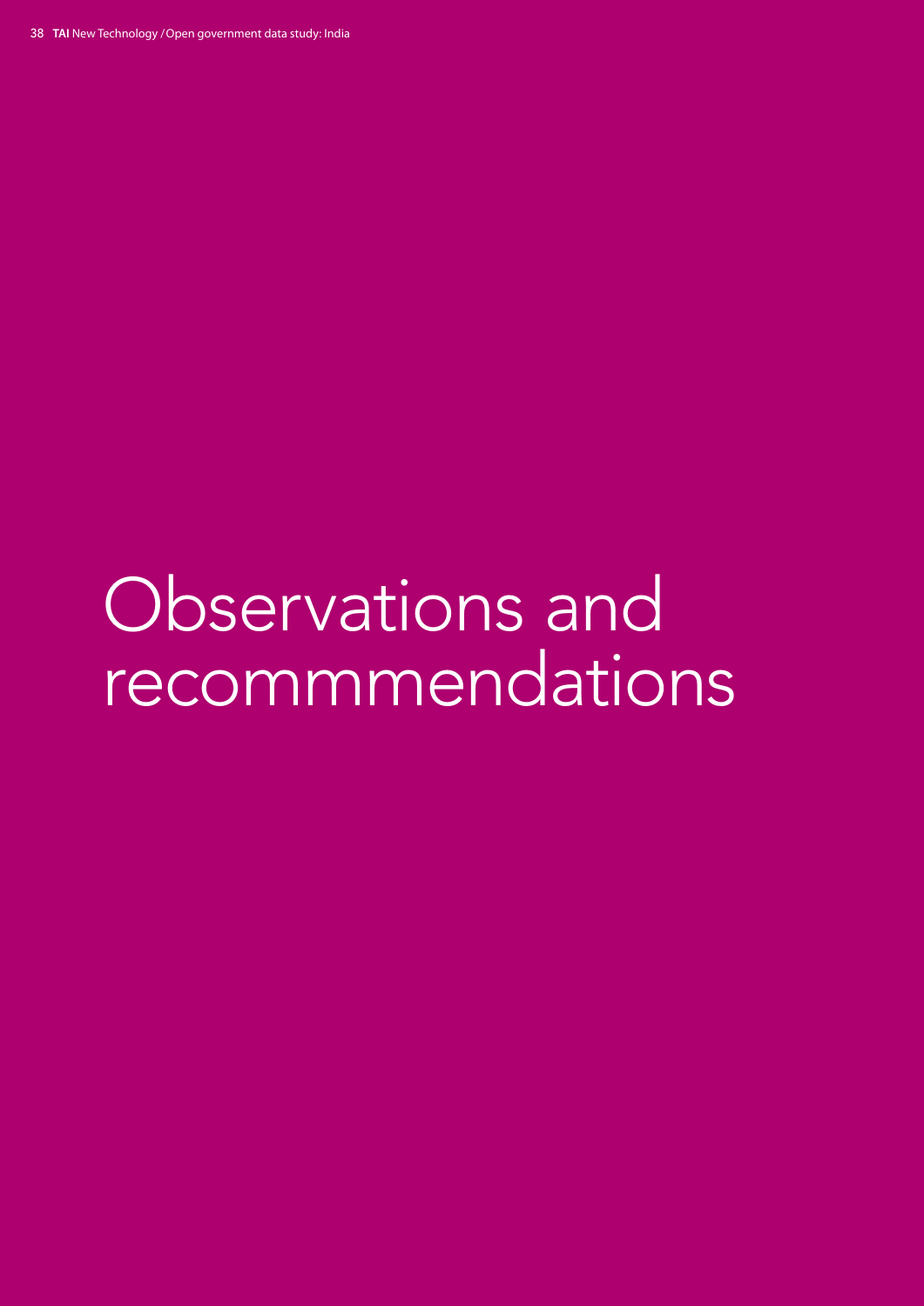# Observations and recommmendations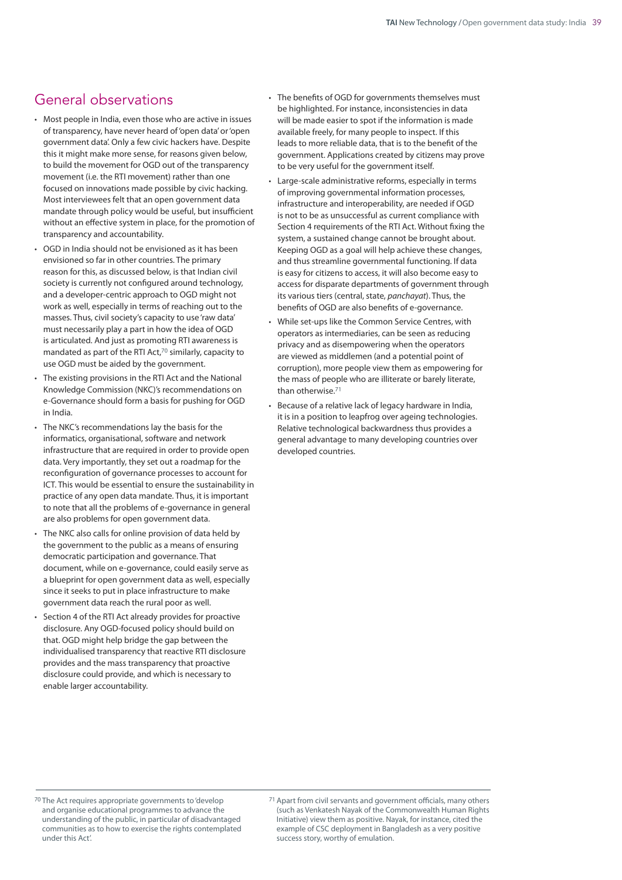## General observations

- Most people in India, even those who are active in issues of transparency, have never heard of 'open data' or 'open government data'. Only a few civic hackers have. Despite this it might make more sense, for reasons given below, to build the movement for OGD out of the transparency movement (i.e. the RTI movement) rather than one focused on innovations made possible by civic hacking. Most interviewees felt that an open government data mandate through policy would be useful, but insufficient without an effective system in place, for the promotion of transparency and accountability.
- OGD in India should not be envisioned as it has been envisioned so far in other countries. The primary reason for this, as discussed below, is that Indian civil society is currently not configured around technology, and a developer-centric approach to OGD might not work as well, especially in terms of reaching out to the masses. Thus, civil society's capacity to use 'raw data' must necessarily play a part in how the idea of OGD is articulated. And just as promoting RTI awareness is mandated as part of the RTI Act,[70] similarly, capacity to use OGD must be aided by the government.
- The existing provisions in the RTI Act and the National Knowledge Commission (NKC)'s recommendations on e-Governance should form a basis for pushing for OGD in India.
- The NKC's recommendations lay the basis for the informatics, organisational, software and network infrastructure that are required in order to provide open data. Very importantly, they set out a roadmap for the reconfiguration of governance processes to account for ICT. This would be essential to ensure the sustainability in practice of any open data mandate. Thus, it is important to note that all the problems of e-governance in general are also problems for open government data.
- The NKC also calls for online provision of data held by the government to the public as a means of ensuring democratic participation and governance. That document, while on e-governance, could easily serve as a blueprint for open government data as well, especially since it seeks to put in place infrastructure to make government data reach the rural poor as well.
- Section 4 of the RTI Act already provides for proactive disclosure. Any OGD-focused policy should build on that. OGD might help bridge the gap between the individualised transparency that reactive RTI disclosure provides and the mass transparency that proactive disclosure could provide, and which is necessary to enable larger accountability.
- The benefits of OGD for governments themselves must be highlighted. For instance, inconsistencies in data will be made easier to spot if the information is made available freely, for many people to inspect. If this leads to more reliable data, that is to the benefit of the government. Applications created by citizens may prove to be very useful for the government itself.
- Large-scale administrative reforms, especially in terms of improving governmental information processes, infrastructure and interoperability, are needed if OGD is not to be as unsuccessful as current compliance with Section 4 requirements of the RTI Act. Without fixing the system, a sustained change cannot be brought about. Keeping OGD as a goal will help achieve these changes, and thus streamline governmental functioning. If data is easy for citizens to access, it will also become easy to access for disparate departments of government through its various tiers (central, state, *panchayat*). Thus, the benefits of OGD are also benefits of e-governance.
- While set-ups like the Common Service Centres, with operators as intermediaries, can be seen as reducing privacy and as disempowering when the operators are viewed as middlemen (and a potential point of corruption), more people view them as empowering for the mass of people who are illiterate or barely literate, than otherwise.[71]
- Because of a relative lack of legacy hardware in India, it is in a position to leapfrog over ageing technologies. Relative technological backwardness thus provides a general advantage to many developing countries over developed countries.

---

[70] The Act requires appropriate governments to 'develop and organise educational programmes to advance the understanding of the public, in particular of disadvantaged communities as to how to exercise the rights contemplated under this Act'.

[71] Apart from civil servants and government officials, many others (such as Venkatesh Nayak of the Commonwealth Human Rights Initiative) view them as positive. Nayak, for instance, cited the example of CSC deployment in Bangladesh as a very positive success story, worthy of emulation.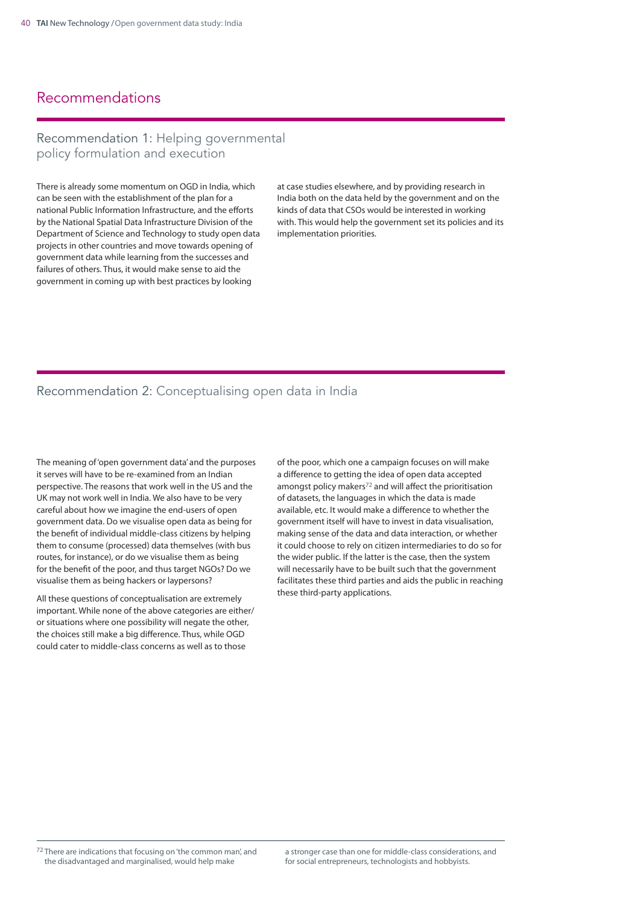## Recommendations

### Recommendation 1: Helping governmental policy formulation and execution

There is already some momentum on OGD in India, which can be seen with the establishment of the plan for a national Public Information Infrastructure, and the efforts by the National Spatial Data Infrastructure Division of the Department of Science and Technology to study open data projects in other countries and move towards opening of government data while learning from the successes and failures of others. Thus, it would make sense to aid the government in coming up with best practices by looking at case studies elsewhere, and by providing research in India both on the data held by the government and on the kinds of data that CSOs would be interested in working with. This would help the government set its policies and its implementation priorities.

### Recommendation 2: Conceptualising open data in India

The meaning of 'open government data' and the purposes it serves will have to be re-examined from an Indian perspective. The reasons that work well in the US and the UK may not work well in India. We also have to be very careful about how we imagine the end-users of open government data. Do we visualise open data as being for the benefit of individual middle-class citizens by helping them to consume (processed) data themselves (with bus routes, for instance), or do we visualise them as being for the benefit of the poor, and thus target NGOs? Do we visualise them as being hackers or laypersons?

All these questions of conceptualisation are extremely important. While none of the above categories are either/or situations where one possibility will negate the other, the choices still make a big difference. Thus, while OGD could cater to middle-class concerns as well as to those of the poor, which one a campaign focuses on will make a difference to getting the idea of open data accepted amongst policy makers[72] and will affect the prioritisation of datasets, the languages in which the data is made available, etc. It would make a difference to whether the government itself will have to invest in data visualisation, making sense of the data and data interaction, or whether it could choose to rely on citizen intermediaries to do so for the wider public. If the latter is the case, then the system will necessarily have to be built such that the government facilitates these third parties and aids the public in reaching these third-party applications.

---

[72] There are indications that focusing on 'the common man', and the disadvantaged and marginalised, would help make a stronger case than one for middle-class considerations, and for social entrepreneurs, technologists and hobbyists.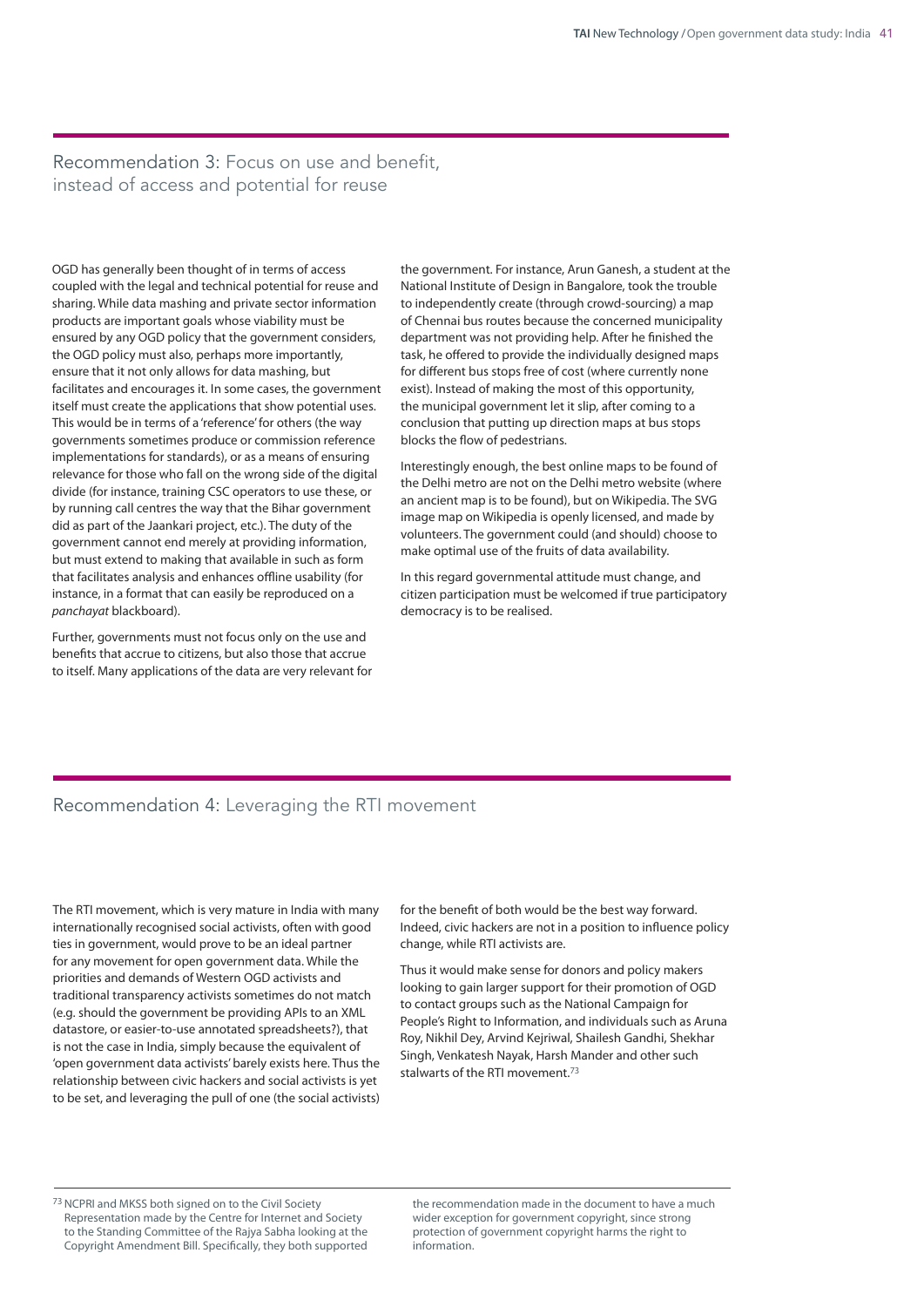## Recommendation 3: Focus on use and benefit, instead of access and potential for reuse

OGD has generally been thought of in terms of access coupled with the legal and technical potential for reuse and sharing. While data mashing and private sector information products are important goals whose viability must be ensured by any OGD policy that the government considers, the OGD policy must also, perhaps more importantly, ensure that it not only allows for data mashing, but facilitates and encourages it. In some cases, the government itself must create the applications that show potential uses. This would be in terms of a 'reference' for others (the way governments sometimes produce or commission reference implementations for standards), or as a means of ensuring relevance for those who fall on the wrong side of the digital divide (for instance, training CSC operators to use these, or by running call centres the way that the Bihar government did as part of the Jaankari project, etc.). The duty of the government cannot end merely at providing information, but must extend to making that available in such as form that facilitates analysis and enhances offline usability (for instance, in a format that can easily be reproduced on a *panchayat* blackboard).

Further, governments must not focus only on the use and benefits that accrue to citizens, but also those that accrue to itself. Many applications of the data are very relevant for the government. For instance, Arun Ganesh, a student at the National Institute of Design in Bangalore, took the trouble to independently create (through crowd-sourcing) a map of Chennai bus routes because the concerned municipality department was not providing help. After he finished the task, he offered to provide the individually designed maps for different bus stops free of cost (where currently none exist). Instead of making the most of this opportunity, the municipal government let it slip, after coming to a conclusion that putting up direction maps at bus stops blocks the flow of pedestrians.

Interestingly enough, the best online maps to be found of the Delhi metro are not on the Delhi metro website (where an ancient map is to be found), but on Wikipedia. The SVG image map on Wikipedia is openly licensed, and made by volunteers. The government could (and should) choose to make optimal use of the fruits of data availability.

In this regard governmental attitude must change, and citizen participation must be welcomed if true participatory democracy is to be realised.

## Recommendation 4: Leveraging the RTI movement

The RTI movement, which is very mature in India with many internationally recognised social activists, often with good ties in government, would prove to be an ideal partner for any movement for open government data. While the priorities and demands of Western OGD activists and traditional transparency activists sometimes do not match (e.g. should the government be providing APIs to an XML datastore, or easier-to-use annotated spreadsheets?), that is not the case in India, simply because the equivalent of 'open government data activists' barely exists here. Thus the relationship between civic hackers and social activists is yet to be set, and leveraging the pull of one (the social activists) for the benefit of both would be the best way forward. Indeed, civic hackers are not in a position to influence policy change, while RTI activists are.

Thus it would make sense for donors and policy makers looking to gain larger support for their promotion of OGD to contact groups such as the National Campaign for People's Right to Information, and individuals such as Aruna Roy, Nikhil Dey, Arvind Kejriwal, Shailesh Gandhi, Shekhar Singh, Venkatesh Nayak, Harsh Mander and other such stalwarts of the RTI movement.[73]

---

[73] NCPRI and MKSS both signed on to the Civil Society Representation made by the Centre for Internet and Society to the Standing Committee of the Rajya Sabha looking at the Copyright Amendment Bill. Specifically, they both supported the recommendation made in the document to have a much wider exception for government copyright, since strong protection of government copyright harms the right to information.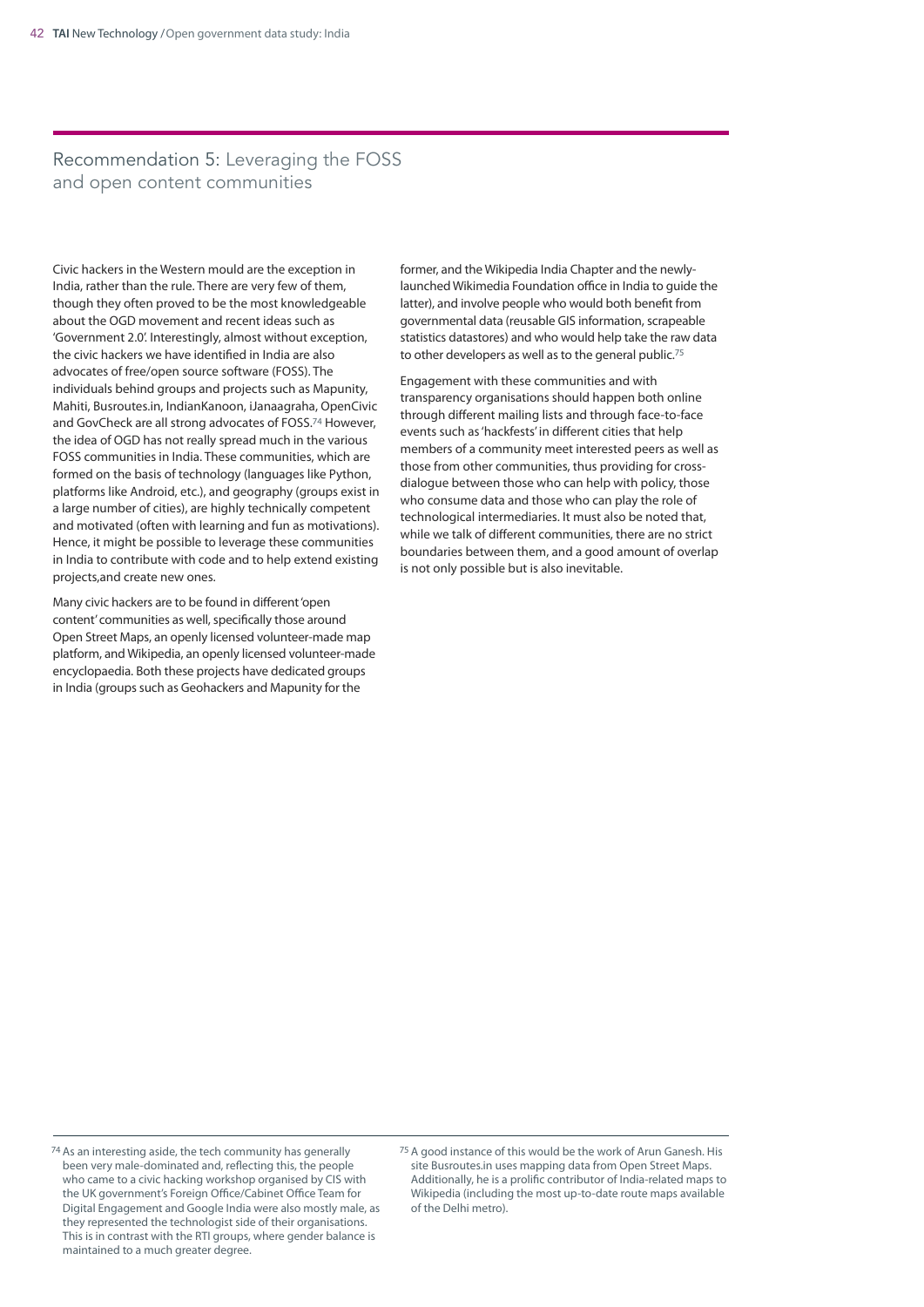## Recommendation 5: Leveraging the FOSS and open content communities

Civic hackers in the Western mould are the exception in India, rather than the rule. There are very few of them, though they often proved to be the most knowledgeable about the OGD movement and recent ideas such as 'Government 2.0'. Interestingly, almost without exception, the civic hackers we have identified in India are also advocates of free/open source software (FOSS). The individuals behind groups and projects such as Mapunity, Mahiti, Busroutes.in, IndianKanoon, iJanaagraha, OpenCivic and GovCheck are all strong advocates of FOSS.[74] However, the idea of OGD has not really spread much in the various FOSS communities in India. These communities, which are formed on the basis of technology (languages like Python, platforms like Android, etc.), and geography (groups exist in a large number of cities), are highly technically competent and motivated (often with learning and fun as motivations). Hence, it might be possible to leverage these communities in India to contribute with code and to help extend existing projects,and create new ones.

Many civic hackers are to be found in different 'open content' communities as well, specifically those around Open Street Maps, an openly licensed volunteer-made map platform, and Wikipedia, an openly licensed volunteer-made encyclopaedia. Both these projects have dedicated groups in India (groups such as Geohackers and Mapunity for the former, and the Wikipedia India Chapter and the newly-launched Wikimedia Foundation office in India to guide the latter), and involve people who would both benefit from governmental data (reusable GIS information, scrapeable statistics datastores) and who would help take the raw data to other developers as well as to the general public.[75]

Engagement with these communities and with transparency organisations should happen both online through different mailing lists and through face-to-face events such as 'hackfests' in different cities that help members of a community meet interested peers as well as those from other communities, thus providing for cross-dialogue between those who can help with policy, those who consume data and those who can play the role of technological intermediaries. It must also be noted that, while we talk of different communities, there are no strict boundaries between them, and a good amount of overlap is not only possible but is also inevitable.

---

[74] As an interesting aside, the tech community has generally been very male-dominated and, reflecting this, the people who came to a civic hacking workshop organised by CIS with the UK government's Foreign Office/Cabinet Office Team for Digital Engagement and Google India were also mostly male, as they represented the technologist side of their organisations. This is in contrast with the RTI groups, where gender balance is maintained to a much greater degree.

[75] A good instance of this would be the work of Arun Ganesh. His site Busroutes.in uses mapping data from Open Street Maps. Additionally, he is a prolific contributor of India-related maps to Wikipedia (including the most up-to-date route maps available of the Delhi metro).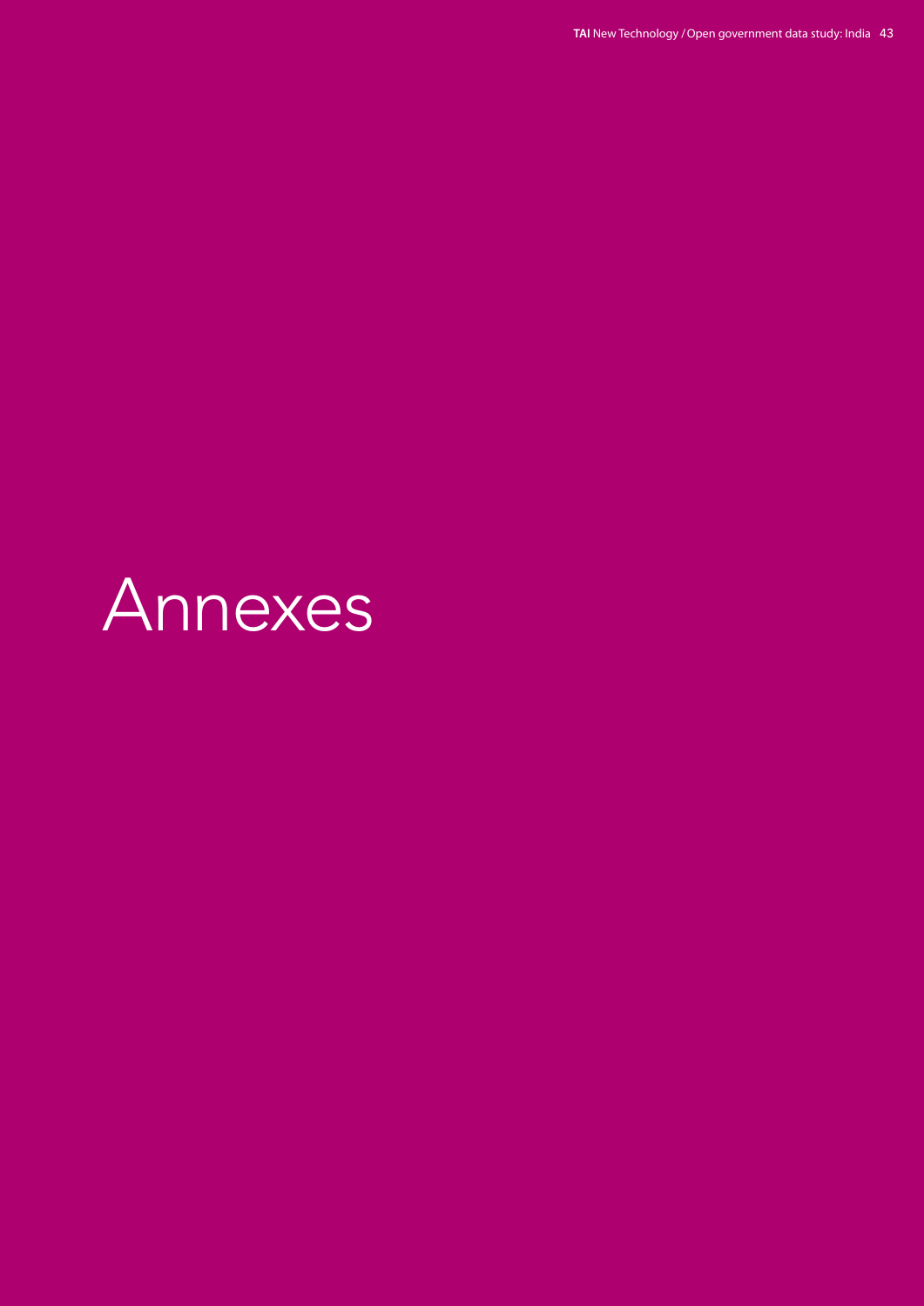# Annexes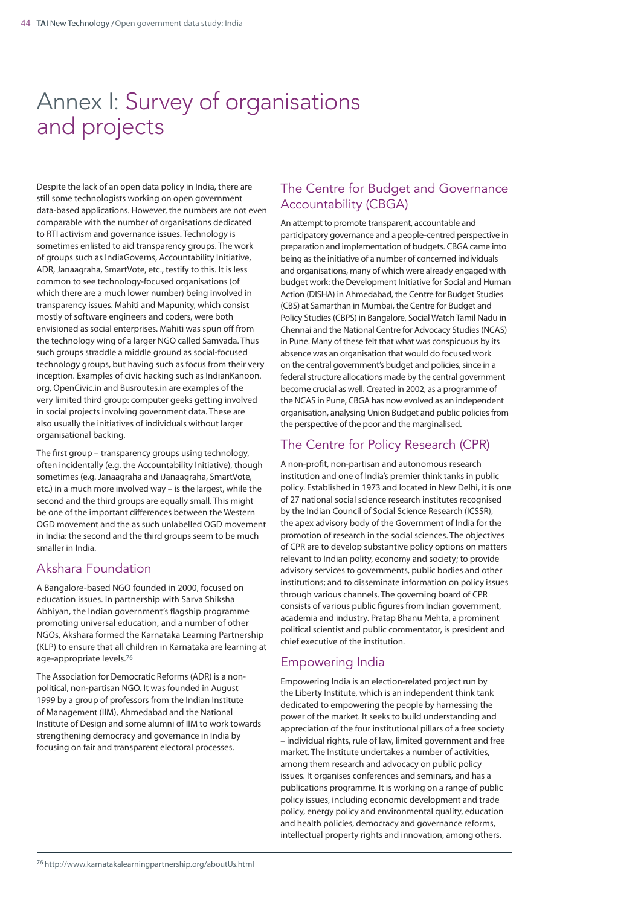# Annex I: Survey of organisations and projects

Despite the lack of an open data policy in India, there are still some technologists working on open government data-based applications. However, the numbers are not even comparable with the number of organisations dedicated to RTI activism and governance issues. Technology is sometimes enlisted to aid transparency groups. The work of groups such as IndiaGoverns, Accountability Initiative, ADR, Janaagraha, SmartVote, etc., testify to this. It is less common to see technology-focused organisations (of which there are a much lower number) being involved in transparency issues. Mahiti and Mapunity, which consist mostly of software engineers and coders, were both envisioned as social enterprises. Mahiti was spun off from the technology wing of a larger NGO called Samvada. Thus such groups straddle a middle ground as social-focused technology groups, but having such as focus from their very inception. Examples of civic hacking such as IndianKanoon.org, OpenCivic.in and Busroutes.in are examples of the very limited third group: computer geeks getting involved in social projects involving government data. These are also usually the initiatives of individuals without larger organisational backing.

The first group – transparency groups using technology, often incidentally (e.g. the Accountability Initiative), though sometimes (e.g. Janaagraha and iJanaagraha, SmartVote, etc.) in a much more involved way – is the largest, while the second and the third groups are equally small. This might be one of the important differences between the Western OGD movement and the as such unlabelled OGD movement in India: the second and the third groups seem to be much smaller in India.

## Akshara Foundation

A Bangalore-based NGO founded in 2000, focused on education issues. In partnership with Sarva Shiksha Abhiyan, the Indian government's flagship programme promoting universal education, and a number of other NGOs, Akshara formed the Karnataka Learning Partnership (KLP) to ensure that all children in Karnataka are learning at age-appropriate levels.[76]

The Association for Democratic Reforms (ADR) is a non-political, non-partisan NGO. It was founded in August 1999 by a group of professors from the Indian Institute of Management (IIM), Ahmedabad and the National Institute of Design and some alumni of IIM to work towards strengthening democracy and governance in India by focusing on fair and transparent electoral processes.

## The Centre for Budget and Governance Accountability (CBGA)

An attempt to promote transparent, accountable and participatory governance and a people-centred perspective in preparation and implementation of budgets. CBGA came into being as the initiative of a number of concerned individuals and organisations, many of which were already engaged with budget work: the Development Initiative for Social and Human Action (DISHA) in Ahmedabad, the Centre for Budget Studies (CBS) at Samarthan in Mumbai, the Centre for Budget and Policy Studies (CBPS) in Bangalore, Social Watch Tamil Nadu in Chennai and the National Centre for Advocacy Studies (NCAS) in Pune. Many of these felt that what was conspicuous by its absence was an organisation that would do focused work on the central government's budget and policies, since in a federal structure allocations made by the central government become crucial as well. Created in 2002, as a programme of the NCAS in Pune, CBGA has now evolved as an independent organisation, analysing Union Budget and public policies from the perspective of the poor and the marginalised.

## The Centre for Policy Research (CPR)

A non-profit, non-partisan and autonomous research institution and one of India's premier think tanks in public policy. Established in 1973 and located in New Delhi, it is one of 27 national social science research institutes recognised by the Indian Council of Social Science Research (ICSSR), the apex advisory body of the Government of India for the promotion of research in the social sciences. The objectives of CPR are to develop substantive policy options on matters relevant to Indian polity, economy and society; to provide advisory services to governments, public bodies and other institutions; and to disseminate information on policy issues through various channels. The governing board of CPR consists of various public figures from Indian government, academia and industry. Pratap Bhanu Mehta, a prominent political scientist and public commentator, is president and chief executive of the institution.

## Empowering India

Empowering India is an election-related project run by the Liberty Institute, which is an independent think tank dedicated to empowering the people by harnessing the power of the market. It seeks to build understanding and appreciation of the four institutional pillars of a free society – individual rights, rule of law, limited government and free market. The Institute undertakes a number of activities, among them research and advocacy on public policy issues. It organises conferences and seminars, and has a publications programme. It is working on a range of public policy issues, including economic development and trade policy, energy policy and environmental quality, education and health policies, democracy and governance reforms, intellectual property rights and innovation, among others.

---

[76] http://www.karnatakalearningpartnership.org/aboutUs.html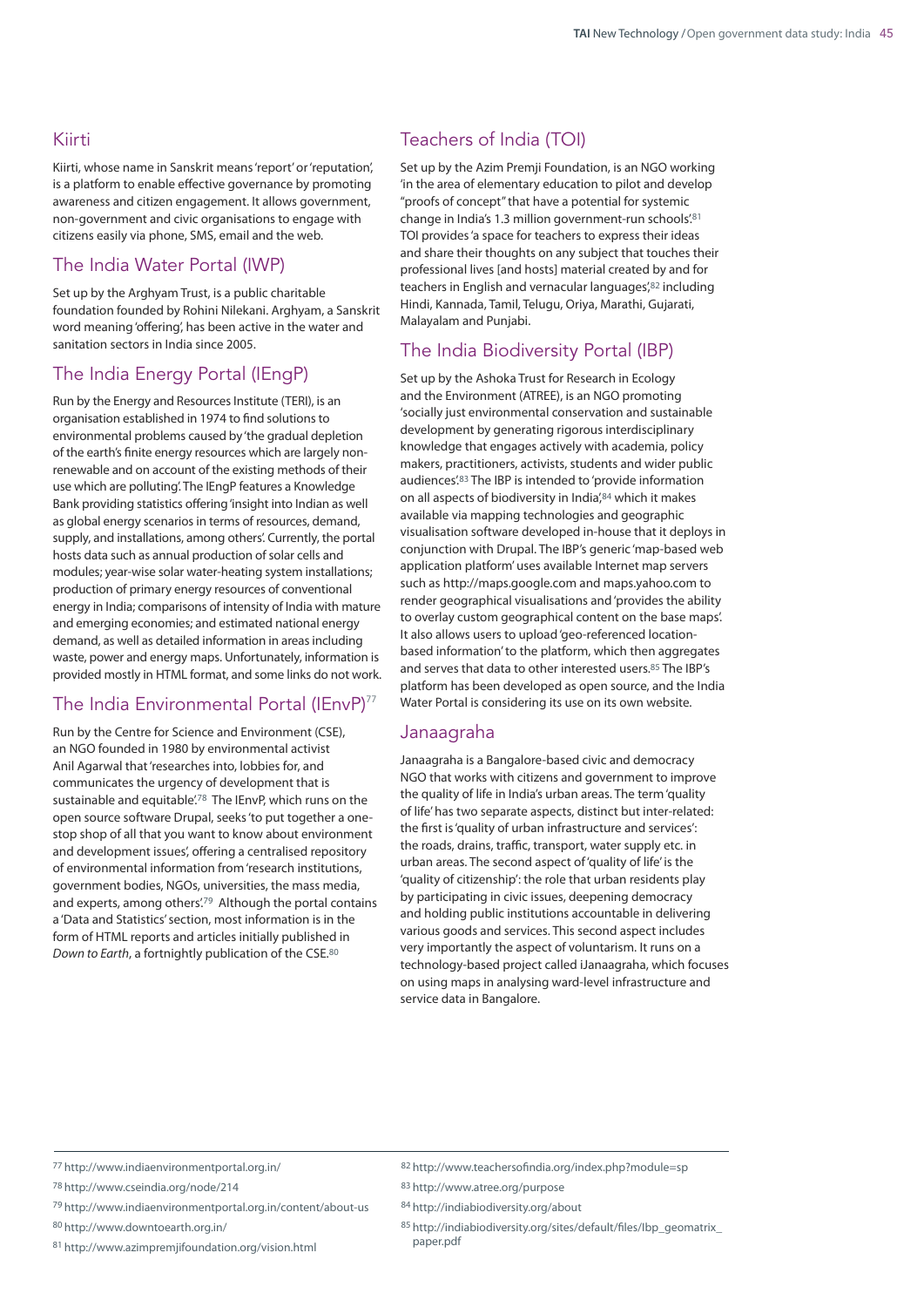## Kiirti

Kiirti, whose name in Sanskrit means 'report' or 'reputation', is a platform to enable effective governance by promoting awareness and citizen engagement. It allows government, non-government and civic organisations to engage with citizens easily via phone, SMS, email and the web.

## The India Water Portal (IWP)

Set up by the Arghyam Trust, is a public charitable foundation founded by Rohini Nilekani. Arghyam, a Sanskrit word meaning 'offering', has been active in the water and sanitation sectors in India since 2005.

## The India Energy Portal (IEngP)

Run by the Energy and Resources Institute (TERI), is an organisation established in 1974 to find solutions to environmental problems caused by 'the gradual depletion of the earth's finite energy resources which are largely non-renewable and on account of the existing methods of their use which are polluting'. The IEngP features a Knowledge Bank providing statistics offering 'insight into Indian as well as global energy scenarios in terms of resources, demand, supply, and installations, among others'. Currently, the portal hosts data such as annual production of solar cells and modules; year-wise solar water-heating system installations; production of primary energy resources of conventional energy in India; comparisons of intensity of India with mature and emerging economies; and estimated national energy demand, as well as detailed information in areas including waste, power and energy maps. Unfortunately, information is provided mostly in HTML format, and some links do not work.

## The India Environmental Portal (IEnvP)[77]

Run by the Centre for Science and Environment (CSE), an NGO founded in 1980 by environmental activist Anil Agarwal that 'researches into, lobbies for, and communicates the urgency of development that is sustainable and equitable'.[78] The IEnvP, which runs on the open source software Drupal, seeks 'to put together a one-stop shop of all that you want to know about environment and development issues', offering a centralised repository of environmental information from 'research institutions, government bodies, NGOs, universities, the mass media, and experts, among others'.[79] Although the portal contains a 'Data and Statistics' section, most information is in the form of HTML reports and articles initially published in *Down to Earth*, a fortnightly publication of the CSE.[80]

## Teachers of India (TOI)

Set up by the Azim Premji Foundation, is an NGO working 'in the area of elementary education to pilot and develop "proofs of concept" that have a potential for systemic change in India's 1.3 million government-run schools'.[81] TOI provides 'a space for teachers to express their ideas and share their thoughts on any subject that touches their professional lives [and hosts] material created by and for teachers in English and vernacular languages',[82] including Hindi, Kannada, Tamil, Telugu, Oriya, Marathi, Gujarati, Malayalam and Punjabi.

## The India Biodiversity Portal (IBP)

Set up by the Ashoka Trust for Research in Ecology and the Environment (ATREE), is an NGO promoting 'socially just environmental conservation and sustainable development by generating rigorous interdisciplinary knowledge that engages actively with academia, policy makers, practitioners, activists, students and wider public audiences'.[83] The IBP is intended to 'provide information on all aspects of biodiversity in India',[84] which it makes available via mapping technologies and geographic visualisation software developed in-house that it deploys in conjunction with Drupal. The IBP's generic 'map-based web application platform' uses available Internet map servers such as http://maps.google.com and maps.yahoo.com to render geographical visualisations and 'provides the ability to overlay custom geographical content on the base maps'. It also allows users to upload 'geo-referenced location-based information' to the platform, which then aggregates and serves that data to other interested users.[85] The IBP's platform has been developed as open source, and the India Water Portal is considering its use on its own website.

## Janaagraha

Janaagraha is a Bangalore-based civic and democracy NGO that works with citizens and government to improve the quality of life in India's urban areas. The term 'quality of life' has two separate aspects, distinct but inter-related: the first is 'quality of urban infrastructure and services': the roads, drains, traffic, transport, water supply etc. in urban areas. The second aspect of 'quality of life' is the 'quality of citizenship': the role that urban residents play by participating in civic issues, deepening democracy and holding public institutions accountable in delivering various goods and services. This second aspect includes very importantly the aspect of voluntarism. It runs on a technology-based project called iJanaagraha, which focuses on using maps in analysing ward-level infrastructure and service data in Bangalore.

---

[77] http://www.indiaenvironmentportal.org.in/

[78] http://www.cseindia.org/node/214

[79] http://www.indiaenvironmentportal.org.in/content/about-us

[80] http://www.downtoearth.org.in/

[81] http://www.azimpremjifoundation.org/vision.html

[82] http://www.teachersofindia.org/index.php?module=sp

[83] http://www.atree.org/purpose

[84] http://indiabiodiversity.org/about

[85] http://indiabiodiversity.org/sites/default/files/Ibp_geomatrix_paper.pdf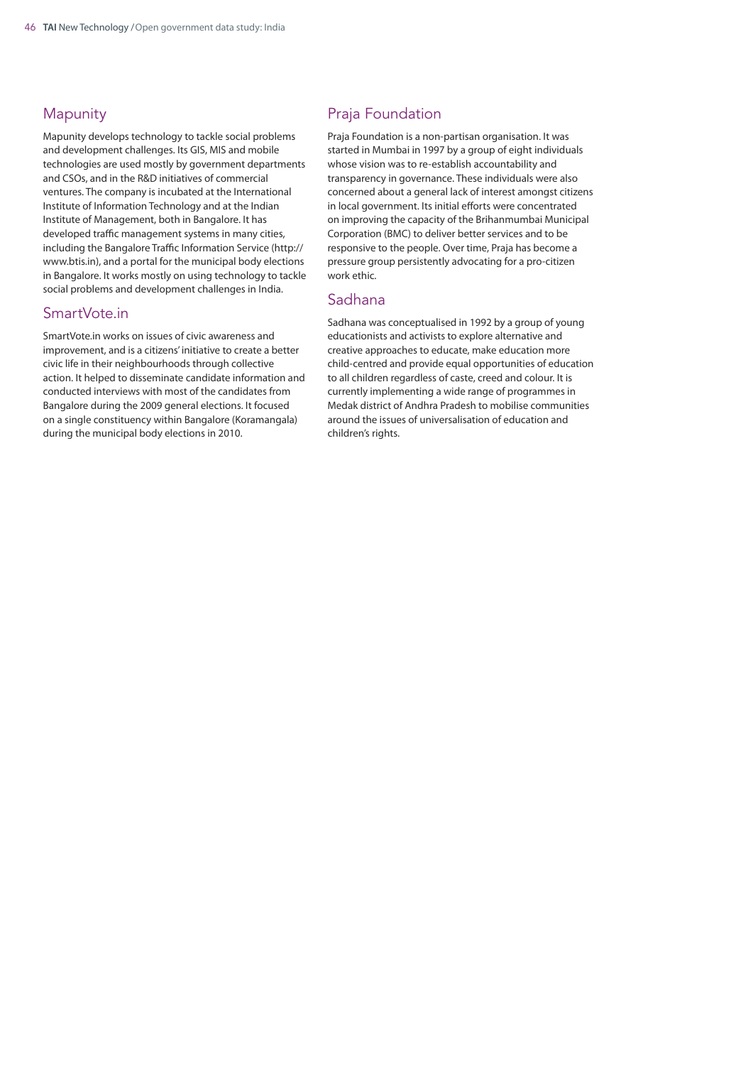## Mapunity

Mapunity develops technology to tackle social problems and development challenges. Its GIS, MIS and mobile technologies are used mostly by government departments and CSOs, and in the R&D initiatives of commercial ventures. The company is incubated at the International Institute of Information Technology and at the Indian Institute of Management, both in Bangalore. It has developed traffic management systems in many cities, including the Bangalore Traffic Information Service (http://www.btis.in), and a portal for the municipal body elections in Bangalore. It works mostly on using technology to tackle social problems and development challenges in India.

## SmartVote.in

SmartVote.in works on issues of civic awareness and improvement, and is a citizens' initiative to create a better civic life in their neighbourhoods through collective action. It helped to disseminate candidate information and conducted interviews with most of the candidates from Bangalore during the 2009 general elections. It focused on a single constituency within Bangalore (Koramangala) during the municipal body elections in 2010.

## Praja Foundation

Praja Foundation is a non-partisan organisation. It was started in Mumbai in 1997 by a group of eight individuals whose vision was to re-establish accountability and transparency in governance. These individuals were also concerned about a general lack of interest amongst citizens in local government. Its initial efforts were concentrated on improving the capacity of the Brihanmumbai Municipal Corporation (BMC) to deliver better services and to be responsive to the people. Over time, Praja has become a pressure group persistently advocating for a pro-citizen work ethic.

## Sadhana

Sadhana was conceptualised in 1992 by a group of young educationists and activists to explore alternative and creative approaches to educate, make education more child-centred and provide equal opportunities of education to all children regardless of caste, creed and colour. It is currently implementing a wide range of programmes in Medak district of Andhra Pradesh to mobilise communities around the issues of universalisation of education and children's rights.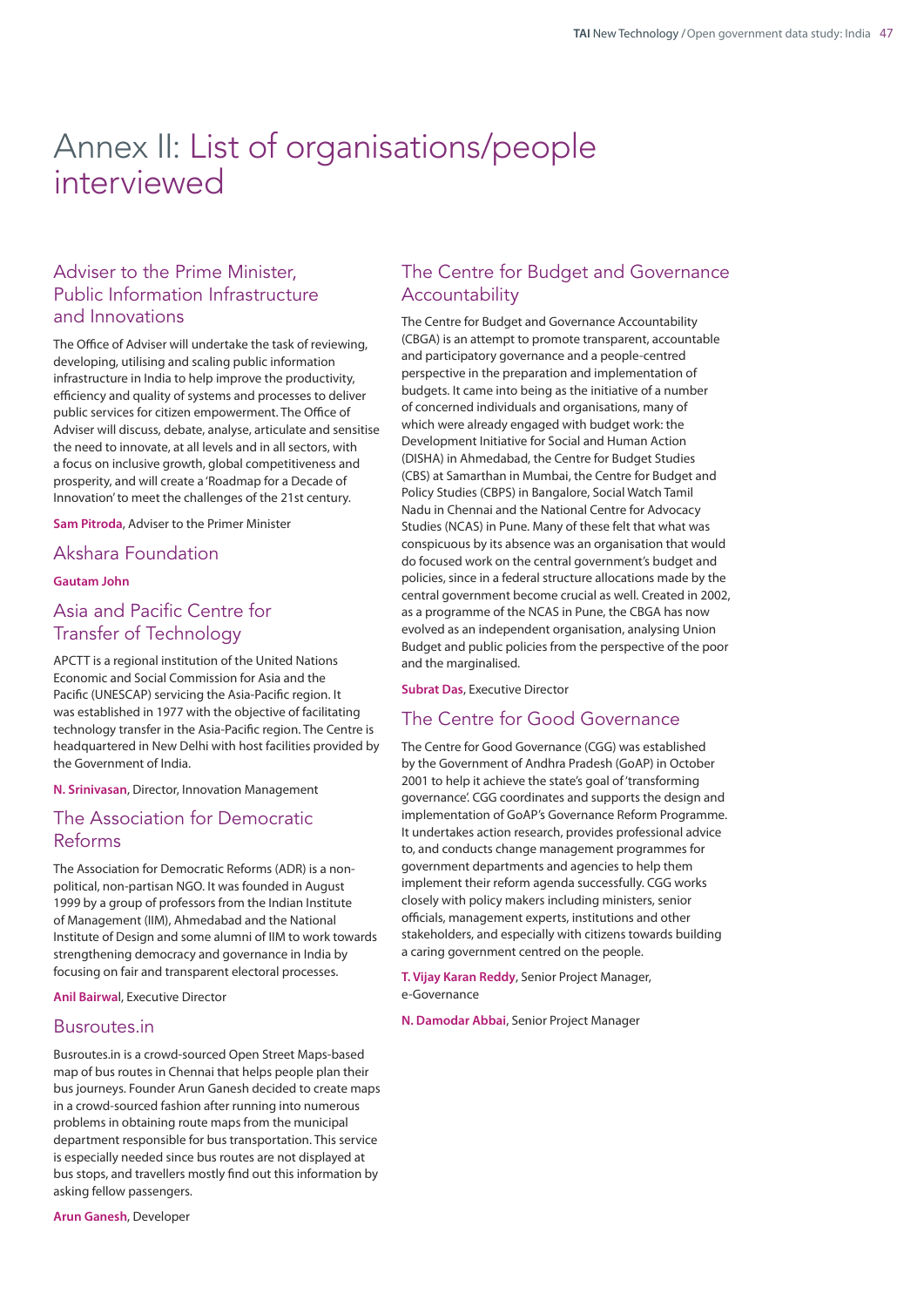# Annex II: List of organisations/people interviewed

## Adviser to the Prime Minister, Public Information Infrastructure and Innovations

The Office of Adviser will undertake the task of reviewing, developing, utilising and scaling public information infrastructure in India to help improve the productivity, efficiency and quality of systems and processes to deliver public services for citizen empowerment. The Office of Adviser will discuss, debate, analyse, articulate and sensitise the need to innovate, at all levels and in all sectors, with a focus on inclusive growth, global competitiveness and prosperity, and will create a 'Roadmap for a Decade of Innovation' to meet the challenges of the 21st century.

**Sam Pitroda**, Adviser to the Primer Minister

## Akshara Foundation

**Gautam John**

## Asia and Pacific Centre for Transfer of Technology

APCTT is a regional institution of the United Nations Economic and Social Commission for Asia and the Pacific (UNESCAP) servicing the Asia-Pacific region. It was established in 1977 with the objective of facilitating technology transfer in the Asia-Pacific region. The Centre is headquartered in New Delhi with host facilities provided by the Government of India.

**N. Srinivasan**, Director, Innovation Management

## The Association for Democratic Reforms

The Association for Democratic Reforms (ADR) is a non-political, non-partisan NGO. It was founded in August 1999 by a group of professors from the Indian Institute of Management (IIM), Ahmedabad and the National Institute of Design and some alumni of IIM to work towards strengthening democracy and governance in India by focusing on fair and transparent electoral processes.

**Anil Bairwal**, Executive Director

## Busroutes.in

Busroutes.in is a crowd-sourced Open Street Maps-based map of bus routes in Chennai that helps people plan their bus journeys. Founder Arun Ganesh decided to create maps in a crowd-sourced fashion after running into numerous problems in obtaining route maps from the municipal department responsible for bus transportation. This service is especially needed since bus routes are not displayed at bus stops, and travellers mostly find out this information by asking fellow passengers.

**Arun Ganesh**, Developer

## The Centre for Budget and Governance Accountability

The Centre for Budget and Governance Accountability (CBGA) is an attempt to promote transparent, accountable and participatory governance and a people-centred perspective in the preparation and implementation of budgets. It came into being as the initiative of a number of concerned individuals and organisations, many of which were already engaged with budget work: the Development Initiative for Social and Human Action (DISHA) in Ahmedabad, the Centre for Budget Studies (CBS) at Samarthan in Mumbai, the Centre for Budget and Policy Studies (CBPS) in Bangalore, Social Watch Tamil Nadu in Chennai and the National Centre for Advocacy Studies (NCAS) in Pune. Many of these felt that what was conspicuous by its absence was an organisation that would do focused work on the central government's budget and policies, since in a federal structure allocations made by the central government become crucial as well. Created in 2002, as a programme of the NCAS in Pune, the CBGA has now evolved as an independent organisation, analysing Union Budget and public policies from the perspective of the poor and the marginalised.

**Subrat Das**, Executive Director

## The Centre for Good Governance

The Centre for Good Governance (CGG) was established by the Government of Andhra Pradesh (GoAP) in October 2001 to help it achieve the state's goal of 'transforming governance'. CGG coordinates and supports the design and implementation of GoAP's Governance Reform Programme. It undertakes action research, provides professional advice to, and conducts change management programmes for government departments and agencies to help them implement their reform agenda successfully. CGG works closely with policy makers including ministers, senior officials, management experts, institutions and other stakeholders, and especially with citizens towards building a caring government centred on the people.

**T. Vijay Karan Reddy**, Senior Project Manager, e-Governance

**N. Damodar Abbai**, Senior Project Manager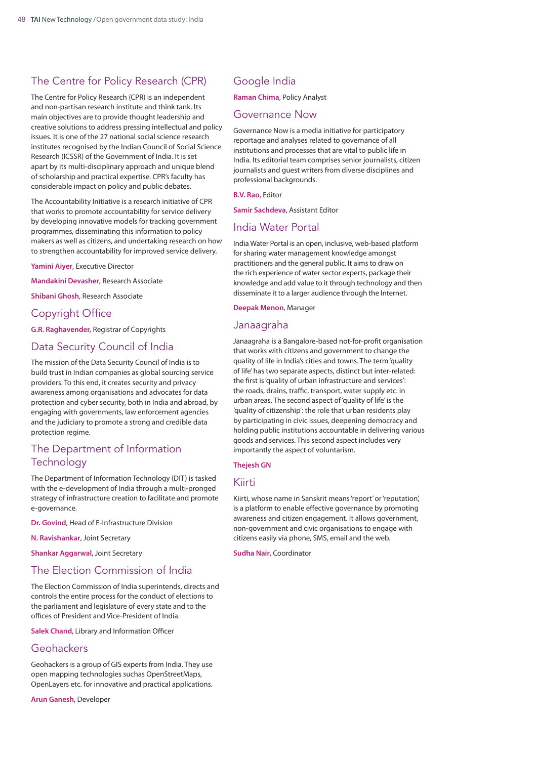## The Centre for Policy Research (CPR)

The Centre for Policy Research (CPR) is an independent and non-partisan research institute and think tank. Its main objectives are to provide thought leadership and creative solutions to address pressing intellectual and policy issues. It is one of the 27 national social science research institutes recognised by the Indian Council of Social Science Research (ICSSR) of the Government of India. It is set apart by its multi-disciplinary approach and unique blend of scholarship and practical expertise. CPR's faculty has considerable impact on policy and public debates.

The Accountability Initiative is a research initiative of CPR that works to promote accountability for service delivery by developing innovative models for tracking government programmes, disseminating this information to policy makers as well as citizens, and undertaking research on how to strengthen accountability for improved service delivery.

**Yamini Aiyer**, Executive Director

**Mandakini Devasher**, Research Associate

**Shibani Ghosh**, Research Associate

## Copyright Office

**G.R. Raghavender,** Registrar of Copyrights

## Data Security Council of India

The mission of the Data Security Council of India is to build trust in Indian companies as global sourcing service providers. To this end, it creates security and privacy awareness among organisations and advocates for data protection and cyber security, both in India and abroad, by engaging with governments, law enforcement agencies and the judiciary to promote a strong and credible data protection regime.

## The Department of Information Technology

The Department of Information Technology (DIT) is tasked with the e-development of India through a multi-pronged strategy of infrastructure creation to facilitate and promote e-governance.

**Dr. Govind**, Head of E-Infrastructure Division

**N. Ravishankar**, Joint Secretary

**Shankar Aggarwal**, Joint Secretary

## The Election Commission of India

The Election Commission of India superintends, directs and controls the entire process for the conduct of elections to the parliament and legislature of every state and to the offices of President and Vice-President of India.

**Salek Chand**, Library and Information Officer

## Geohackers

Geohackers is a group of GIS experts from India. They use open mapping technologies suchas OpenStreetMaps, OpenLayers etc. for innovative and practical applications.

**Arun Ganesh**, Developer

## Google India

**Raman Chima**, Policy Analyst

## Governance Now

Governance Now is a media initiative for participatory reportage and analyses related to governance of all institutions and processes that are vital to public life in India. Its editorial team comprises senior journalists, citizen journalists and guest writers from diverse disciplines and professional backgrounds.

**B.V. Rao**, Editor

**Samir Sachdeva**, Assistant Editor

## India Water Portal

India Water Portal is an open, inclusive, web-based platform for sharing water management knowledge amongst practitioners and the general public. It aims to draw on the rich experience of water sector experts, package their knowledge and add value to it through technology and then disseminate it to a larger audience through the Internet.

**Deepak Menon**, Manager

## Janaagraha

Janaagraha is a Bangalore-based not-for-profit organisation that works with citizens and government to change the quality of life in India's cities and towns. The term 'quality of life' has two separate aspects, distinct but inter-related: the first is 'quality of urban infrastructure and services': the roads, drains, traffic, transport, water supply etc. in urban areas. The second aspect of 'quality of life' is the 'quality of citizenship': the role that urban residents play by participating in civic issues, deepening democracy and holding public institutions accountable in delivering various goods and services. This second aspect includes very importantly the aspect of voluntarism.

**Thejesh GN**

## Kiirti

Kiirti, whose name in Sanskrit means 'report' or 'reputation', is a platform to enable effective governance by promoting awareness and citizen engagement. It allows government, non-government and civic organisations to engage with citizens easily via phone, SMS, email and the web.

**Sudha Nair**, Coordinator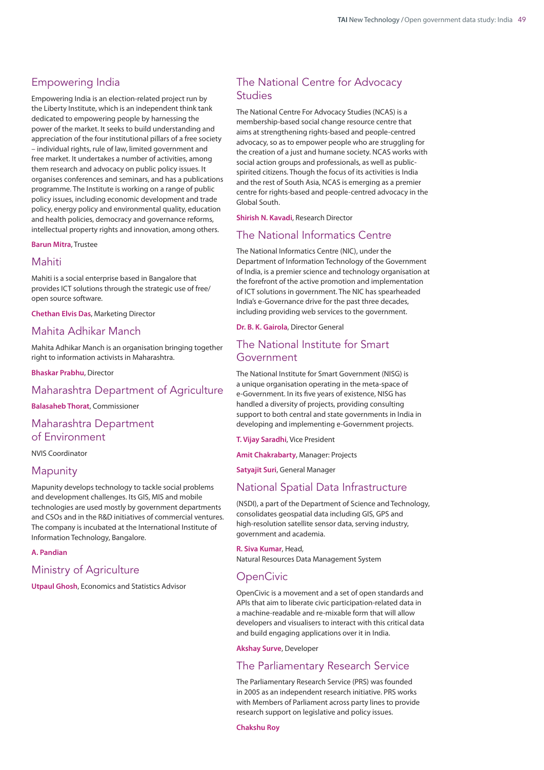## Empowering India

Empowering India is an election-related project run by the Liberty Institute, which is an independent think tank dedicated to empowering people by harnessing the power of the market. It seeks to build understanding and appreciation of the four institutional pillars of a free society – individual rights, rule of law, limited government and free market. It undertakes a number of activities, among them research and advocacy on public policy issues. It organises conferences and seminars, and has a publications programme. The Institute is working on a range of public policy issues, including economic development and trade policy, energy policy and environmental quality, education and health policies, democracy and governance reforms, intellectual property rights and innovation, among others.

**Barun Mitra**, Trustee

## Mahiti

Mahiti is a social enterprise based in Bangalore that provides ICT solutions through the strategic use of free/ open source software.

**Chethan Elvis Das**, Marketing Director

## Mahita Adhikar Manch

Mahita Adhikar Manch is an organisation bringing together right to information activists in Maharashtra.

**Bhaskar Prabhu**, Director

## Maharashtra Department of Agriculture

**Balasaheb Thorat**, Commissioner

## Maharashtra Department of Environment

NVIS Coordinator

## Mapunity

Mapunity develops technology to tackle social problems and development challenges. Its GIS, MIS and mobile technologies are used mostly by government departments and CSOs and in the R&D initiatives of commercial ventures. The company is incubated at the International Institute of Information Technology, Bangalore.

**A. Pandian**

## Ministry of Agriculture

**Utpaul Ghosh**, Economics and Statistics Advisor

## The National Centre for Advocacy Studies

The National Centre For Advocacy Studies (NCAS) is a membership-based social change resource centre that aims at strengthening rights-based and people-centred advocacy, so as to empower people who are struggling for the creation of a just and humane society. NCAS works with social action groups and professionals, as well as public-spirited citizens. Though the focus of its activities is India and the rest of South Asia, NCAS is emerging as a premier centre for rights-based and people-centred advocacy in the Global South.

**Shirish N. Kavadi**, Research Director

## The National Informatics Centre

The National Informatics Centre (NIC), under the Department of Information Technology of the Government of India, is a premier science and technology organisation at the forefront of the active promotion and implementation of ICT solutions in government. The NIC has spearheaded India's e-Governance drive for the past three decades, including providing web services to the government.

**Dr. B. K. Gairola**, Director General

## The National Institute for Smart Government

The National Institute for Smart Government (NISG) is a unique organisation operating in the meta-space of e-Government. In its five years of existence, NISG has handled a diversity of projects, providing consulting support to both central and state governments in India in developing and implementing e-Government projects.

**T. Vijay Saradhi**, Vice President

**Amit Chakrabarty**, Manager: Projects

**Satyajit Suri**, General Manager

## National Spatial Data Infrastructure

(NSDI), a part of the Department of Science and Technology, consolidates geospatial data including GIS, GPS and high-resolution satellite sensor data, serving industry, government and academia.

**R. Siva Kumar**, Head,
Natural Resources Data Management System

## OpenCivic

OpenCivic is a movement and a set of open standards and APIs that aim to liberate civic participation-related data in a machine-readable and re-mixable form that will allow developers and visualisers to interact with this critical data and build engaging applications over it in India.

**Akshay Surve**, Developer

## The Parliamentary Research Service

The Parliamentary Research Service (PRS) was founded in 2005 as an independent research initiative. PRS works with Members of Parliament across party lines to provide research support on legislative and policy issues.

**Chakshu Roy**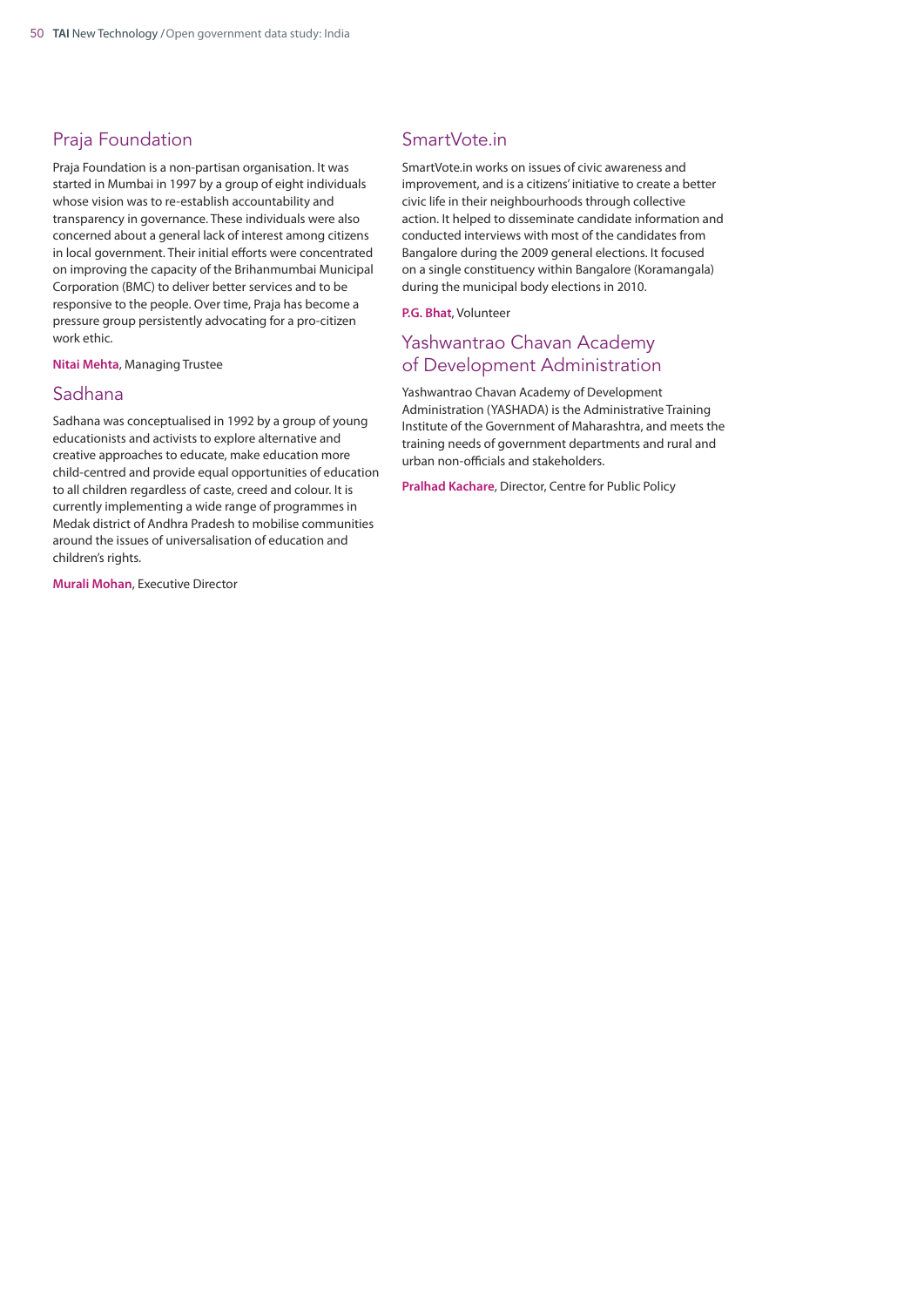## Praja Foundation

Praja Foundation is a non-partisan organisation. It was started in Mumbai in 1997 by a group of eight individuals whose vision was to re-establish accountability and transparency in governance. These individuals were also concerned about a general lack of interest among citizens in local government. Their initial efforts were concentrated on improving the capacity of the Brihanmumbai Municipal Corporation (BMC) to deliver better services and to be responsive to the people. Over time, Praja has become a pressure group persistently advocating for a pro-citizen work ethic.

**Nitai Mehta**, Managing Trustee

## Sadhana

Sadhana was conceptualised in 1992 by a group of young educationists and activists to explore alternative and creative approaches to educate, make education more child-centred and provide equal opportunities of education to all children regardless of caste, creed and colour. It is currently implementing a wide range of programmes in Medak district of Andhra Pradesh to mobilise communities around the issues of universalisation of education and children's rights.

**Murali Mohan**, Executive Director

## SmartVote.in

SmartVote.in works on issues of civic awareness and improvement, and is a citizens' initiative to create a better civic life in their neighbourhoods through collective action. It helped to disseminate candidate information and conducted interviews with most of the candidates from Bangalore during the 2009 general elections. It focused on a single constituency within Bangalore (Koramangala) during the municipal body elections in 2010.

**P.G. Bhat**, Volunteer

## Yashwantrao Chavan Academy of Development Administration

Yashwantrao Chavan Academy of Development Administration (YASHADA) is the Administrative Training Institute of the Government of Maharashtra, and meets the training needs of government departments and rural and urban non-officials and stakeholders.

**Pralhad Kachare**, Director, Centre for Public Policy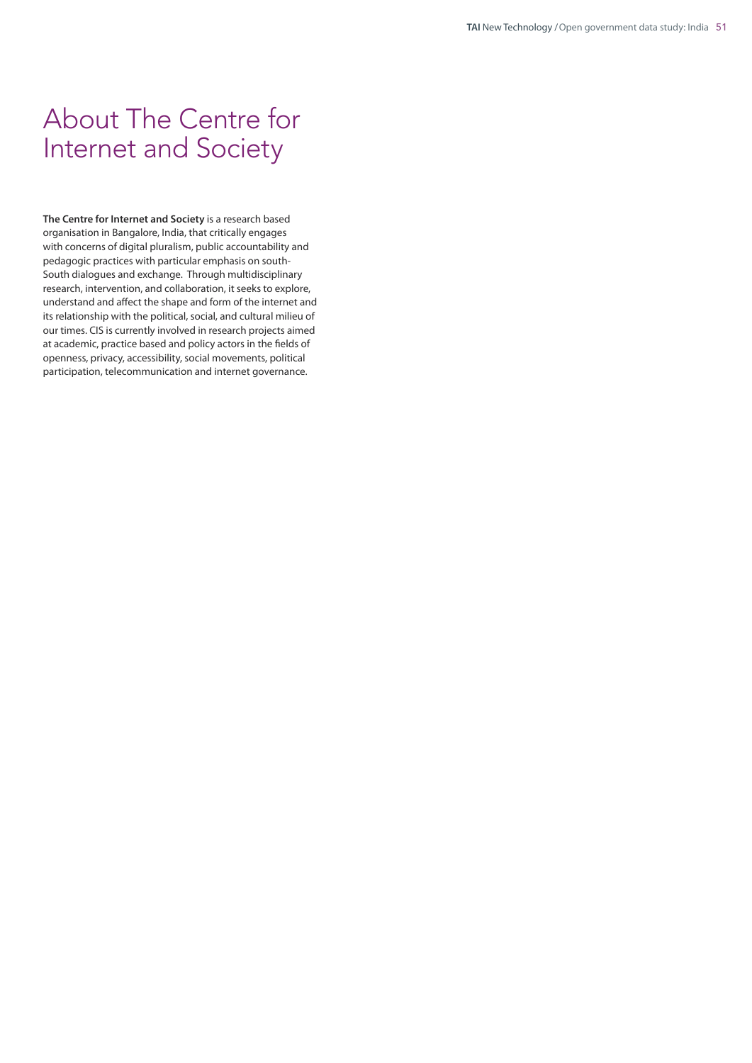# About The Centre for Internet and Society

**The Centre for Internet and Society** is a research based organisation in Bangalore, India, that critically engages with concerns of digital pluralism, public accountability and pedagogic practices with particular emphasis on south-South dialogues and exchange. Through multidisciplinary research, intervention, and collaboration, it seeks to explore, understand and affect the shape and form of the internet and its relationship with the political, social, and cultural milieu of our times. CIS is currently involved in research projects aimed at academic, practice based and policy actors in the fields of openness, privacy, accessibility, social movements, political participation, telecommunication and internet governance.